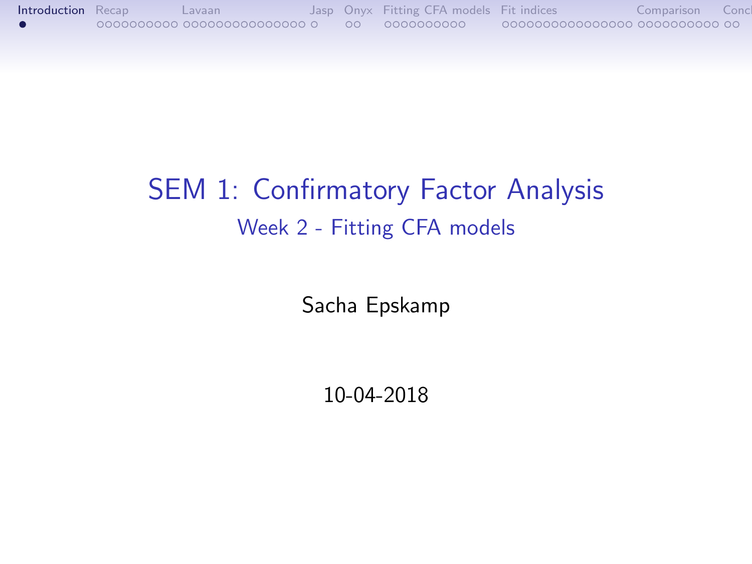# SEM 1: Confirmatory Factor Analysis

## Week 2 - Fitting CFA models

Sacha Epskamp

10-04-2018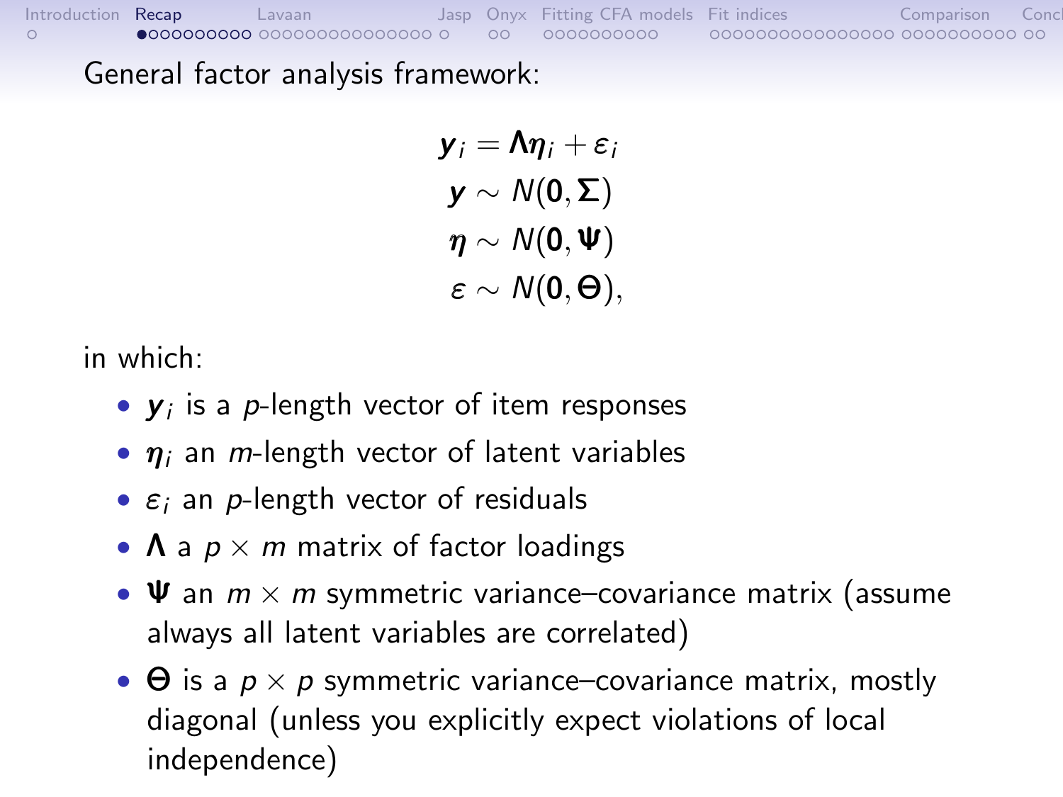General factor analysis framework:

$$
\begin{aligned}
\boldsymbol{y}_i &= \boldsymbol{\Lambda}\boldsymbol{\eta}_i + \boldsymbol{\varepsilon}_i \\
\boldsymbol{y} &\sim N(\mathbf{0}, \boldsymbol{\Sigma}) \\
\boldsymbol{\eta} &\sim N(\mathbf{0}, \boldsymbol{\Psi}) \\
\boldsymbol{\varepsilon} &\sim N(\mathbf{0}, \boldsymbol{\Theta}),
\end{aligned}
$$

in which:

- $\boldsymbol{y}_i$ is a $p$-length vector of item responses
- $\boldsymbol{\eta}_i$ an $m$-length vector of latent variables
- $\boldsymbol{\varepsilon}_i$ an $p$-length vector of residuals
- $\boldsymbol{\Lambda}$ a $p \times m$ matrix of factor loadings
- $\boldsymbol{\Psi}$ an $m \times m$ symmetric variance–covariance matrix (assume always all latent variables are correlated)
- $\boldsymbol{\Theta}$ is a $p \times p$ symmetric variance–covariance matrix, mostly diagonal (unless you explicitly expect violations of local independence)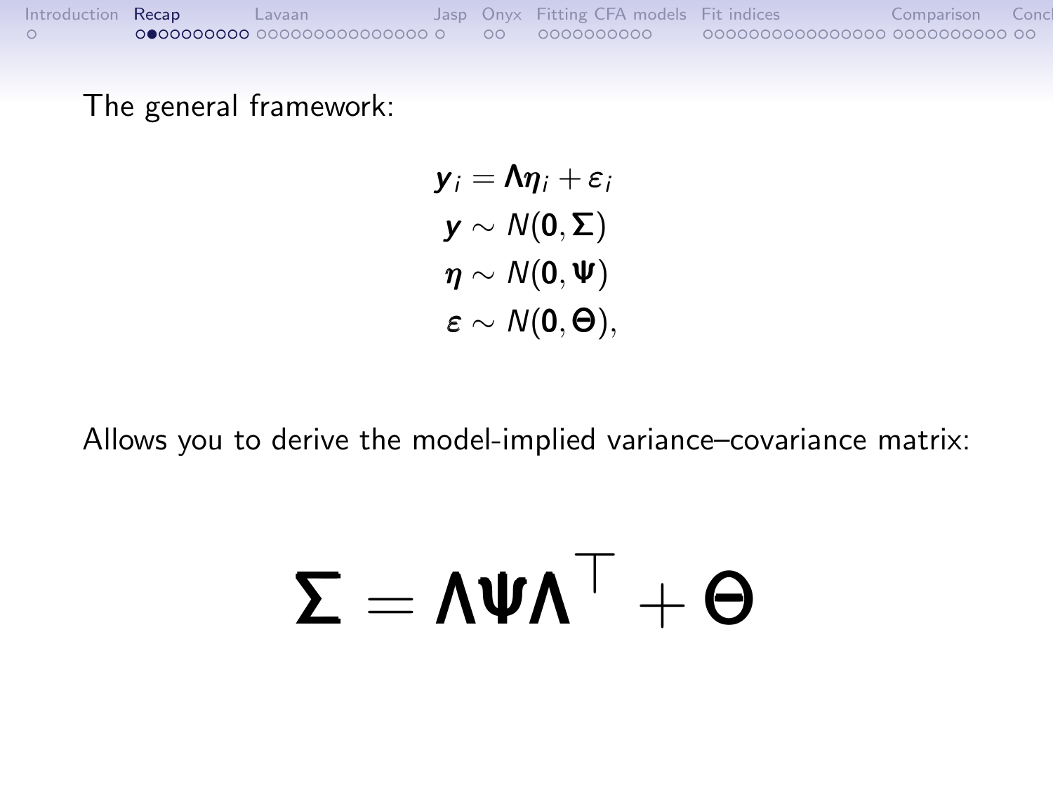The general framework:

$$
\begin{aligned}
\boldsymbol{y}_i &= \boldsymbol{\Lambda}\boldsymbol{\eta}_i + \boldsymbol{\varepsilon}_i \\
\boldsymbol{y} &\sim N(\boldsymbol{0}, \boldsymbol{\Sigma}) \\
\boldsymbol{\eta} &\sim N(\boldsymbol{0}, \boldsymbol{\Psi}) \\
\boldsymbol{\varepsilon} &\sim N(\boldsymbol{0}, \boldsymbol{\Theta}),
\end{aligned}
$$

Allows you to derive the model-implied variance–covariance matrix:

$$
\boldsymbol{\Sigma} = \boldsymbol{\Lambda}\boldsymbol{\Psi}\boldsymbol{\Lambda}^{\top} + \boldsymbol{\Theta}
$$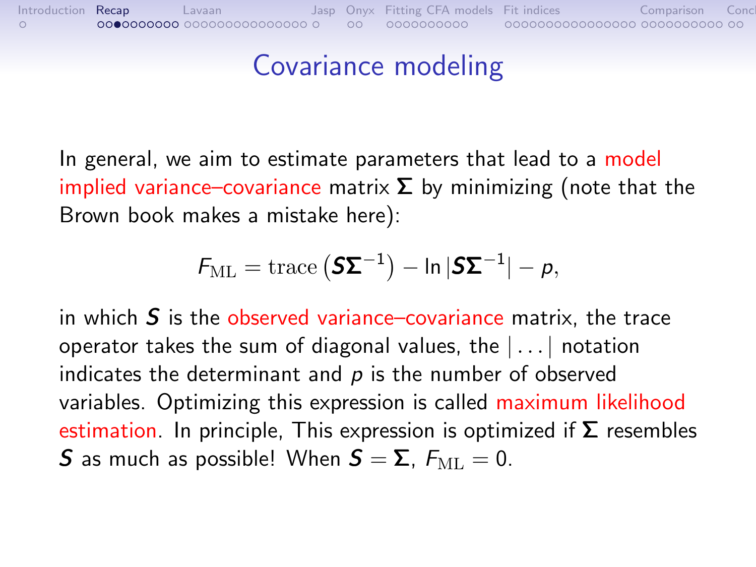# Covariance modeling

In general, we aim to estimate parameters that lead to a model implied variance–covariance matrix $\boldsymbol{\Sigma}$ by minimizing (note that the Brown book makes a mistake here):

$$F_{\text{ML}} = \text{trace}\left(\boldsymbol{S}\boldsymbol{\Sigma}^{-1}\right) - \ln\left|\boldsymbol{S}\boldsymbol{\Sigma}^{-1}\right| - p,$$

in which $\boldsymbol{S}$ is the observed variance–covariance matrix, the trace operator takes the sum of diagonal values, the $|\ldots|$ notation indicates the determinant and $p$ is the number of observed variables. Optimizing this expression is called maximum likelihood estimation. In principle, This expression is optimized if $\boldsymbol{\Sigma}$ resembles $\boldsymbol{S}$ as much as possible! When $\boldsymbol{S} = \boldsymbol{\Sigma}$, $F_{\text{ML}} = 0$.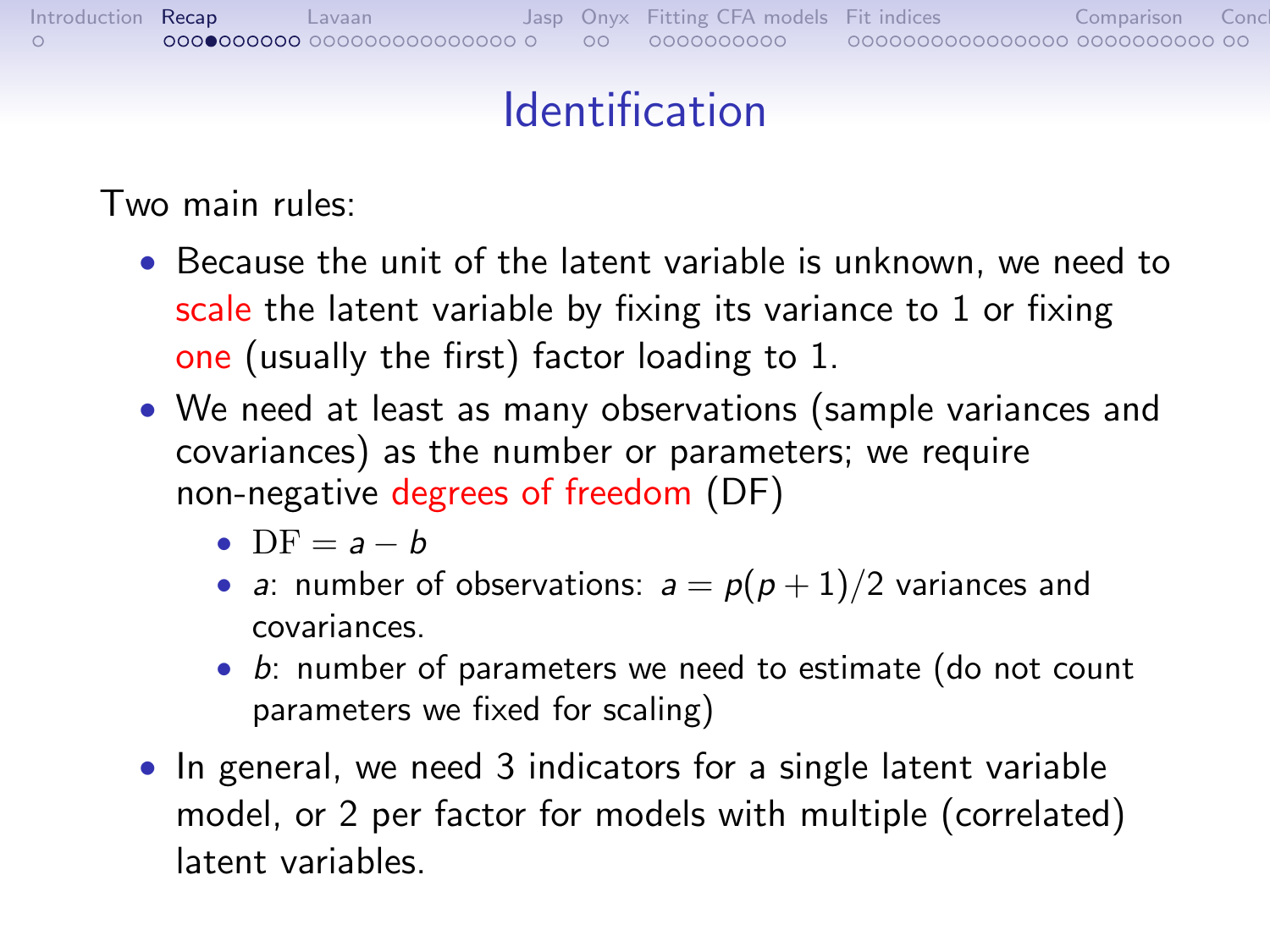# Identification

Two main rules:

- Because the unit of the latent variable is unknown, we need to scale the latent variable by fixing its variance to 1 or fixing one (usually the first) factor loading to 1.
- We need at least as many observations (sample variances and covariances) as the number or parameters; we require non-negative degrees of freedom (DF)
  - $\mathrm{DF} = a - b$
  - $a$: number of observations: $a = p(p+1)/2$ variances and covariances.
  - $b$: number of parameters we need to estimate (do not count parameters we fixed for scaling)
- In general, we need 3 indicators for a single latent variable model, or 2 per factor for models with multiple (correlated) latent variables.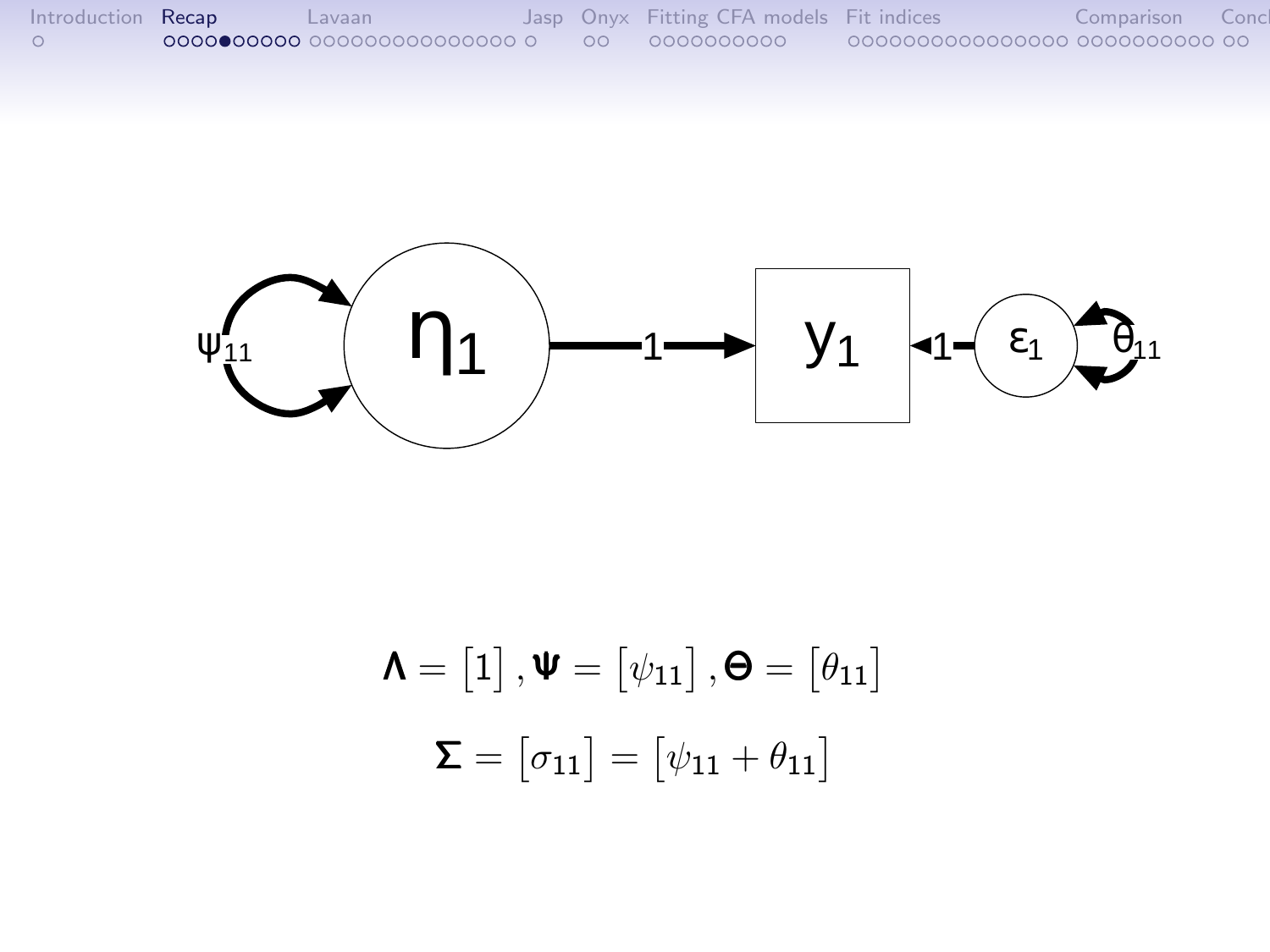$$\boldsymbol{\Lambda} = \begin{bmatrix} 1 \end{bmatrix}, \boldsymbol{\Psi} = \begin{bmatrix} \psi_{11} \end{bmatrix}, \boldsymbol{\Theta} = \begin{bmatrix} \theta_{11} \end{bmatrix}$$

$$\boldsymbol{\Sigma} = \begin{bmatrix} \sigma_{11} \end{bmatrix} = \begin{bmatrix} \psi_{11} + \theta_{11} \end{bmatrix}$$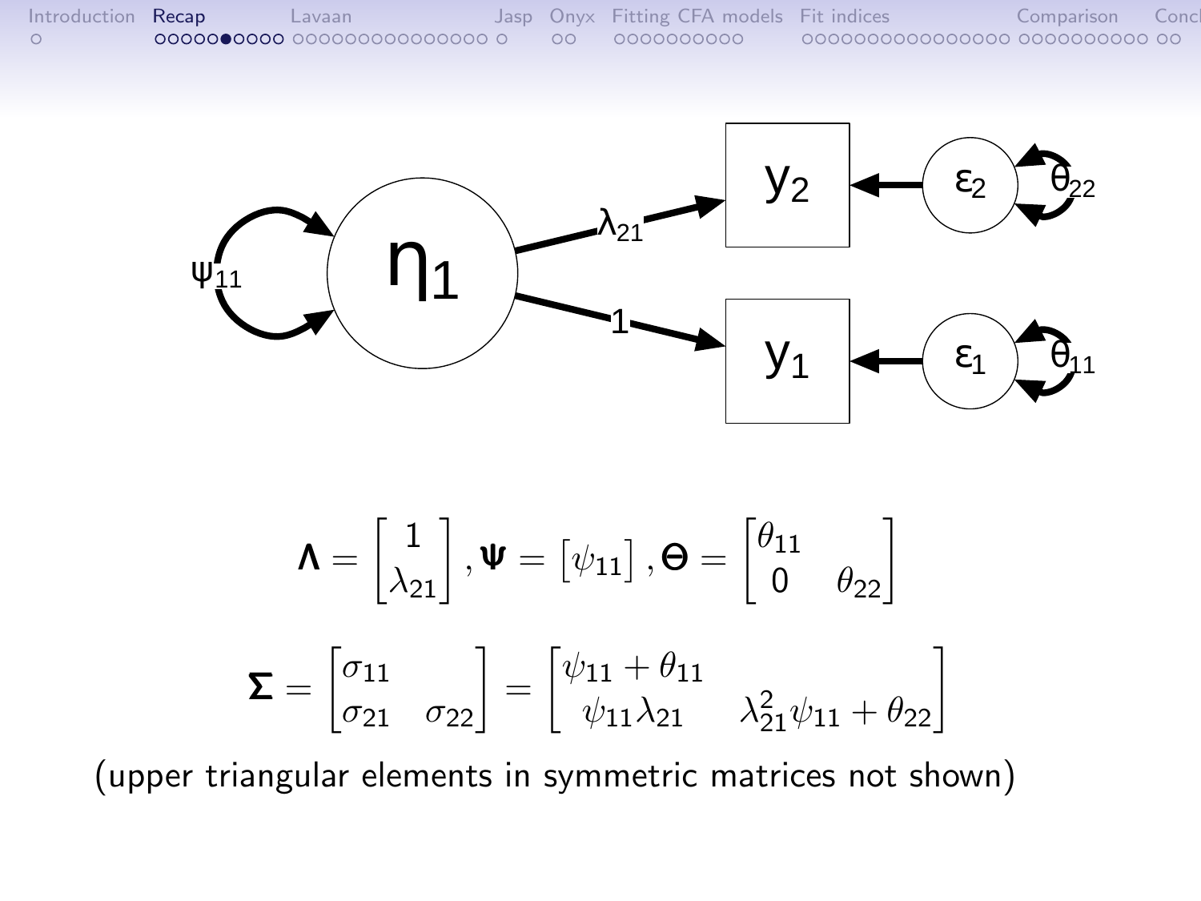$$\mathbf{\Lambda} = \begin{bmatrix} 1 \\ \lambda_{21} \end{bmatrix}, \mathbf{\Psi} = \begin{bmatrix} \psi_{11} \end{bmatrix}, \mathbf{\Theta} = \begin{bmatrix} \theta_{11} & \\ 0 & \theta_{22} \end{bmatrix}$$

$$\mathbf{\Sigma} = \begin{bmatrix} \sigma_{11} & \\ \sigma_{21} & \sigma_{22} \end{bmatrix} = \begin{bmatrix} \psi_{11} + \theta_{11} & \\ \psi_{11}\lambda_{21} & \lambda_{21}^2\psi_{11} + \theta_{22} \end{bmatrix}$$

(upper triangular elements in symmetric matrices not shown)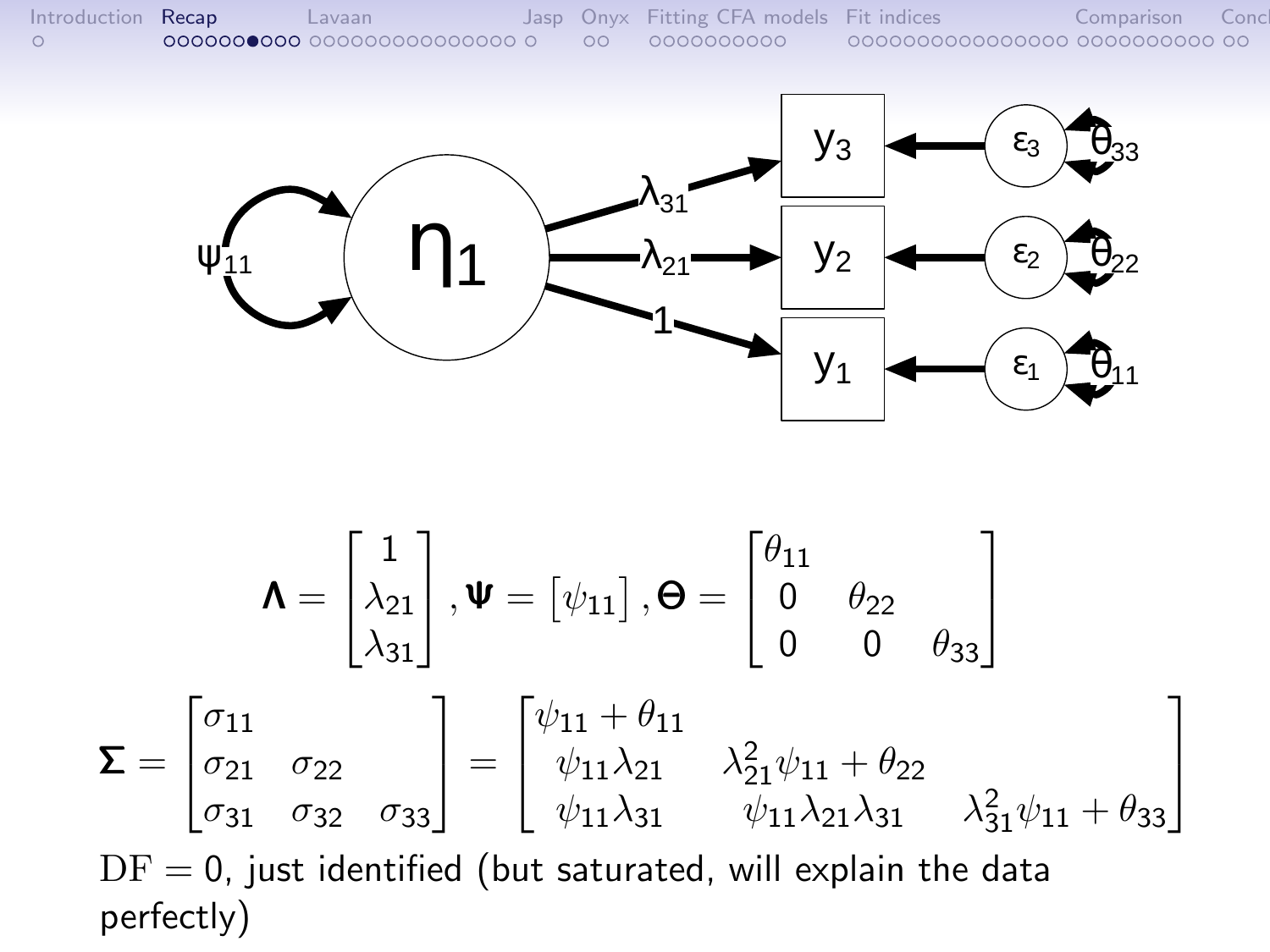$$\mathbf{\Lambda} = \begin{bmatrix} 1 \\ \lambda_{21} \\ \lambda_{31} \end{bmatrix}, \mathbf{\Psi} = \begin{bmatrix} \psi_{11} \end{bmatrix}, \mathbf{\Theta} = \begin{bmatrix} \theta_{11} & & \\ 0 & \theta_{22} & \\ 0 & 0 & \theta_{33} \end{bmatrix}$$

$$\mathbf{\Sigma} = \begin{bmatrix} \sigma_{11} & & \\ \sigma_{21} & \sigma_{22} & \\ \sigma_{31} & \sigma_{32} & \sigma_{33} \end{bmatrix} = \begin{bmatrix} \psi_{11} + \theta_{11} & & \\ \psi_{11}\lambda_{21} & \lambda_{21}^2\psi_{11} + \theta_{22} & \\ \psi_{11}\lambda_{31} & \psi_{11}\lambda_{21}\lambda_{31} & \lambda_{31}^2\psi_{11} + \theta_{33} \end{bmatrix}$$

$\mathrm{DF} = 0$, just identified (but saturated, will explain the data perfectly)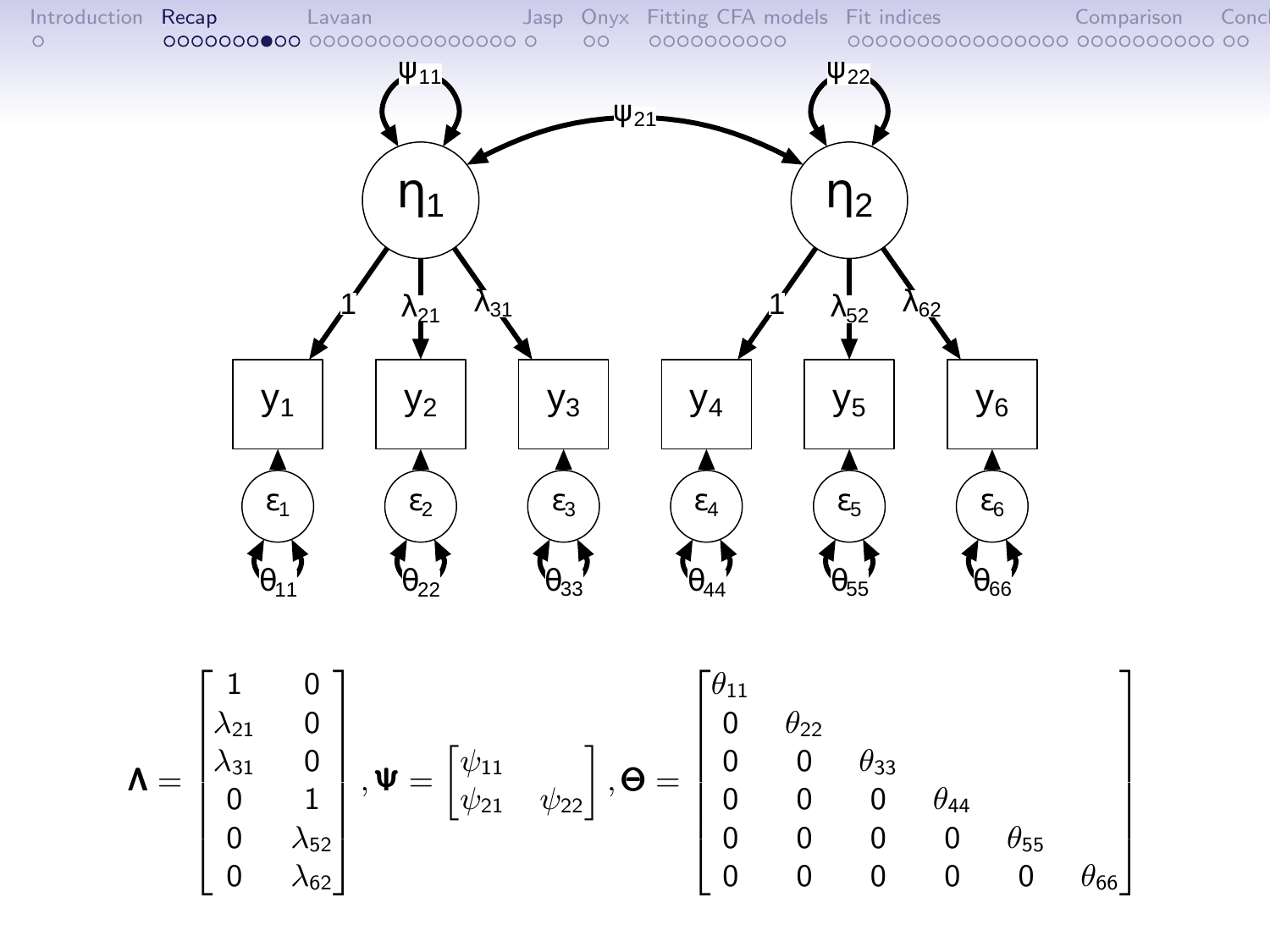$$
\mathbf{\Lambda} = \begin{bmatrix} 1 & 0 \\ \lambda_{21} & 0 \\ \lambda_{31} & 0 \\ 0 & 1 \\ 0 & \lambda_{52} \\ 0 & \lambda_{62} \end{bmatrix}, \mathbf{\Psi} = \begin{bmatrix} \psi_{11} & \\ \psi_{21} & \psi_{22} \end{bmatrix}, \mathbf{\Theta} = \begin{bmatrix} \theta_{11} & & & & & \\ 0 & \theta_{22} & & & & \\ 0 & 0 & \theta_{33} & & & \\ 0 & 0 & 0 & \theta_{44} & & \\ 0 & 0 & 0 & 0 & \theta_{55} & \\ 0 & 0 & 0 & 0 & 0 & \theta_{66} \end{bmatrix}
$$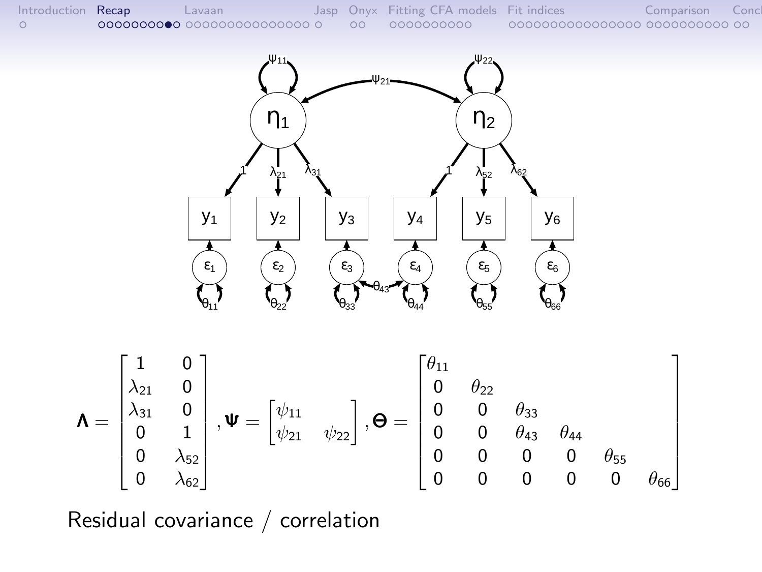$$\boldsymbol{\Lambda} = \begin{bmatrix} 1 & 0 \\ \lambda_{21} & 0 \\ \lambda_{31} & 0 \\ 0 & 1 \\ 0 & \lambda_{52} \\ 0 & \lambda_{62} \end{bmatrix}, \boldsymbol{\Psi} = \begin{bmatrix} \psi_{11} & \\ \psi_{21} & \psi_{22} \end{bmatrix}, \boldsymbol{\Theta} = \begin{bmatrix} \theta_{11} & & & & & \\ 0 & \theta_{22} & & & & \\ 0 & 0 & \theta_{33} & & & \\ 0 & 0 & \theta_{43} & \theta_{44} & & \\ 0 & 0 & 0 & 0 & \theta_{55} & \\ 0 & 0 & 0 & 0 & 0 & \theta_{66} \end{bmatrix}$$

Residual covariance / correlation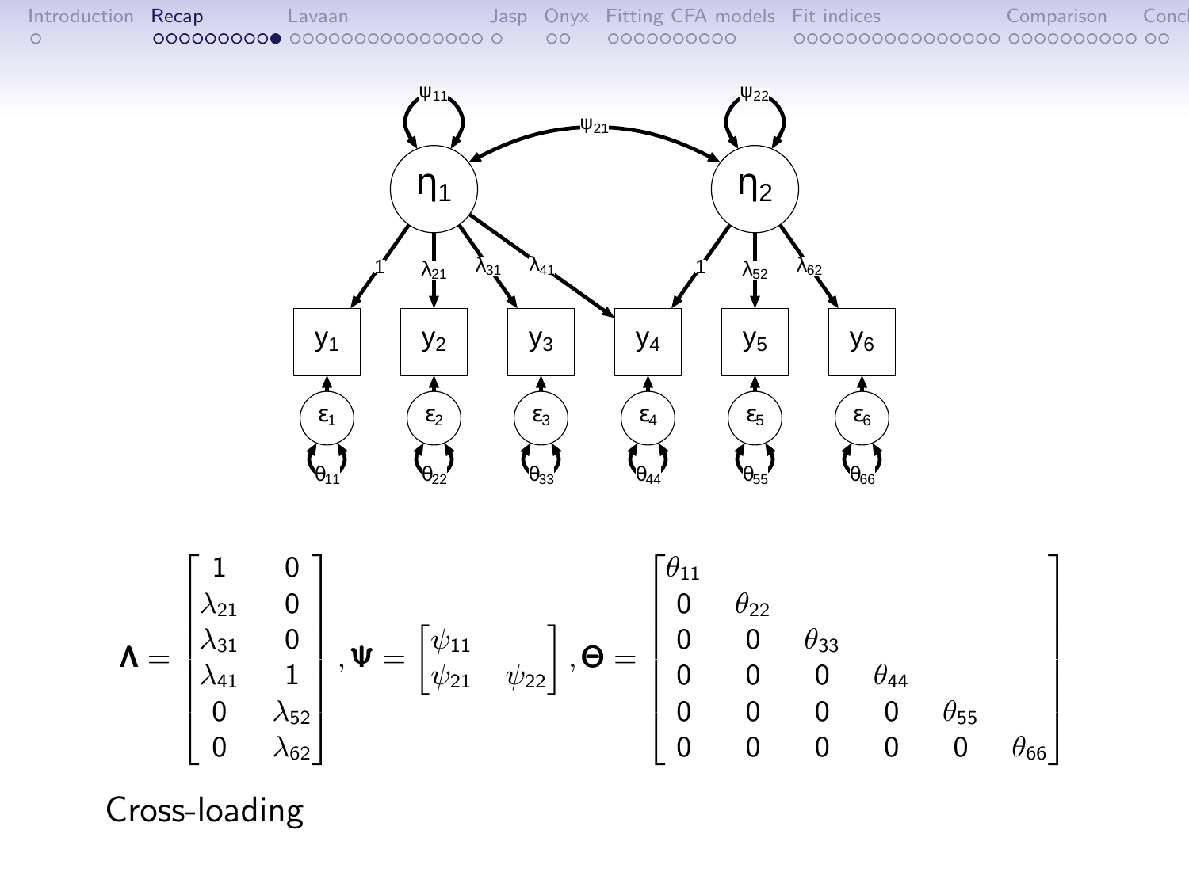$$\boldsymbol{\Lambda} = \begin{bmatrix} 1 & 0 \\ \lambda_{21} & 0 \\ \lambda_{31} & 0 \\ \lambda_{41} & 1 \\ 0 & \lambda_{52} \\ 0 & \lambda_{62} \end{bmatrix}, \boldsymbol{\Psi} = \begin{bmatrix} \psi_{11} & \\ \psi_{21} & \psi_{22} \end{bmatrix}, \boldsymbol{\Theta} = \begin{bmatrix} \theta_{11} & & & & & \\ 0 & \theta_{22} & & & & \\ 0 & 0 & \theta_{33} & & & \\ 0 & 0 & 0 & \theta_{44} & & \\ 0 & 0 & 0 & 0 & \theta_{55} & \\ 0 & 0 & 0 & 0 & 0 & \theta_{66} \end{bmatrix}$$

Cross-loading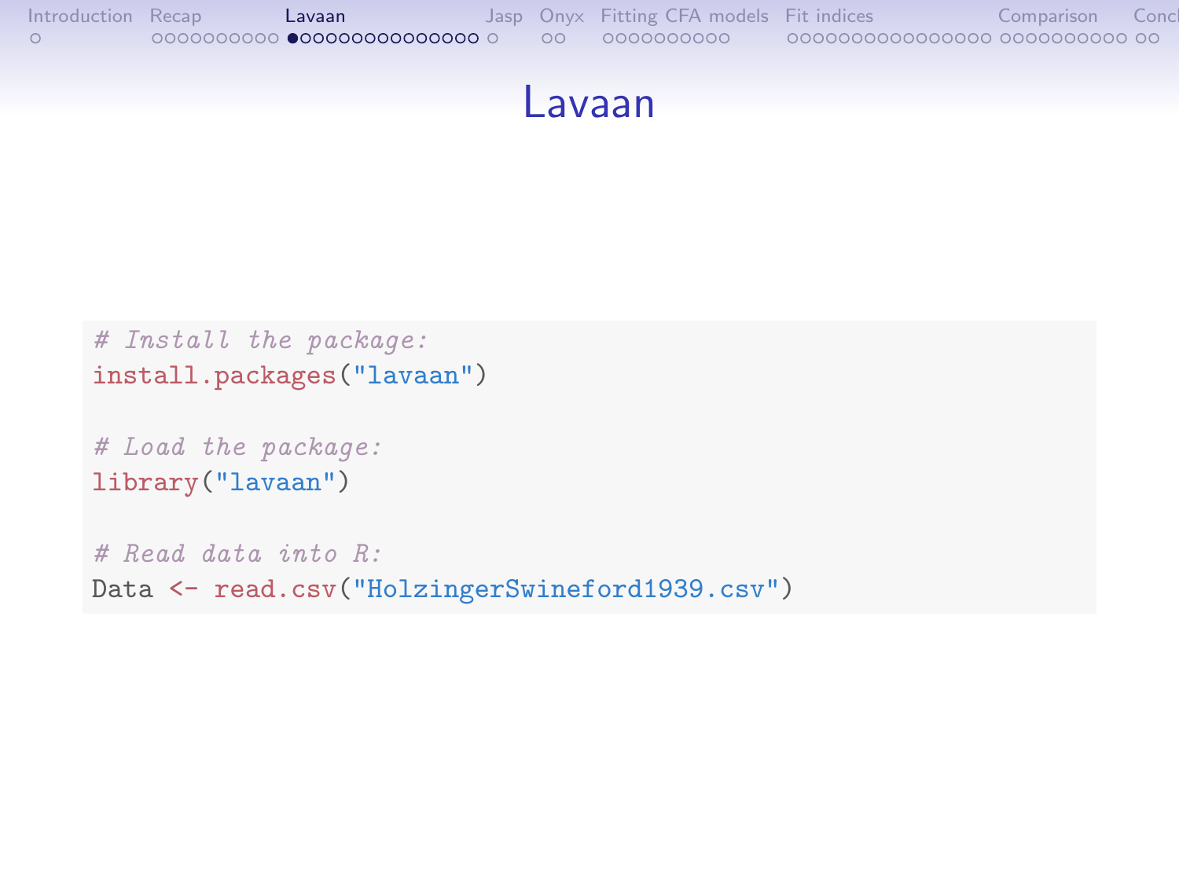# Lavaan

```r
# Install the package:
install.packages("lavaan")

# Load the package:
library("lavaan")

# Read data into R:
Data <- read.csv("HolzingerSwineford1939.csv")
```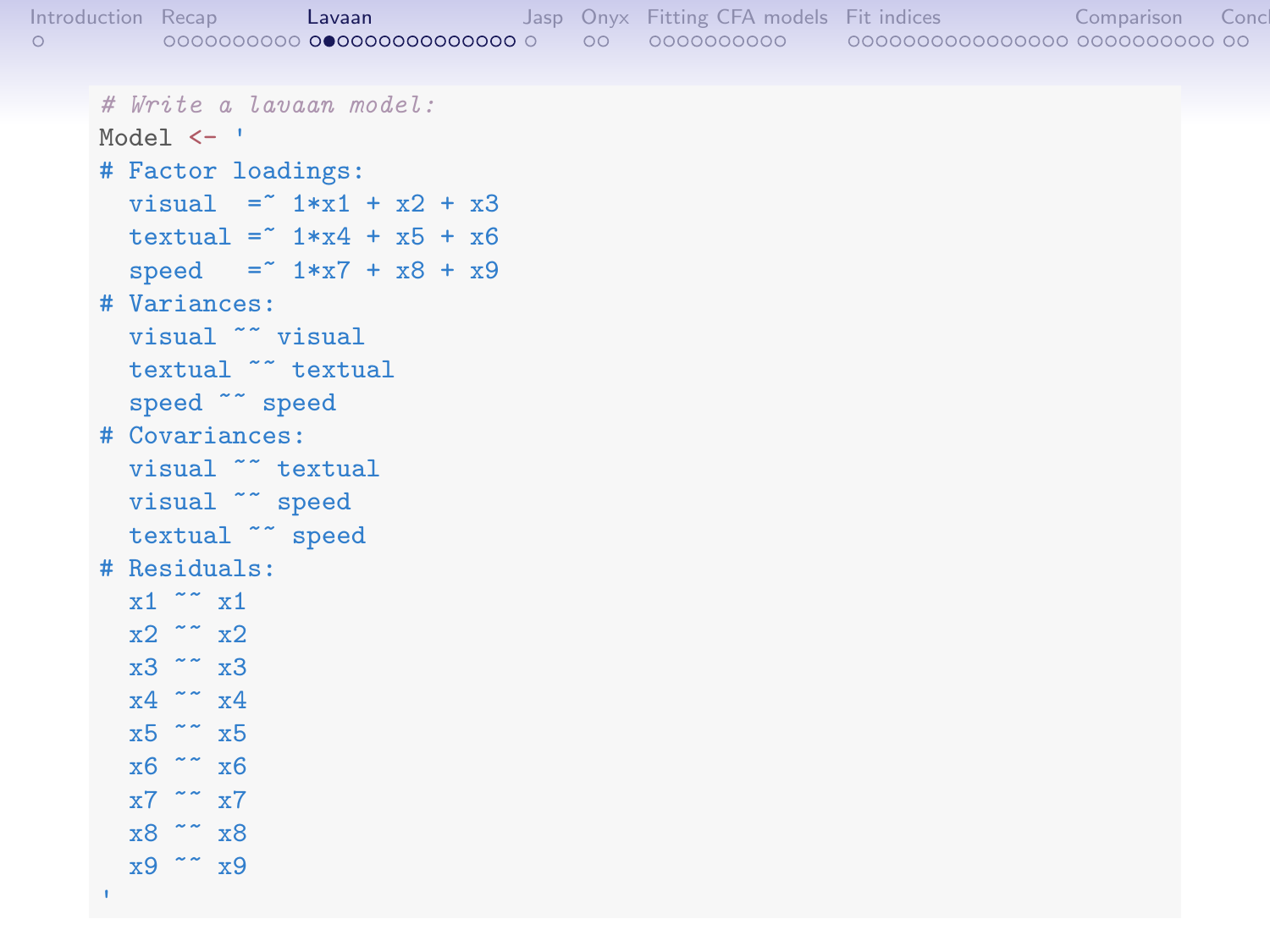```r
# Write a lavaan model:
Model <- '
# Factor loadings:
  visual  =~ 1*x1 + x2 + x3
  textual =~ 1*x4 + x5 + x6
  speed   =~ 1*x7 + x8 + x9
# Variances:
  visual ~~ visual
  textual ~~ textual
  speed ~~ speed
# Covariances:
  visual ~~ textual
  visual ~~ speed
  textual ~~ speed
# Residuals:
  x1 ~~ x1
  x2 ~~ x2
  x3 ~~ x3
  x4 ~~ x4
  x5 ~~ x5
  x6 ~~ x6
  x7 ~~ x7
  x8 ~~ x8
  x9 ~~ x9
'
```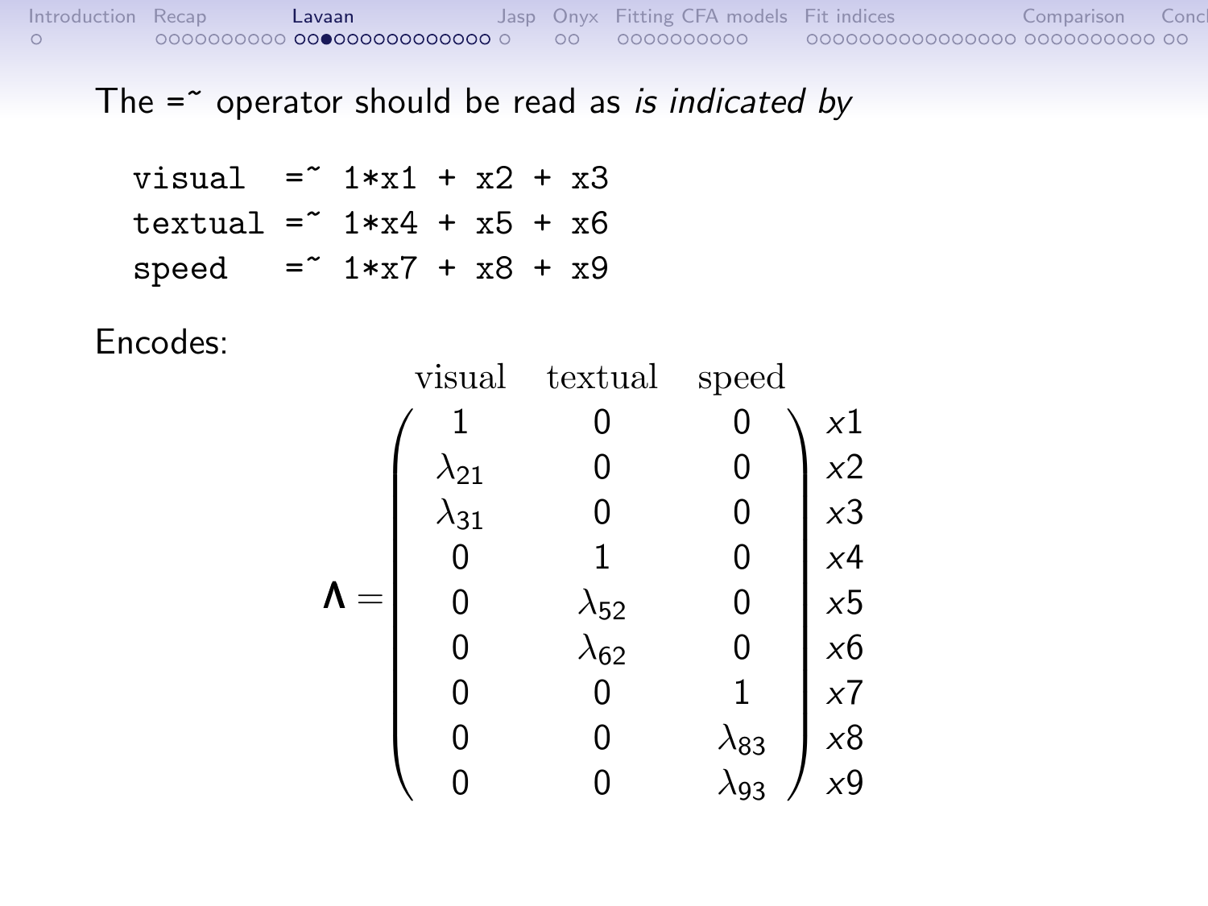The =~ operator should be read as *is indicated by*

```
visual  =~ 1*x1 + x2 + x3
textual =~ 1*x4 + x5 + x6
speed   =~ 1*x7 + x8 + x9
```

Encodes:

$$
\boldsymbol{\Lambda} = \begin{array}{c} \\ \end{array}
\begin{array}{c}
\begin{matrix} \text{visual} & \text{textual} & \text{speed} \end{matrix} \\
\begin{pmatrix}
1 & 0 & 0 \\
\lambda_{21} & 0 & 0 \\
\lambda_{31} & 0 & 0 \\
0 & 1 & 0 \\
0 & \lambda_{52} & 0 \\
0 & \lambda_{62} & 0 \\
0 & 0 & 1 \\
0 & 0 & \lambda_{83} \\
0 & 0 & \lambda_{93}
\end{pmatrix}
\end{array}
\begin{array}{l}
\\ x1 \\ x2 \\ x3 \\ x4 \\ x5 \\ x6 \\ x7 \\ x8 \\ x9
\end{array}
$$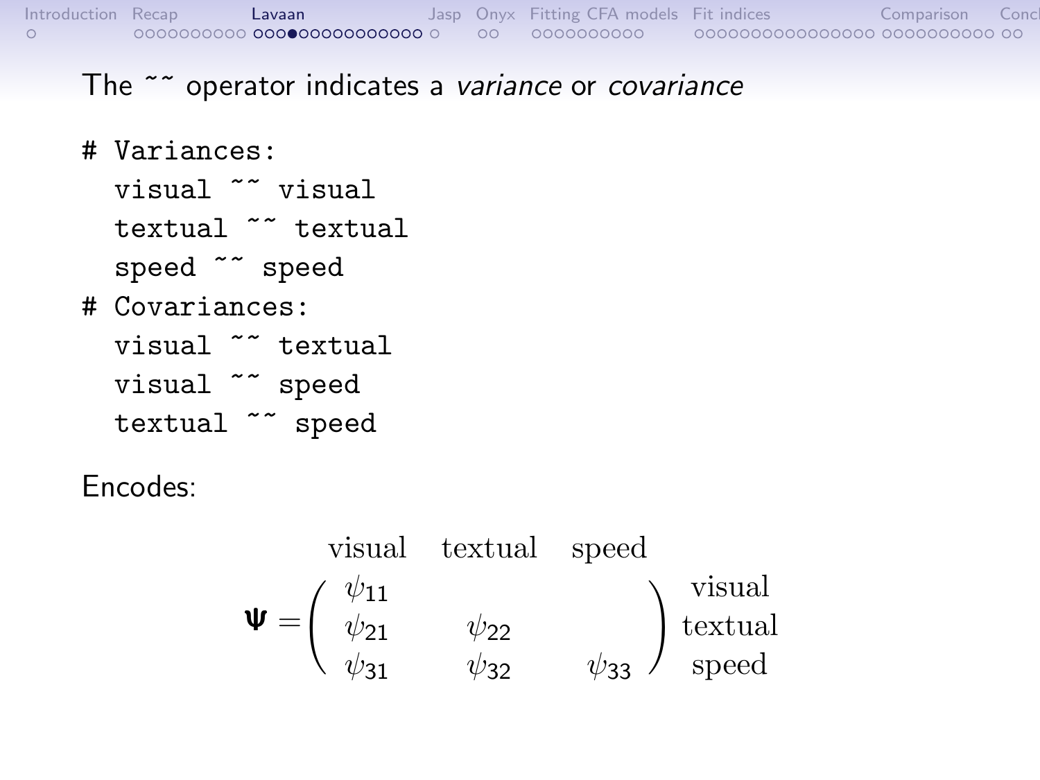The ~~ operator indicates a *variance* or *covariance*

```
# Variances:
  visual ~~ visual
  textual ~~ textual
  speed ~~ speed
# Covariances:
  visual ~~ textual
  visual ~~ speed
  textual ~~ speed
```

Encodes:

$$
\boldsymbol{\Psi} = \begin{array}{c} \\ \\ \\ \end{array}
\begin{array}{c}
\begin{array}{ccc} \text{visual} & \text{textual} & \text{speed} \end{array} \\
\left( \begin{array}{ccc} \psi_{11} & & \\ \psi_{21} & \psi_{22} & \\ \psi_{31} & \psi_{32} & \psi_{33} \end{array} \right)
\end{array}
\begin{array}{l} \\ \text{visual} \\ \text{textual} \\ \text{speed} \end{array}
$$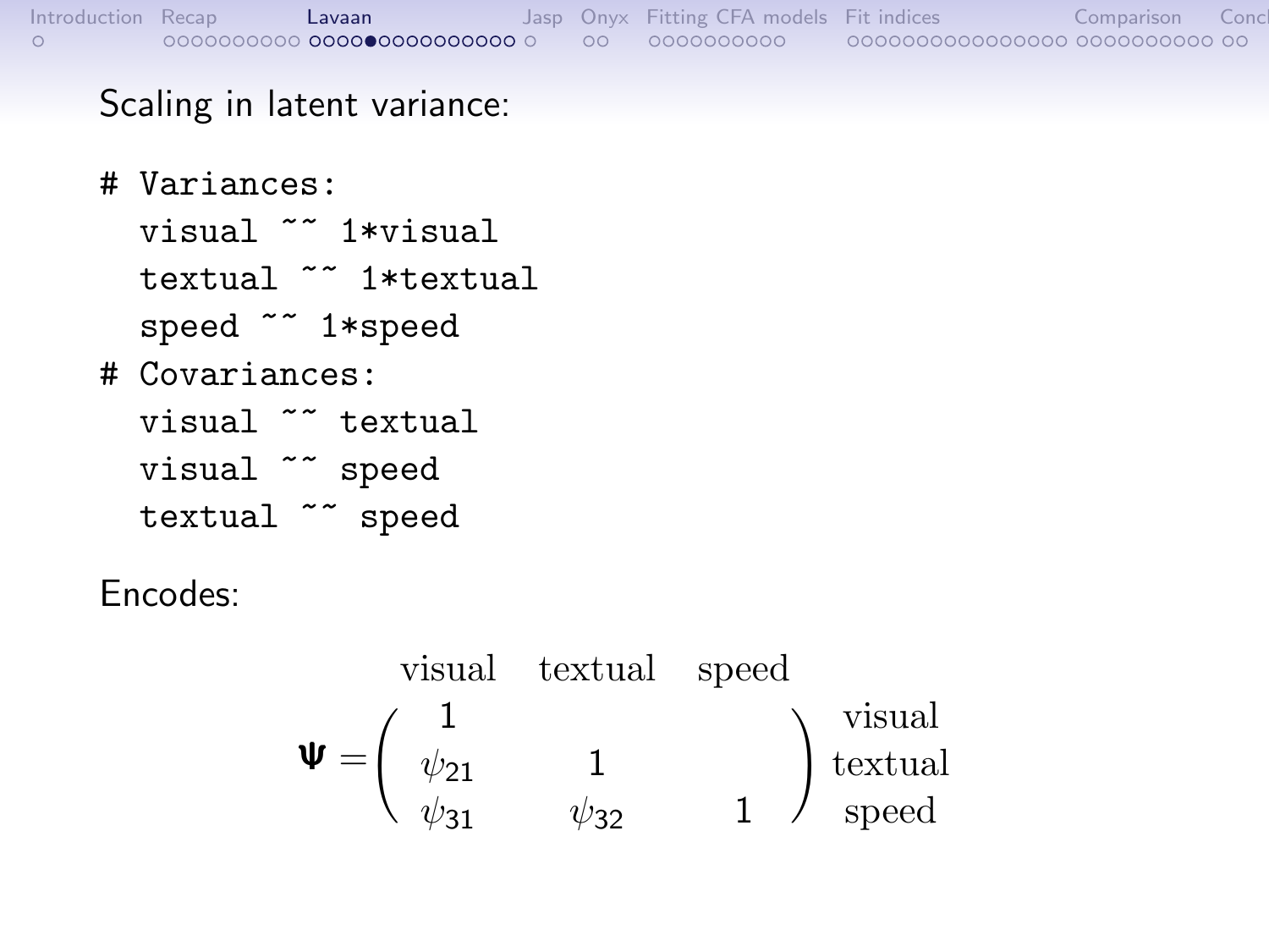Scaling in latent variance:

```
# Variances:
  visual ~~ 1*visual
  textual ~~ 1*textual
  speed ~~ 1*speed
# Covariances:
  visual ~~ textual
  visual ~~ speed
  textual ~~ speed
```

Encodes:

$$
\begin{array}{c}
\\
\boldsymbol{\Psi} =
\end{array}
\begin{array}{c}
\begin{array}{ccc} \text{visual} & \text{textual} & \text{speed} \end{array} \\
\begin{pmatrix}
1 & & \\
\psi_{21} & 1 & \\
\psi_{31} & \psi_{32} & 1
\end{pmatrix}
\end{array}
\begin{array}{l}
\\
\text{visual} \\
\text{textual} \\
\text{speed}
\end{array}
$$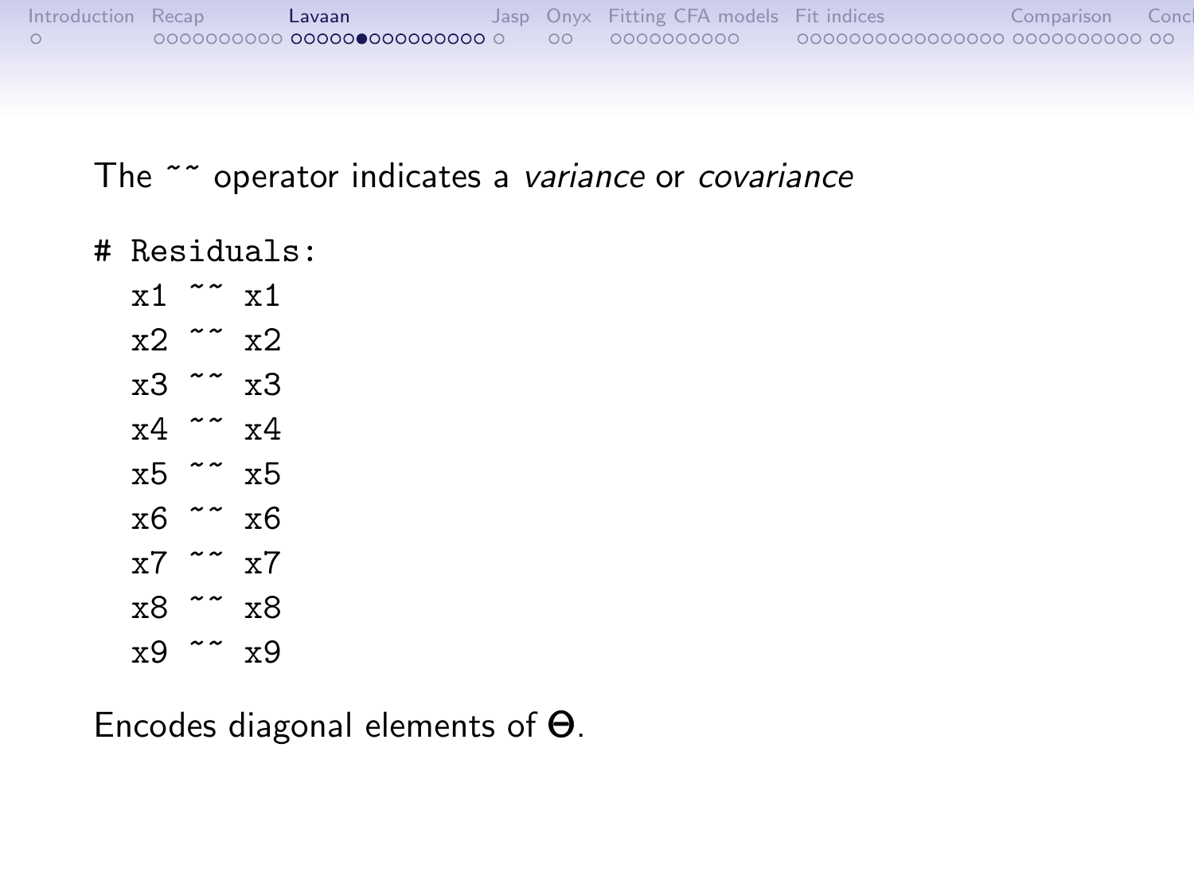The `~~` operator indicates a *variance* or *covariance*

```
# Residuals:
  x1 ~~ x1
  x2 ~~ x2
  x3 ~~ x3
  x4 ~~ x4
  x5 ~~ x5
  x6 ~~ x6
  x7 ~~ x7
  x8 ~~ x8
  x9 ~~ x9
```

Encodes diagonal elements of $\boldsymbol{\Theta}$.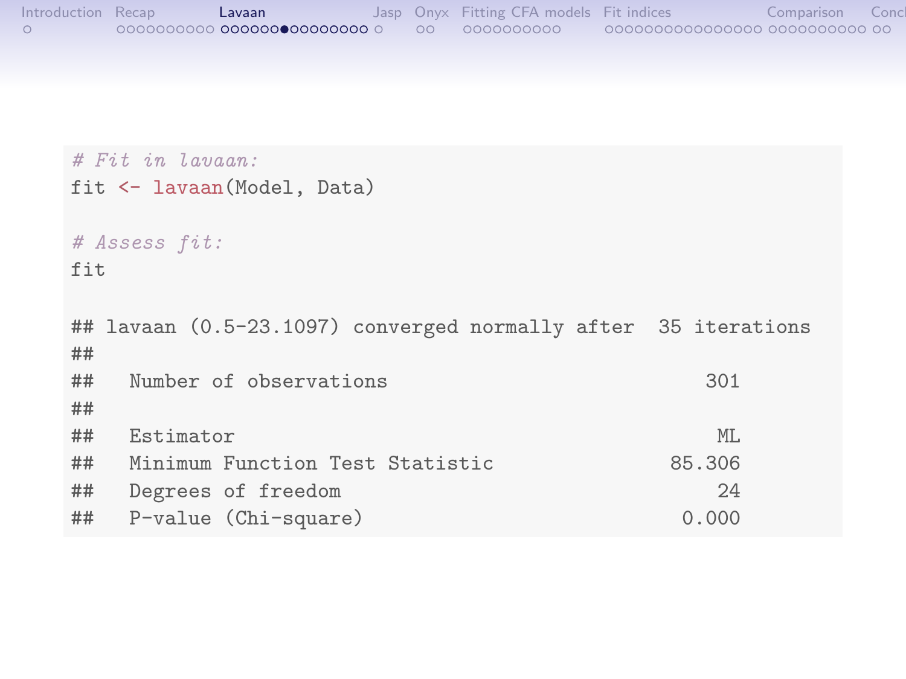```r
# Fit in lavaan:
fit <- lavaan(Model, Data)

# Assess fit:
fit

## lavaan (0.5-23.1097) converged normally after  35 iterations
##
##   Number of observations                           301
##
##   Estimator                                         ML
##   Minimum Function Test Statistic               85.306
##   Degrees of freedom                                24
##   P-value (Chi-square)                           0.000
```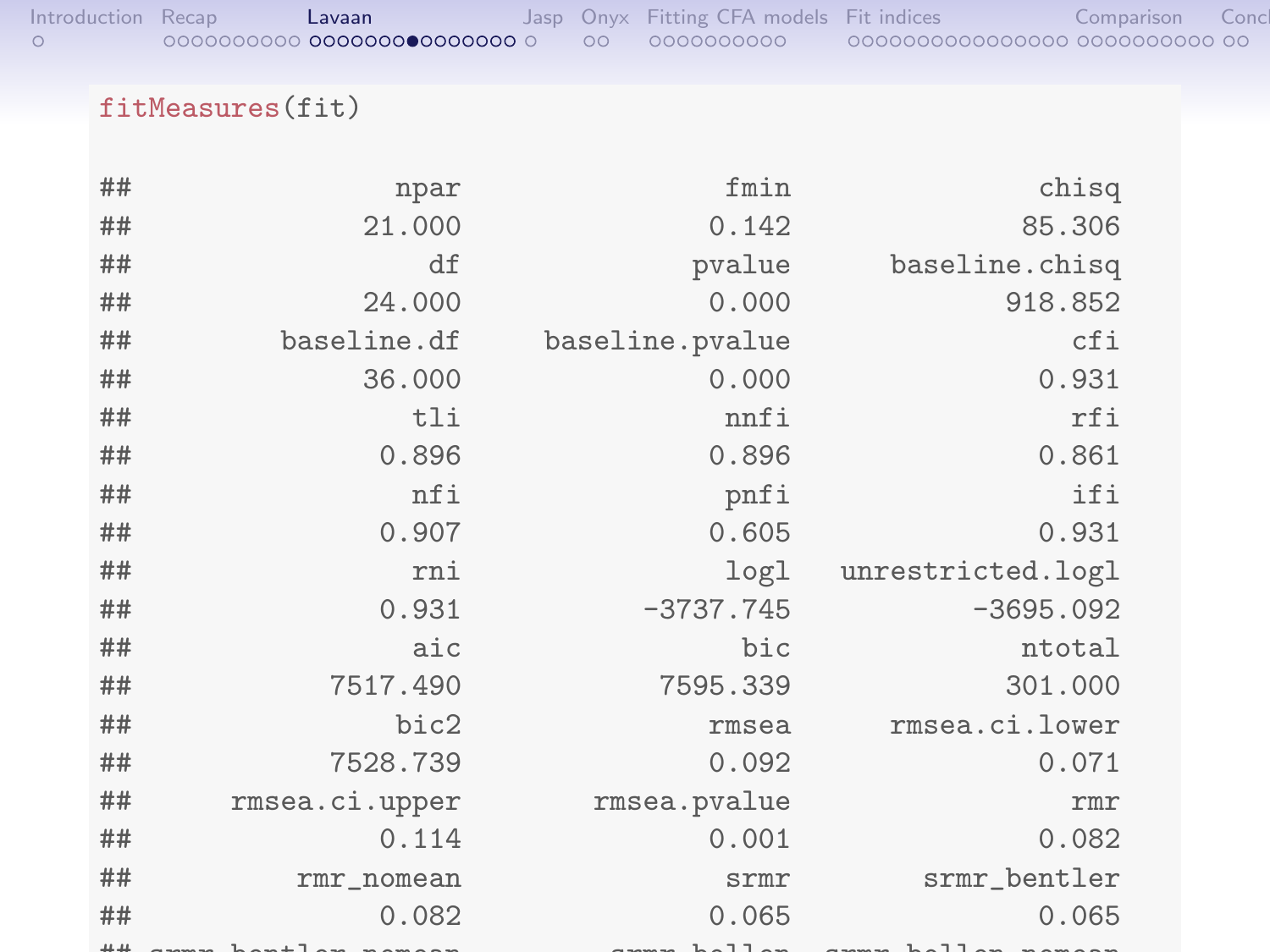```r
fitMeasures(fit)
```

```
##               npar               fmin              chisq
##             21.000              0.142             85.306
##                 df             pvalue     baseline.chisq
##             24.000              0.000            918.852
##        baseline.df    baseline.pvalue                cfi
##             36.000              0.000              0.931
##                tli               nnfi                rfi
##              0.896              0.896              0.861
##                nfi               pnfi                ifi
##              0.907              0.605              0.931
##                rni               logl  unrestricted.logl
##              0.931          -3737.745          -3695.092
##                aic                bic             ntotal
##           7517.490           7595.339            301.000
##               bic2              rmsea     rmsea.ci.lower
##           7528.739              0.092              0.071
##     rmsea.ci.upper       rmsea.pvalue                rmr
##              0.114              0.001              0.082
##         rmr_nomean               srmr       srmr_bentler
##              0.082              0.065              0.065
```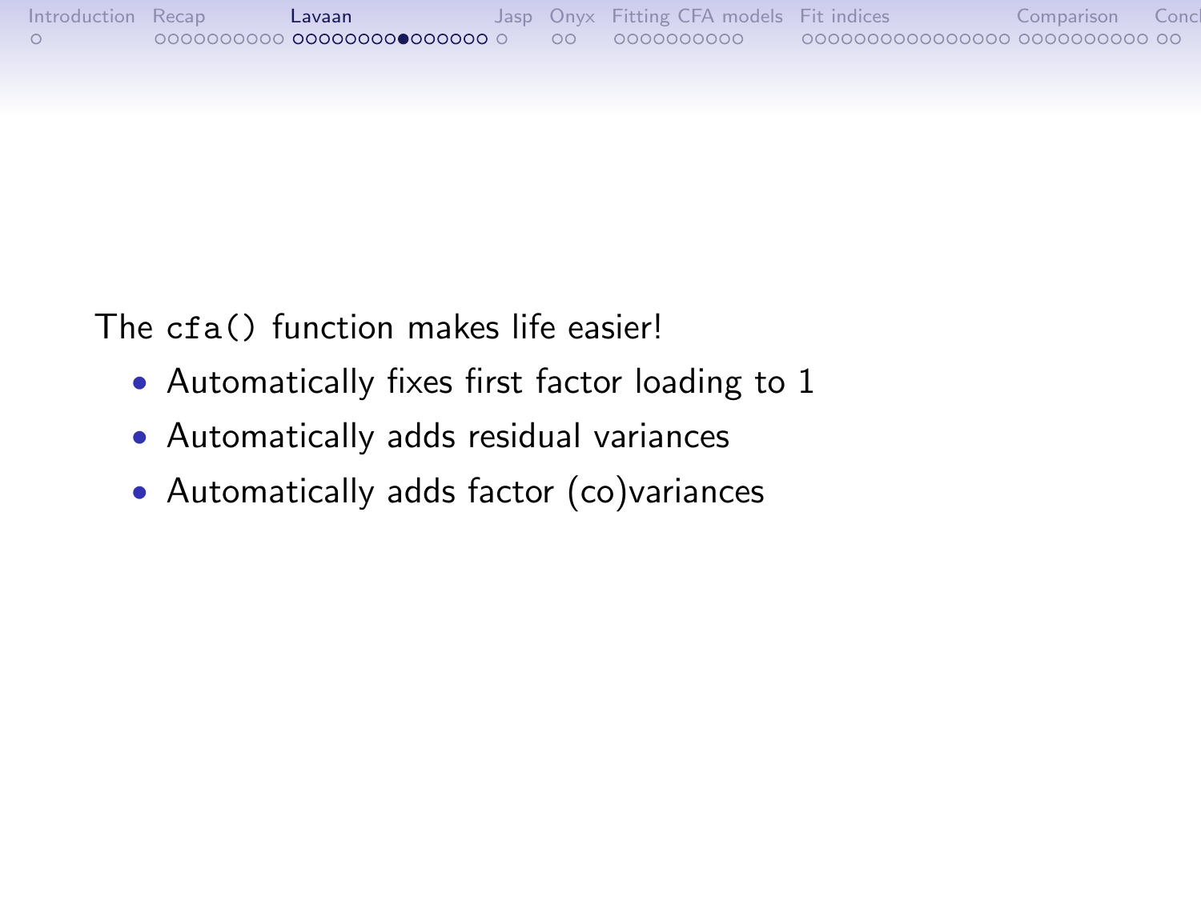The `cfa()` function makes life easier!

- Automatically fixes first factor loading to 1
- Automatically adds residual variances
- Automatically adds factor (co)variances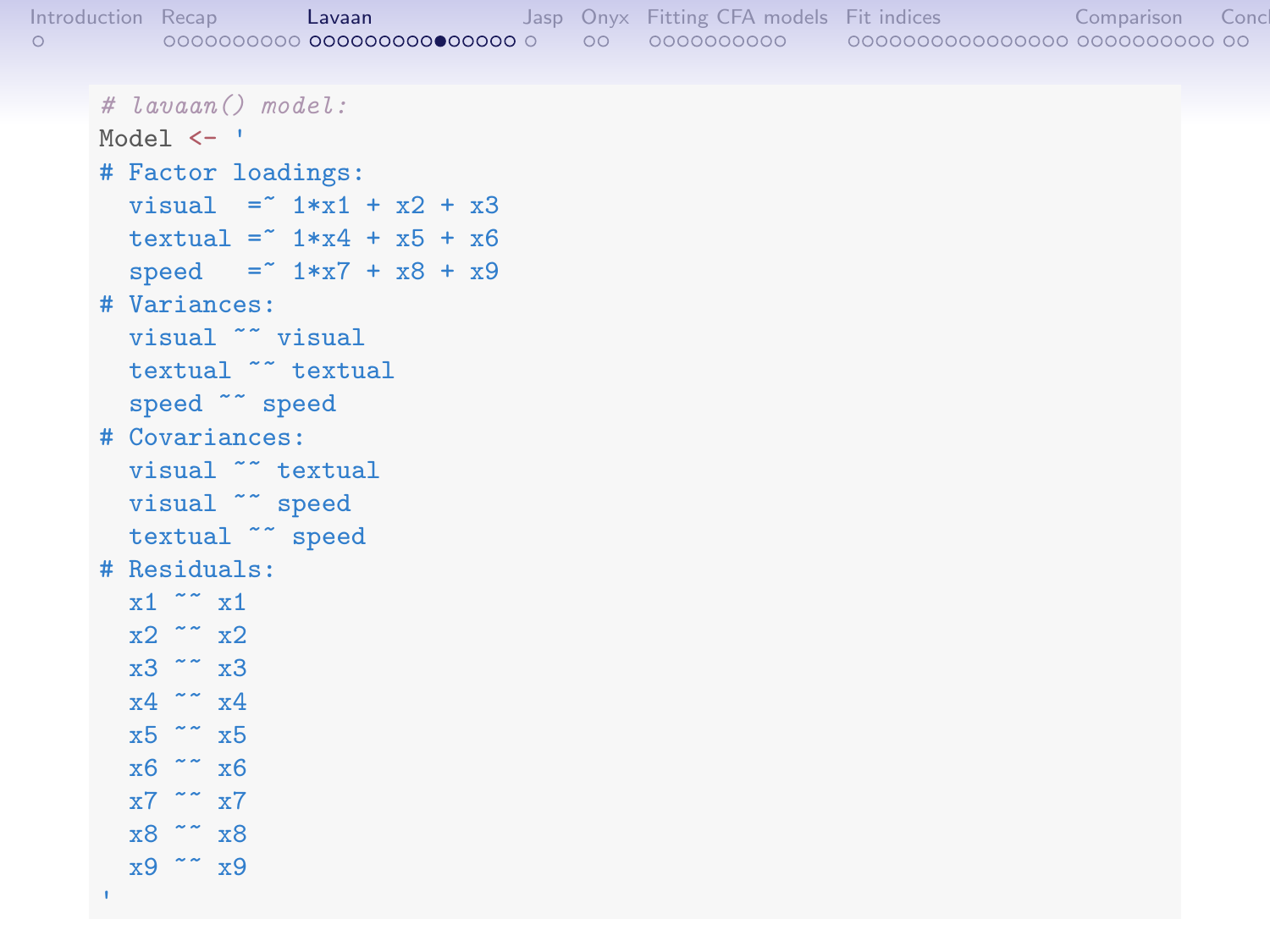```
# lavaan() model:
Model <- '
# Factor loadings:
  visual  =~ 1*x1 + x2 + x3
  textual =~ 1*x4 + x5 + x6
  speed   =~ 1*x7 + x8 + x9
# Variances:
  visual ~~ visual
  textual ~~ textual
  speed ~~ speed
# Covariances:
  visual ~~ textual
  visual ~~ speed
  textual ~~ speed
# Residuals:
  x1 ~~ x1
  x2 ~~ x2
  x3 ~~ x3
  x4 ~~ x4
  x5 ~~ x5
  x6 ~~ x6
  x7 ~~ x7
  x8 ~~ x8
  x9 ~~ x9
'
```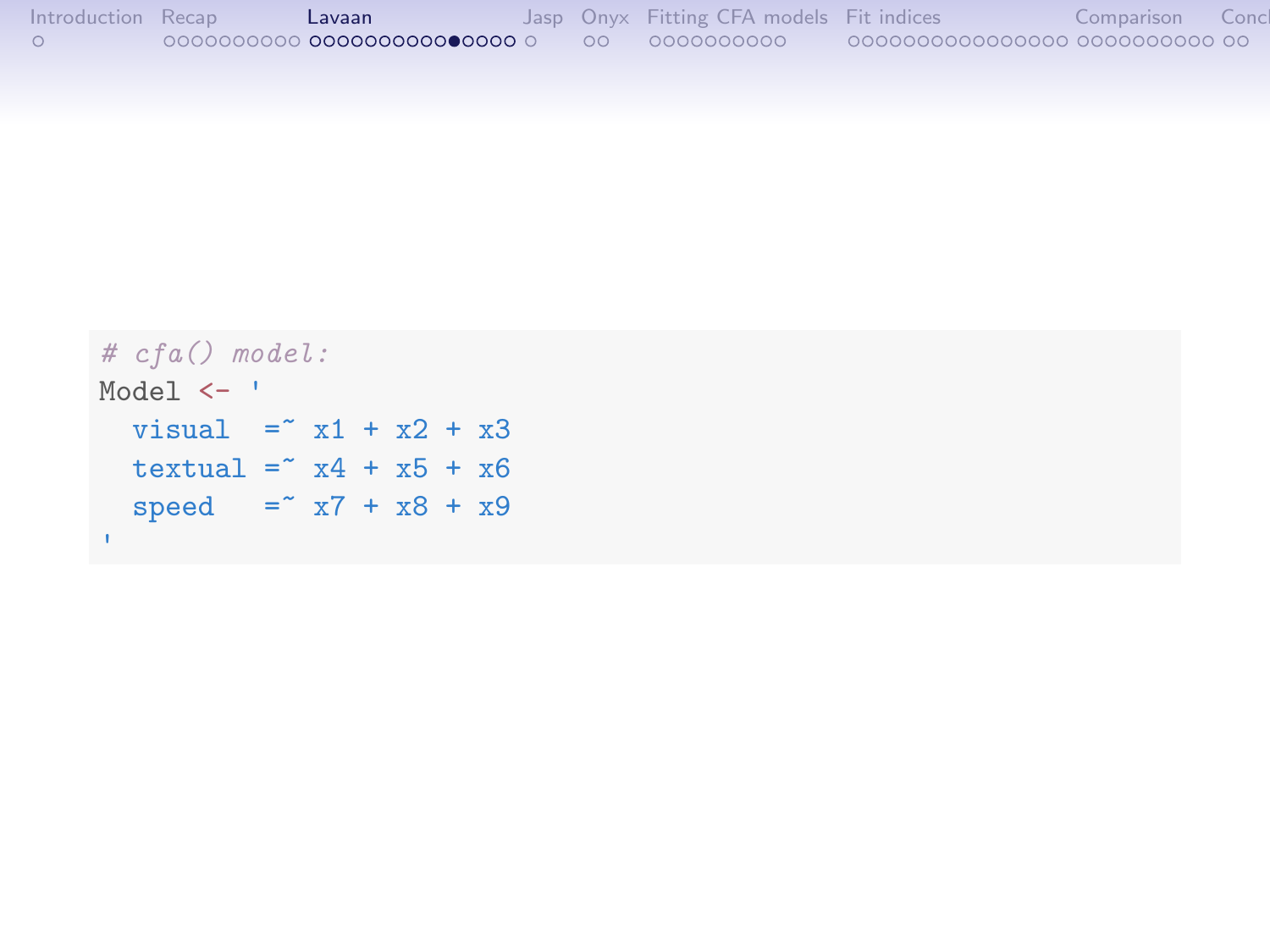```r
# cfa() model:
Model <- '
  visual  =~ x1 + x2 + x3
  textual =~ x4 + x5 + x6
  speed   =~ x7 + x8 + x9
'
```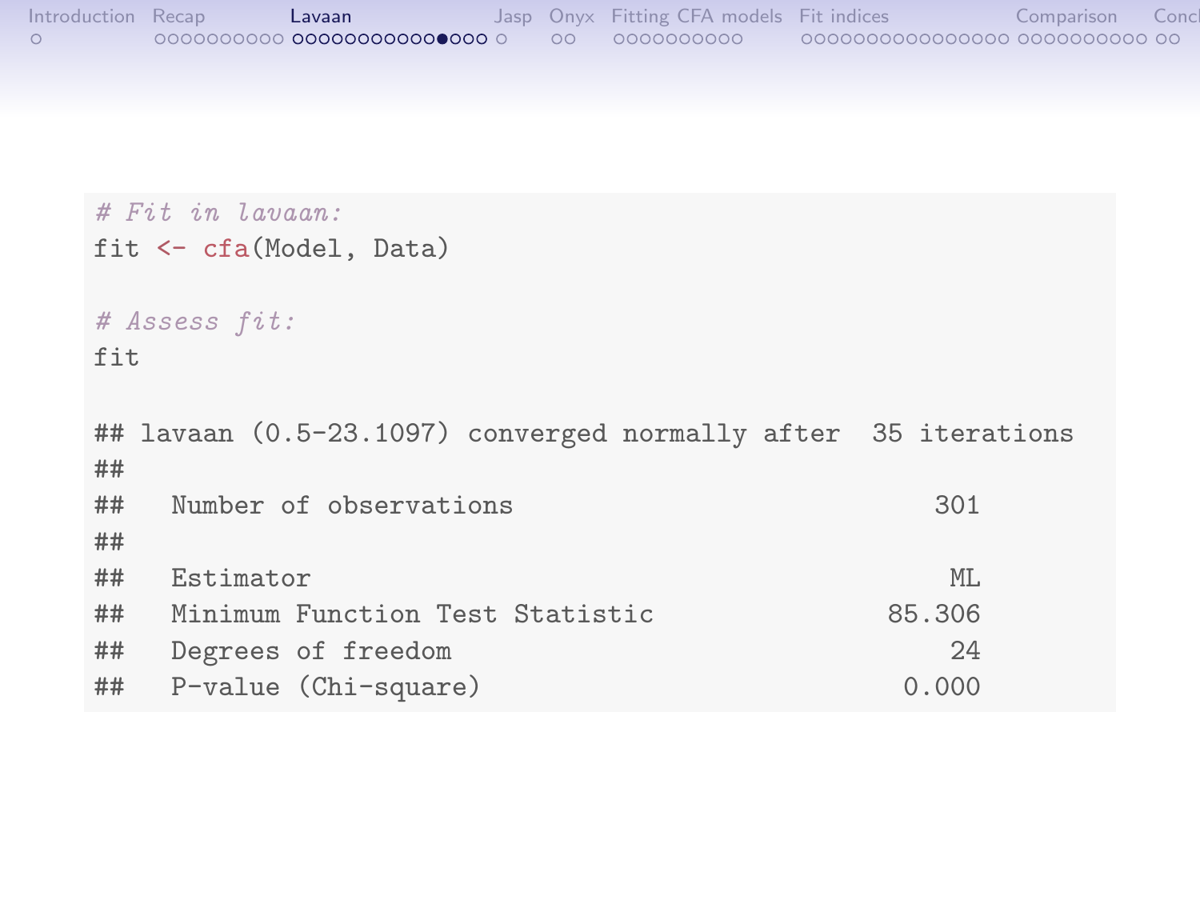```r
# Fit in lavaan:
fit <- cfa(Model, Data)

# Assess fit:
fit

## lavaan (0.5-23.1097) converged normally after  35 iterations
##
##   Number of observations                           301
##
##   Estimator                                         ML
##   Minimum Function Test Statistic               85.306
##   Degrees of freedom                                24
##   P-value (Chi-square)                           0.000
```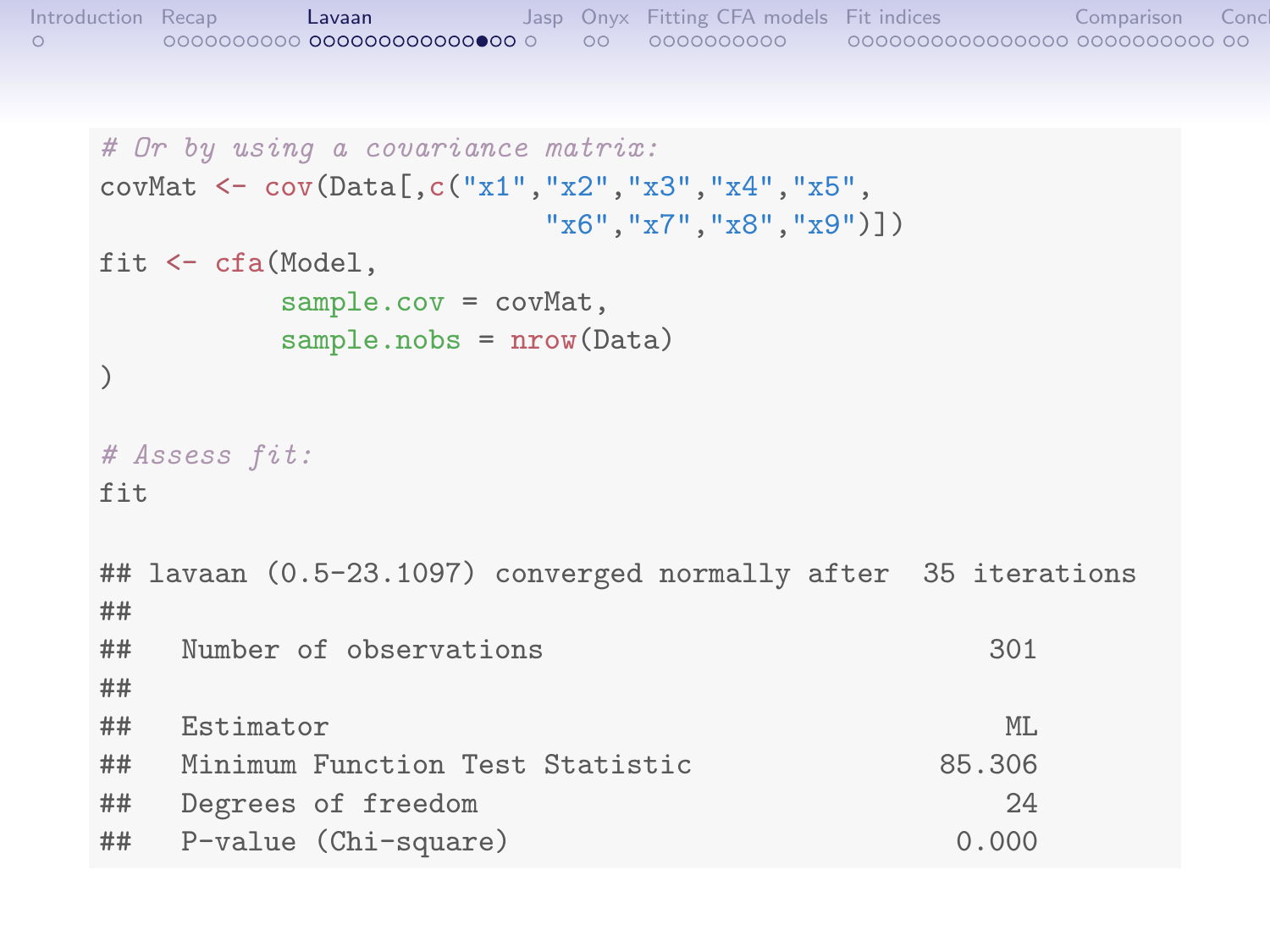```r
# Or by using a covariance matrix:
covMat <- cov(Data[,c("x1","x2","x3","x4","x5",
                      "x6","x7","x8","x9")])
fit <- cfa(Model,
           sample.cov = covMat,
           sample.nobs = nrow(Data)
)

# Assess fit:
fit

## lavaan (0.5-23.1097) converged normally after  35 iterations
##
##   Number of observations                           301
##
##   Estimator                                         ML
##   Minimum Function Test Statistic               85.306
##   Degrees of freedom                                24
##   P-value (Chi-square)                           0.000
```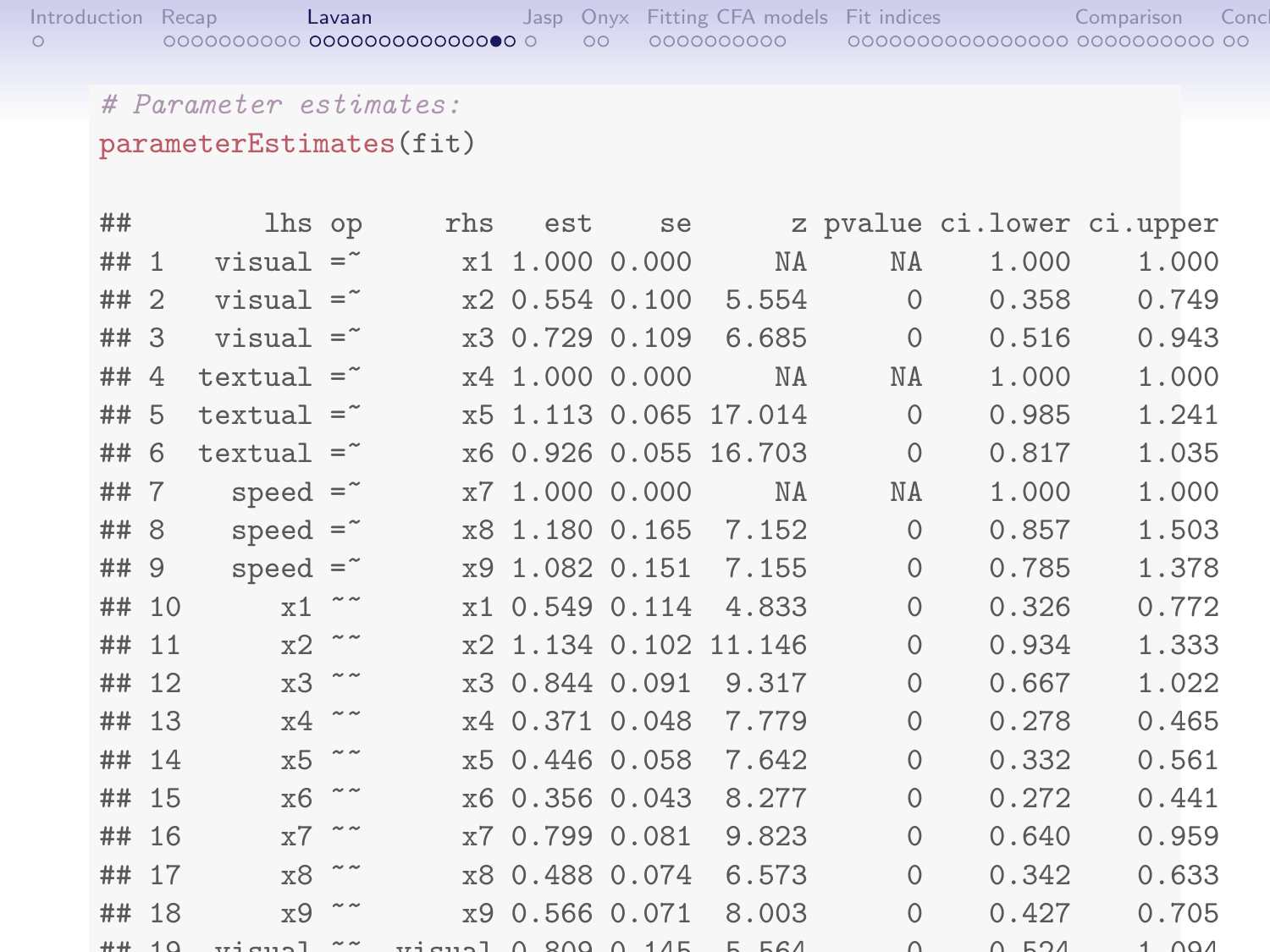```r
# Parameter estimates:
parameterEstimates(fit)

##        lhs op     rhs   est    se      z pvalue ci.lower ci.upper
## 1   visual =~      x1 1.000 0.000     NA     NA    1.000    1.000
## 2   visual =~      x2 0.554 0.100  5.554      0    0.358    0.749
## 3   visual =~      x3 0.729 0.109  6.685      0    0.516    0.943
## 4  textual =~      x4 1.000 0.000     NA     NA    1.000    1.000
## 5  textual =~      x5 1.113 0.065 17.014      0    0.985    1.241
## 6  textual =~      x6 0.926 0.055 16.703      0    0.817    1.035
## 7    speed =~      x7 1.000 0.000     NA     NA    1.000    1.000
## 8    speed =~      x8 1.180 0.165  7.152      0    0.857    1.503
## 9    speed =~      x9 1.082 0.151  7.155      0    0.785    1.378
## 10      x1 ~~      x1 0.549 0.114  4.833      0    0.326    0.772
## 11      x2 ~~      x2 1.134 0.102 11.146      0    0.934    1.333
## 12      x3 ~~      x3 0.844 0.091  9.317      0    0.667    1.022
## 13      x4 ~~      x4 0.371 0.048  7.779      0    0.278    0.465
## 14      x5 ~~      x5 0.446 0.058  7.642      0    0.332    0.561
## 15      x6 ~~      x6 0.356 0.043  8.277      0    0.272    0.441
## 16      x7 ~~      x7 0.799 0.081  9.823      0    0.640    0.959
## 17      x8 ~~      x8 0.488 0.074  6.573      0    0.342    0.633
## 18      x9 ~~      x9 0.566 0.071  8.003      0    0.427    0.705
## 19  visual ~~  visual 0.809 0.145  5.564      0    0.524    1.094
```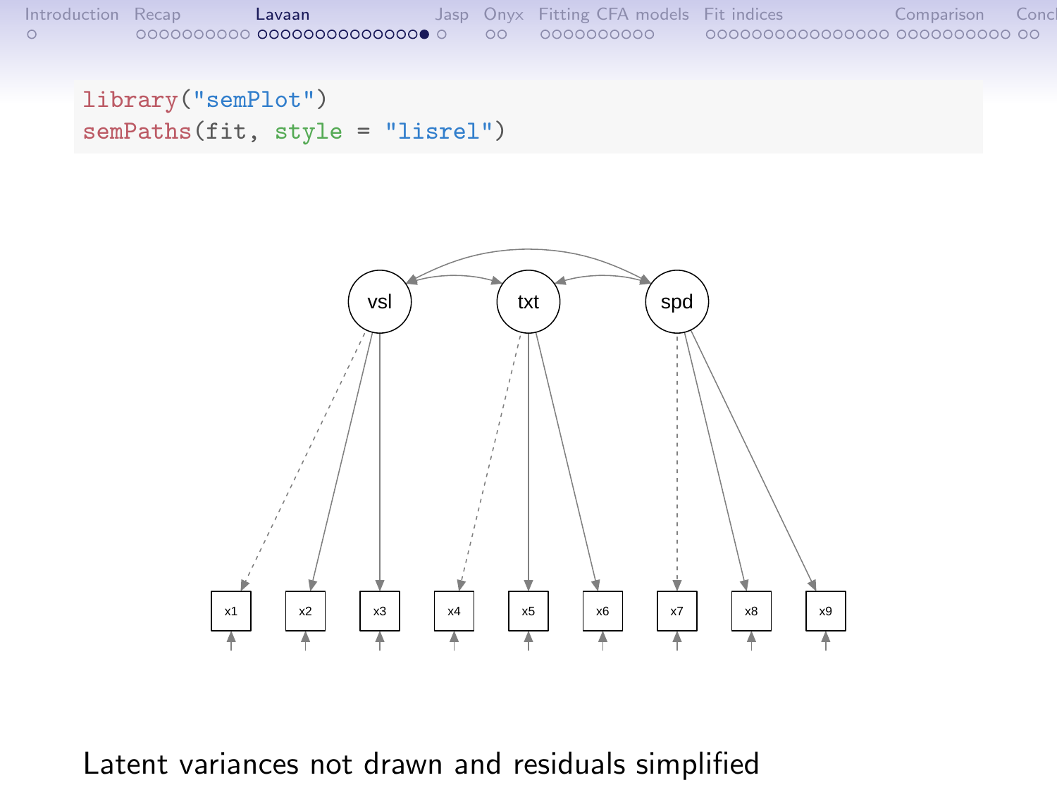```
library("semPlot")
semPaths(fit, style = "lisrel")
```

Latent variances not drawn and residuals simplified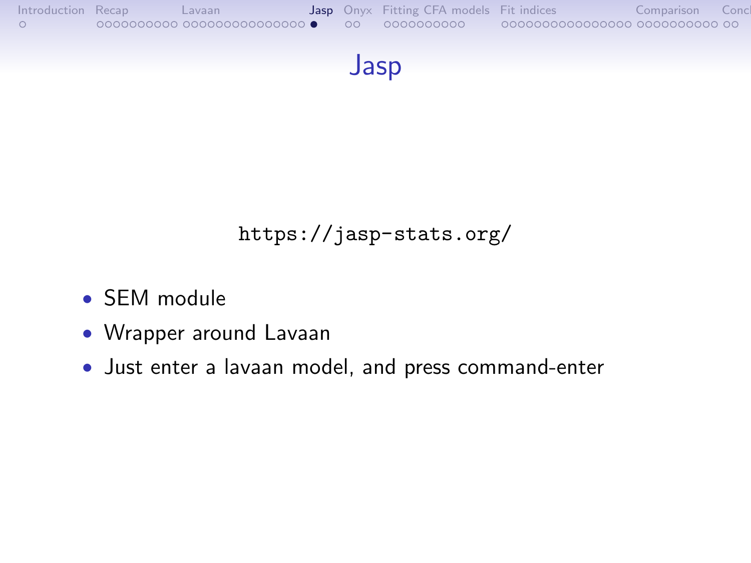# Jasp

https://jasp-stats.org/

- SEM module
- Wrapper around Lavaan
- Just enter a lavaan model, and press command-enter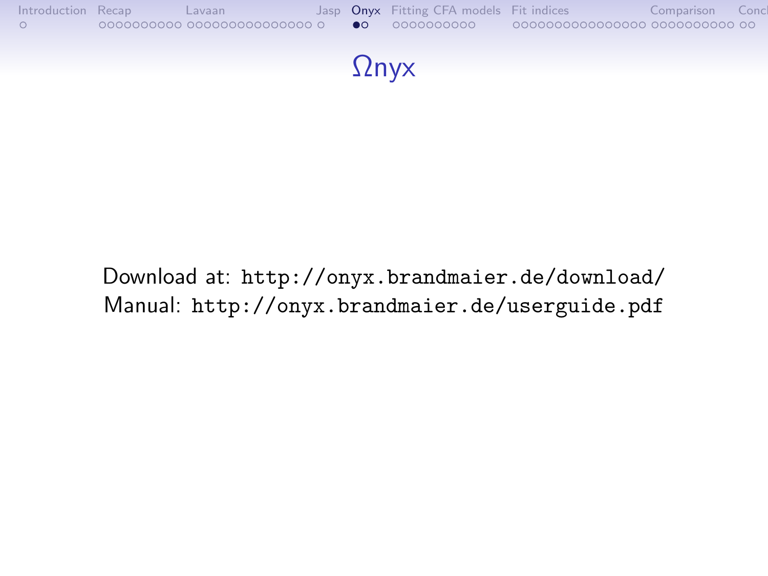# Ωnyx

Download at: `http://onyx.brandmaier.de/download/`
Manual: `http://onyx.brandmaier.de/userguide.pdf`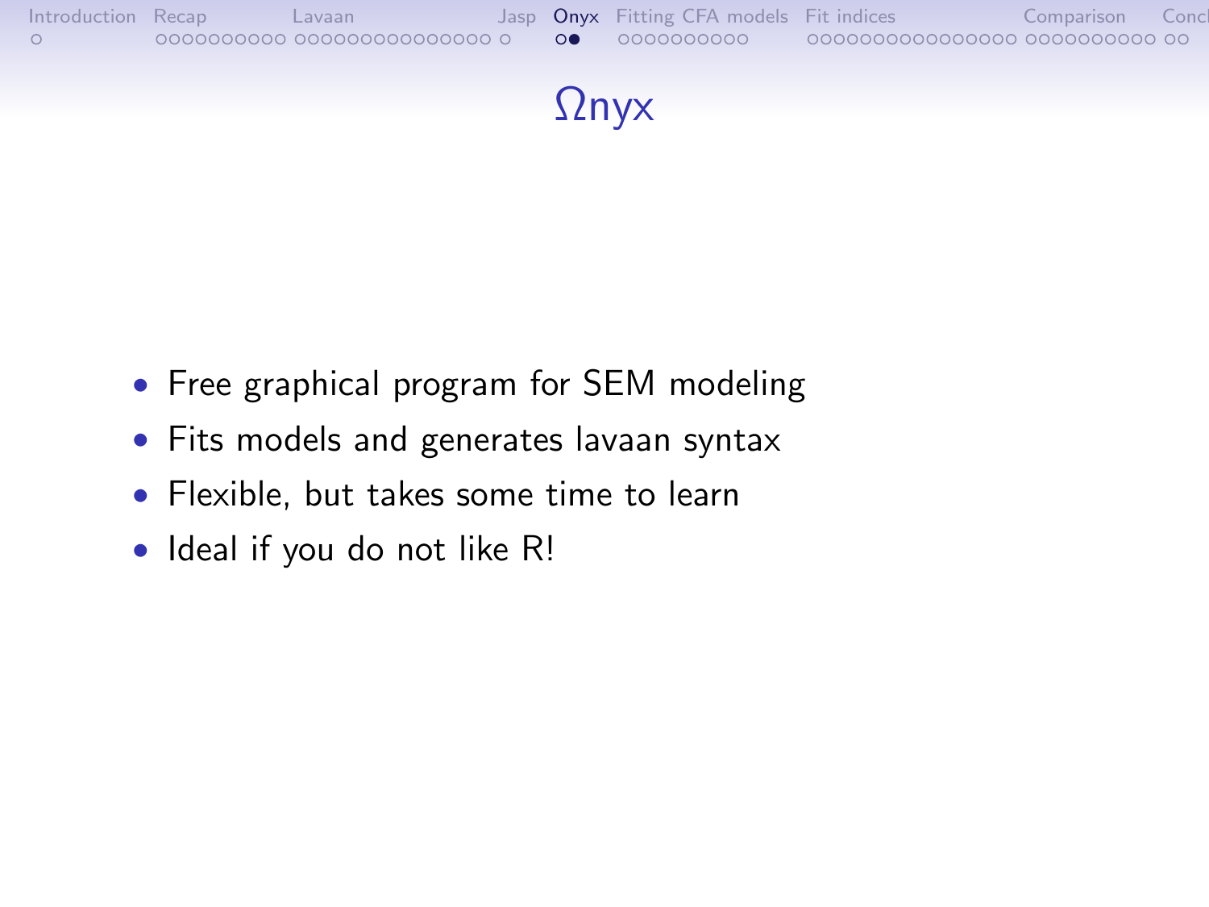# Ωnyx

- Free graphical program for SEM modeling
- Fits models and generates lavaan syntax
- Flexible, but takes some time to learn
- Ideal if you do not like R!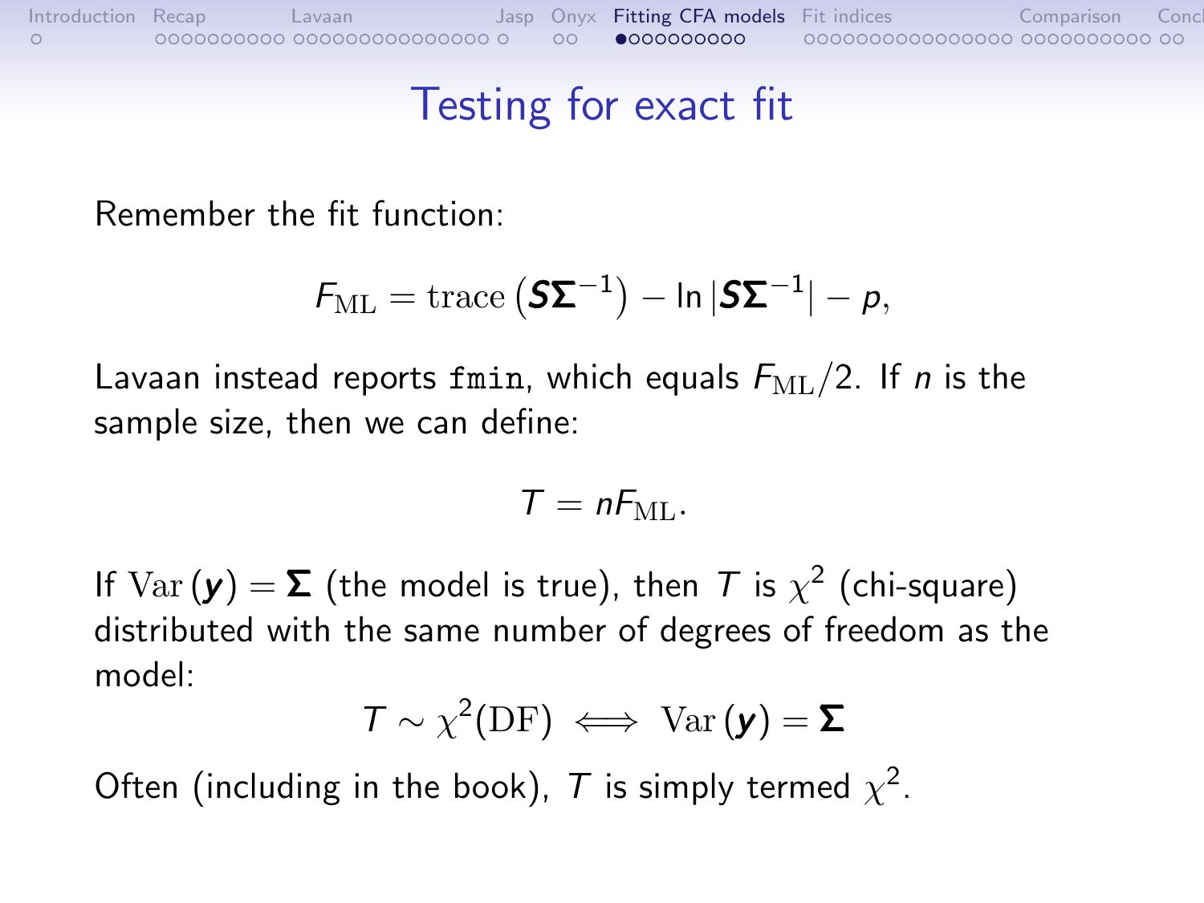# Testing for exact fit

Remember the fit function:

$$F_{\mathrm{ML}} = \mathrm{trace}\left(\boldsymbol{S}\boldsymbol{\Sigma}^{-1}\right) - \ln\left|\boldsymbol{S}\boldsymbol{\Sigma}^{-1}\right| - p,$$

Lavaan instead reports `fmin`, which equals $F_{\mathrm{ML}}/2$. If $n$ is the sample size, then we can define:

$$T = nF_{\mathrm{ML}}.$$

If $\mathrm{Var}\left(\boldsymbol{y}\right) = \boldsymbol{\Sigma}$ (the model is true), then $T$ is $\chi^2$ (chi-square) distributed with the same number of degrees of freedom as the model:

$$T \sim \chi^2(\mathrm{DF}) \iff \mathrm{Var}\left(\boldsymbol{y}\right) = \boldsymbol{\Sigma}$$

Often (including in the book), $T$ is simply termed $\chi^2$.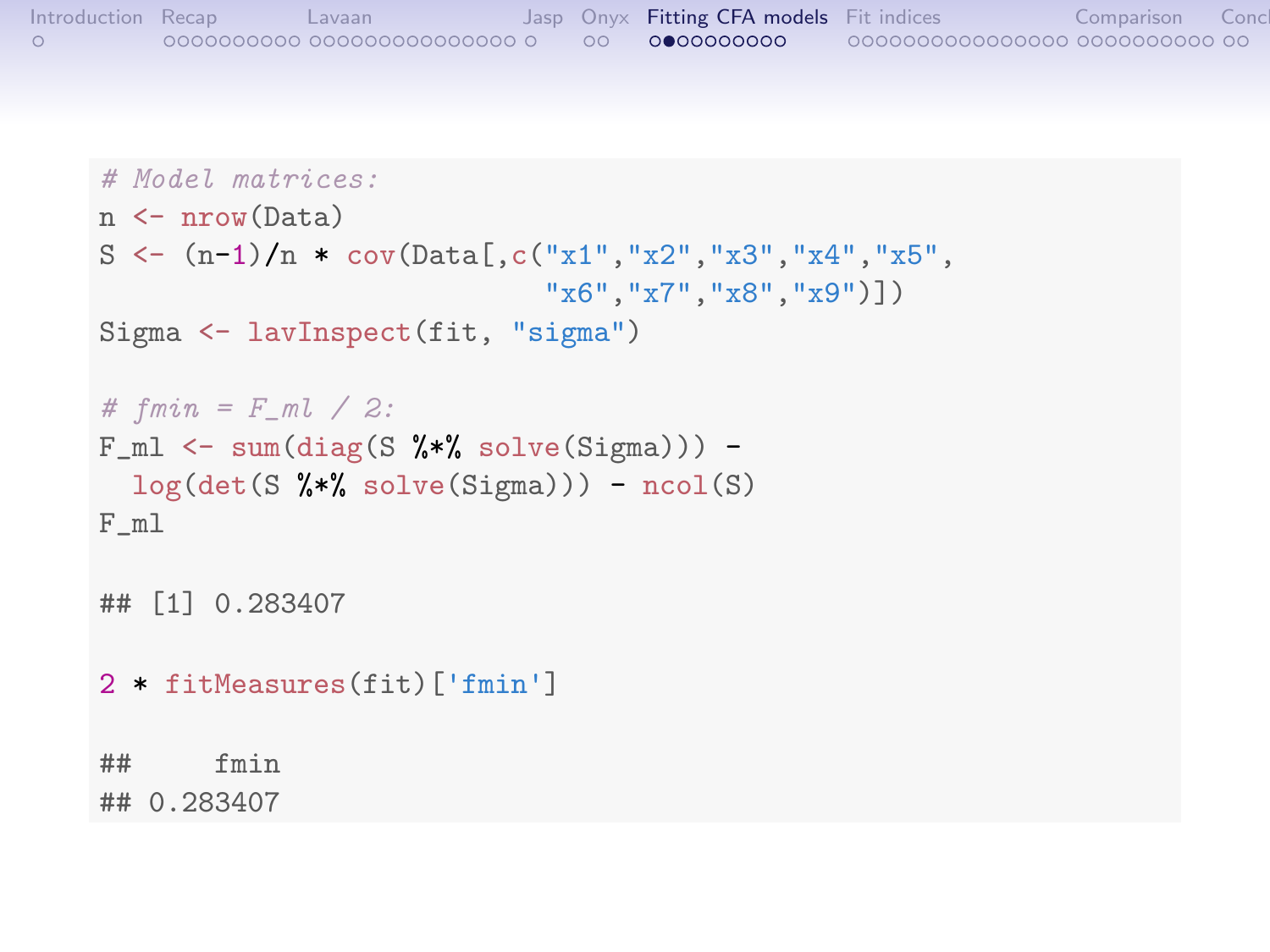```r
# Model matrices:
n <- nrow(Data)
S <- (n-1)/n * cov(Data[,c("x1","x2","x3","x4","x5",
                           "x6","x7","x8","x9")])
Sigma <- lavInspect(fit, "sigma")

# fmin = F_ml / 2:
F_ml <- sum(diag(S %*% solve(Sigma))) -
  log(det(S %*% solve(Sigma))) - ncol(S)
F_ml

## [1] 0.283407

2 * fitMeasures(fit)['fmin']

##     fmin
## 0.283407
```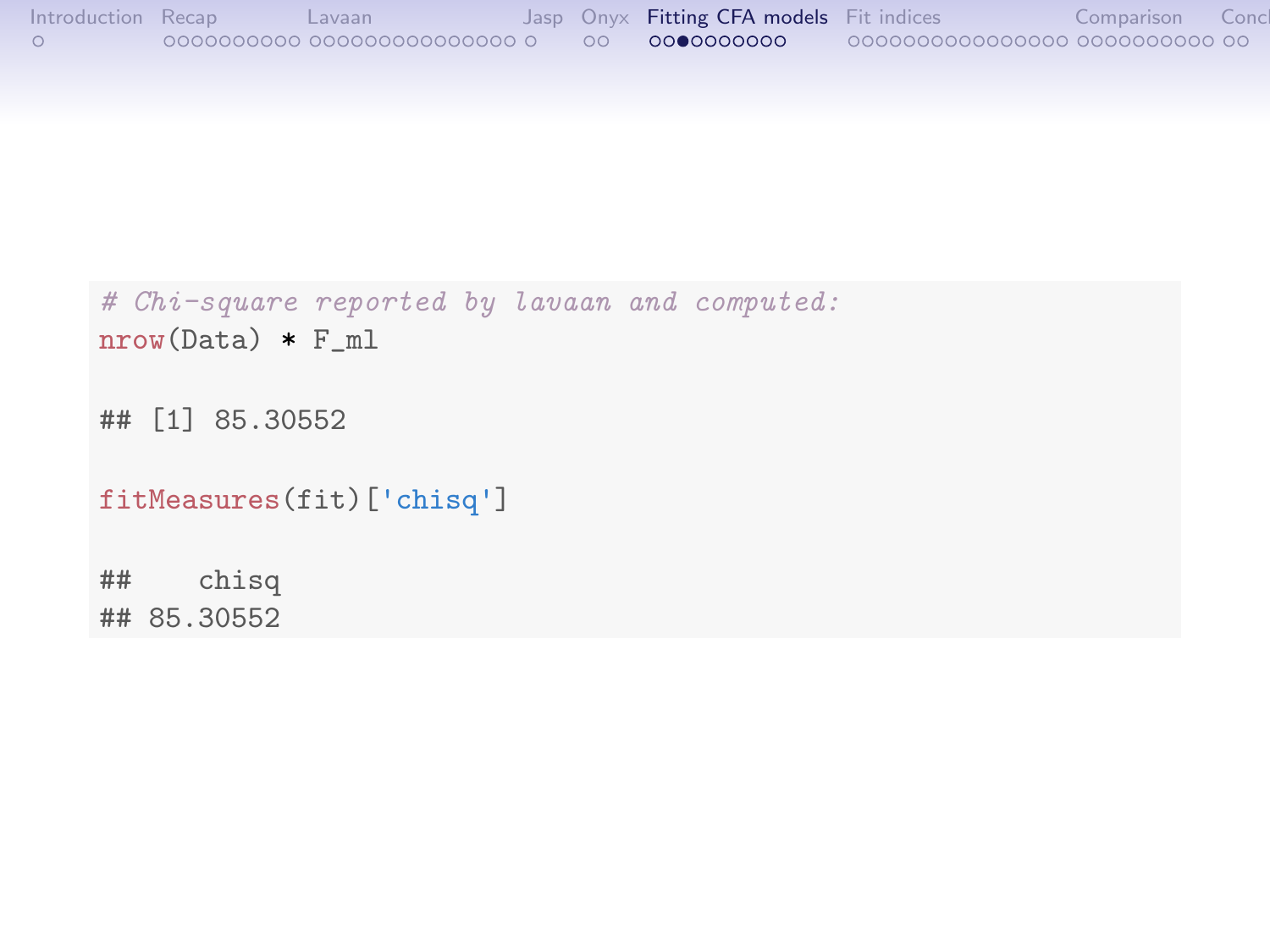```
# Chi-square reported by lavaan and computed:
nrow(Data) * F_ml

## [1] 85.30552

fitMeasures(fit)['chisq']

##    chisq
## 85.30552
```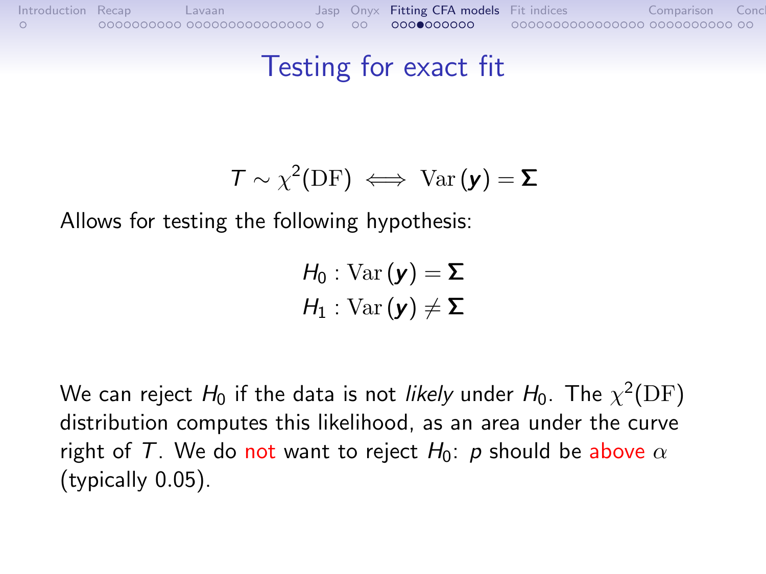# Testing for exact fit

$$T \sim \chi^2(\mathrm{DF}) \iff \mathrm{Var}\left(\boldsymbol{y}\right) = \boldsymbol{\Sigma}$$

Allows for testing the following hypothesis:

$$H_0 : \mathrm{Var}\left(\boldsymbol{y}\right) = \boldsymbol{\Sigma}$$
$$H_1 : \mathrm{Var}\left(\boldsymbol{y}\right) \neq \boldsymbol{\Sigma}$$

We can reject $H_0$ if the data is not *likely* under $H_0$. The $\chi^2(\mathrm{DF})$ distribution computes this likelihood, as an area under the curve right of $T$. We do not want to reject $H_0$: $p$ should be above $\alpha$ (typically 0.05).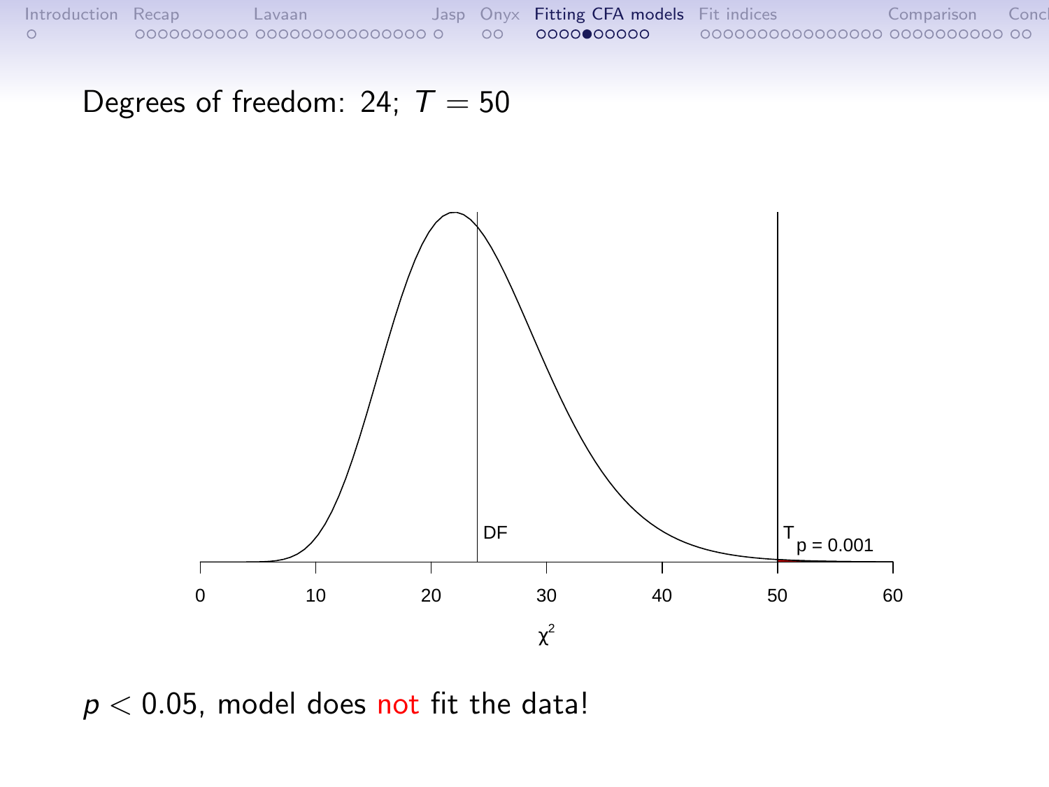Degrees of freedom: 24; $T = 50$

$p < 0.05$, model does not fit the data!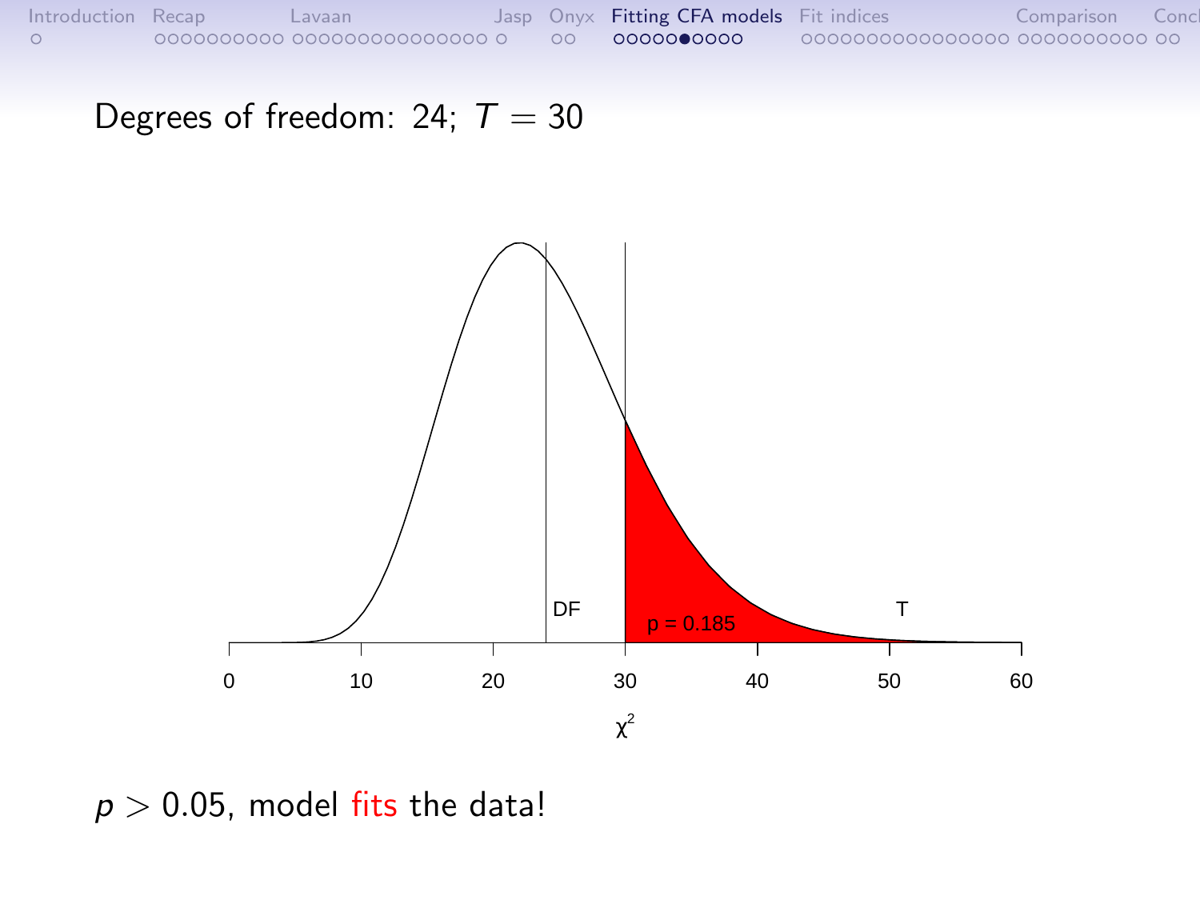Degrees of freedom: 24; $T = 30$

$p > 0.05$, model fits the data!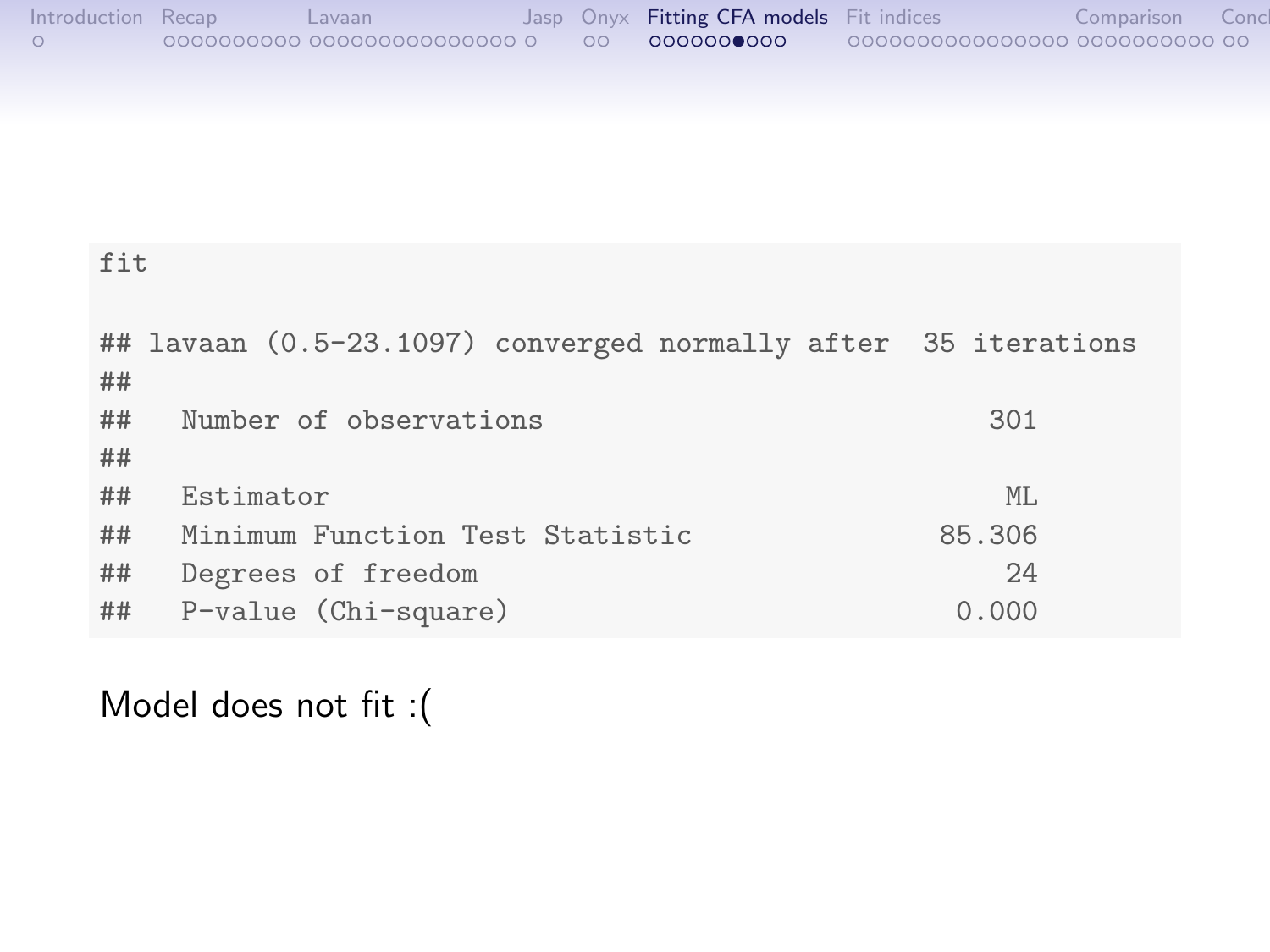```
fit

## lavaan (0.5-23.1097) converged normally after  35 iterations
##
##   Number of observations                           301
##
##   Estimator                                         ML
##   Minimum Function Test Statistic               85.306
##   Degrees of freedom                                24
##   P-value (Chi-square)                           0.000
```

Model does not fit :(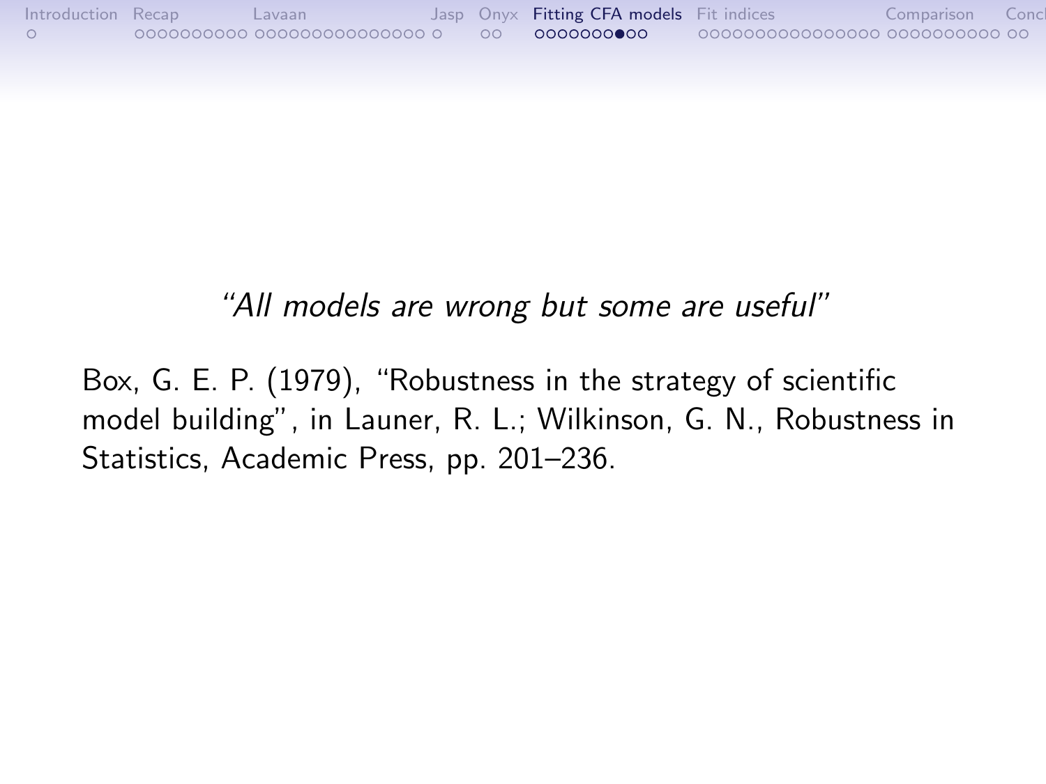*"All models are wrong but some are useful"*

Box, G. E. P. (1979), "Robustness in the strategy of scientific model building", in Launer, R. L.; Wilkinson, G. N., Robustness in Statistics, Academic Press, pp. 201–236.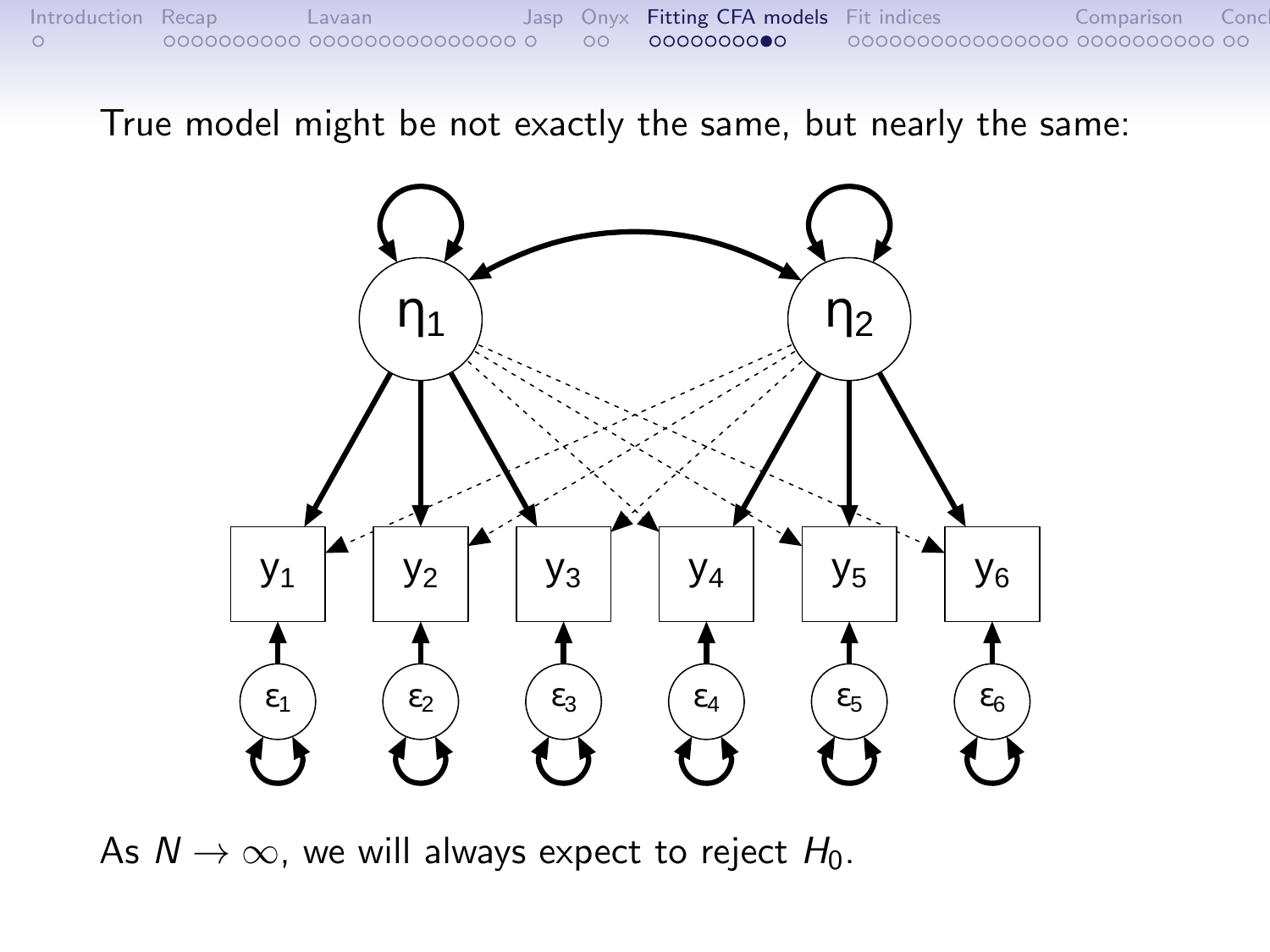True model might be not exactly the same, but nearly the same:

As $N \to \infty$, we will always expect to reject $H_0$.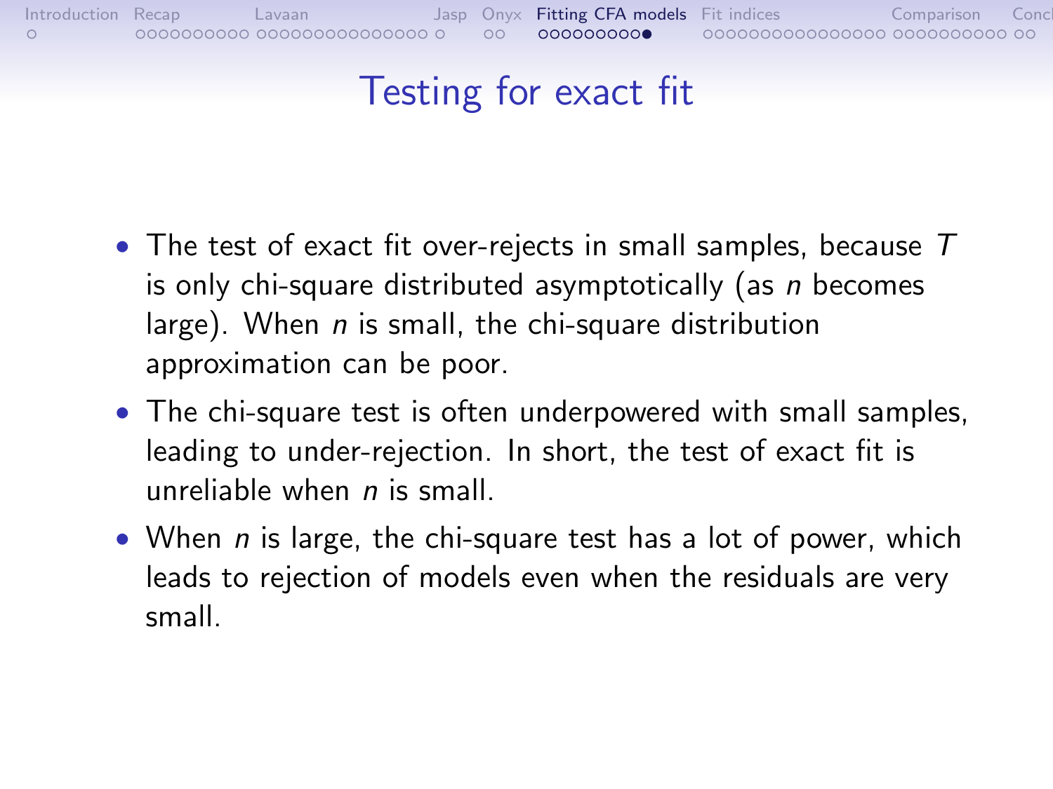# Testing for exact fit

- The test of exact fit over-rejects in small samples, because $T$ is only chi-square distributed asymptotically (as $n$ becomes large). When $n$ is small, the chi-square distribution approximation can be poor.
- The chi-square test is often underpowered with small samples, leading to under-rejection. In short, the test of exact fit is unreliable when $n$ is small.
- When $n$ is large, the chi-square test has a lot of power, which leads to rejection of models even when the residuals are very small.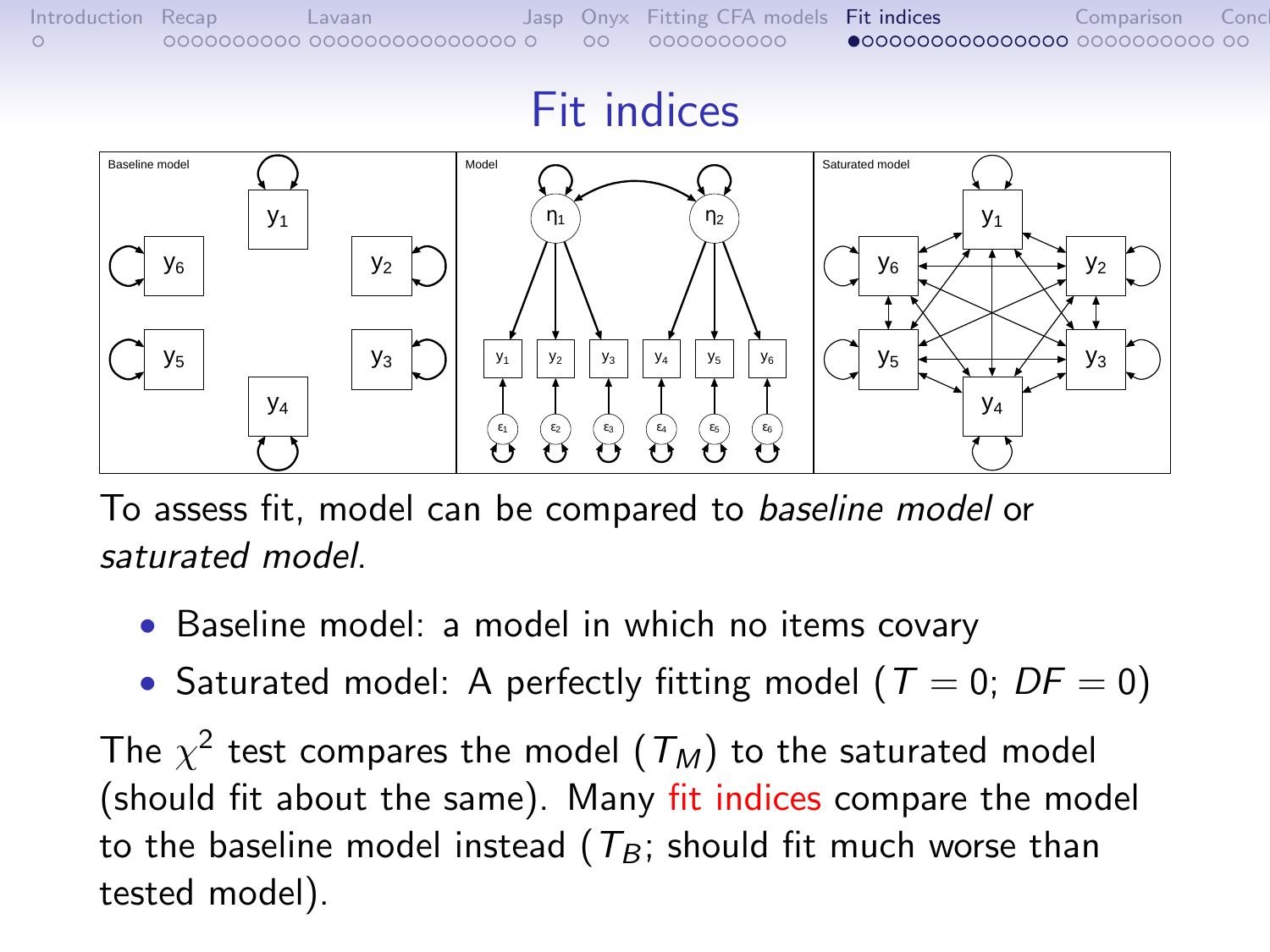# Fit indices

To assess fit, model can be compared to *baseline model* or *saturated model*.

- Baseline model: a model in which no items covary
- Saturated model: A perfectly fitting model ($T = 0$; $DF = 0$)

The $\chi^2$ test compares the model ($T_M$) to the saturated model (should fit about the same). Many fit indices compare the model to the baseline model instead ($T_B$; should fit much worse than tested model).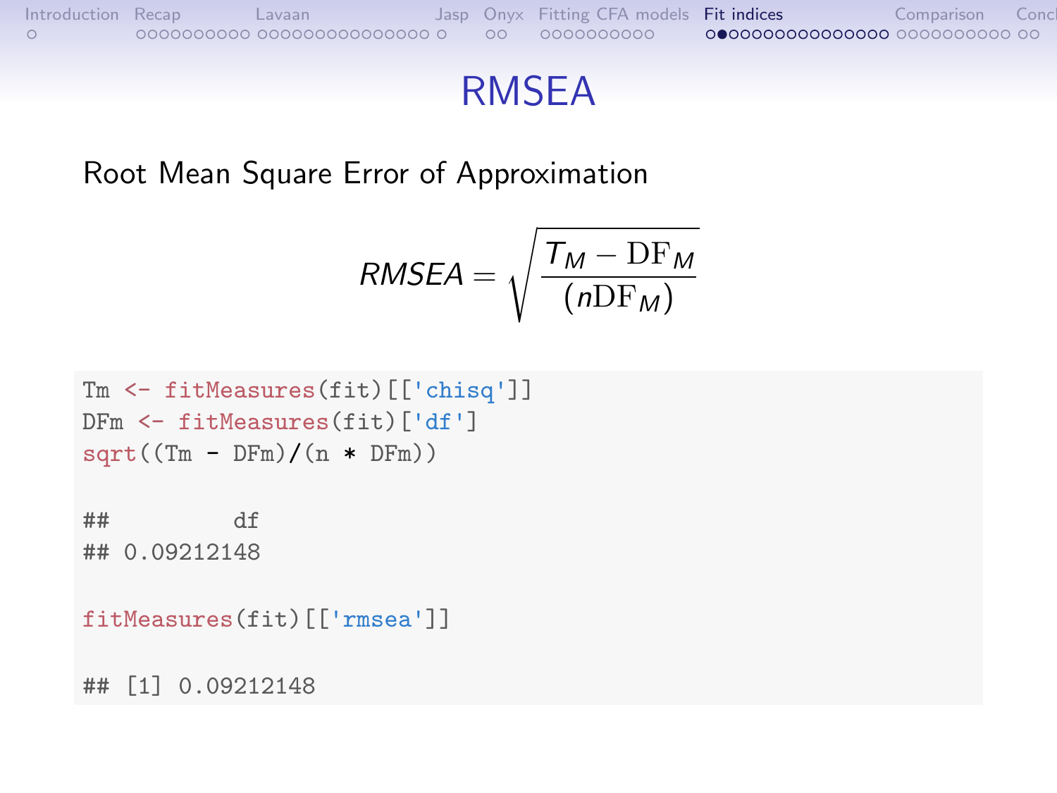# RMSEA

Root Mean Square Error of Approximation

$$RMSEA = \sqrt{\frac{T_M - \mathrm{DF}_M}{(n\mathrm{DF}_M)}}$$

```
Tm <- fitMeasures(fit)[['chisq']]
DFm <- fitMeasures(fit)['df']
sqrt((Tm - DFm)/(n * DFm))

##         df
## 0.09212148

fitMeasures(fit)[['rmsea']]

## [1] 0.09212148
```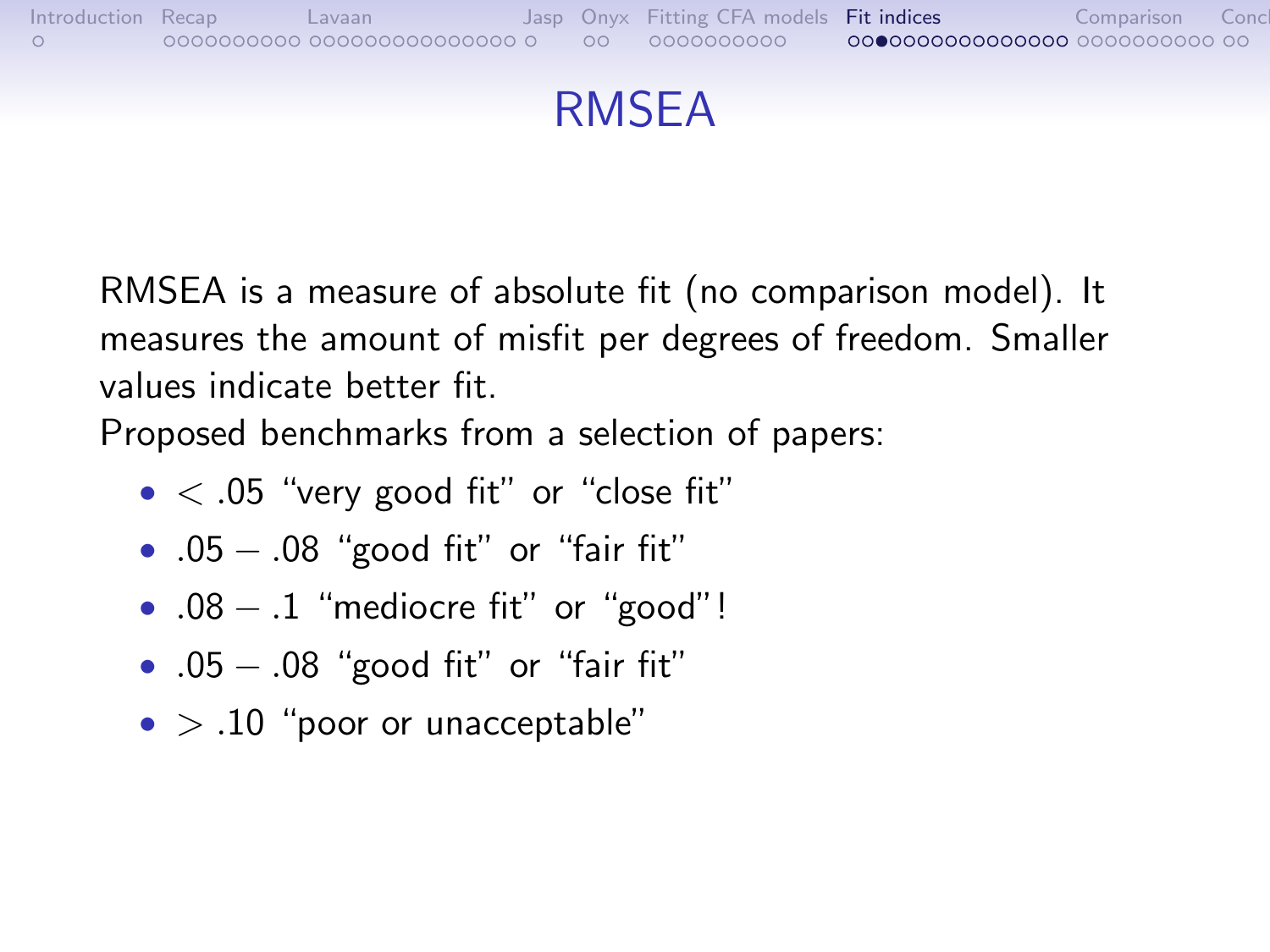# RMSEA

RMSEA is a measure of absolute fit (no comparison model). It measures the amount of misfit per degrees of freedom. Smaller values indicate better fit.

Proposed benchmarks from a selection of papers:

- $< .05$ “very good fit” or “close fit”
- $.05 - .08$ “good fit” or “fair fit”
- $.08 - .1$ “mediocre fit” or “good”!
- $.05 - .08$ “good fit” or “fair fit”
- $> .10$ “poor or unacceptable”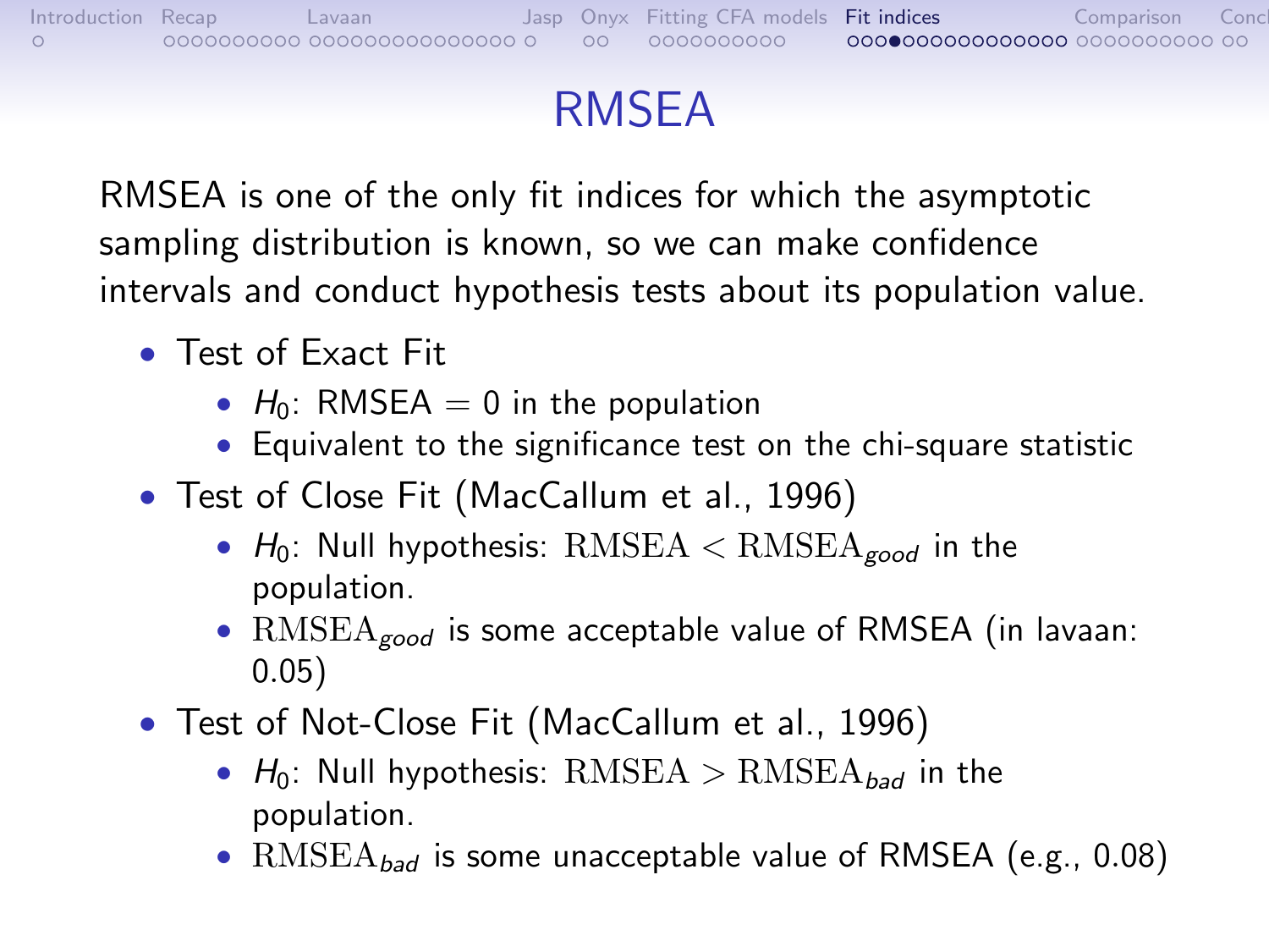# RMSEA

RMSEA is one of the only fit indices for which the asymptotic sampling distribution is known, so we can make confidence intervals and conduct hypothesis tests about its population value.

- Test of Exact Fit
  - $H_0$: RMSEA $= 0$ in the population
  - Equivalent to the significance test on the chi-square statistic
- Test of Close Fit (MacCallum et al., 1996)
  - $H_0$: Null hypothesis: $\mathrm{RMSEA} < \mathrm{RMSEA}_{good}$ in the population.
  - $\mathrm{RMSEA}_{good}$ is some acceptable value of RMSEA (in lavaan: 0.05)
- Test of Not-Close Fit (MacCallum et al., 1996)
  - $H_0$: Null hypothesis: $\mathrm{RMSEA} > \mathrm{RMSEA}_{bad}$ in the population.
  - $\mathrm{RMSEA}_{bad}$ is some unacceptable value of RMSEA (e.g., 0.08)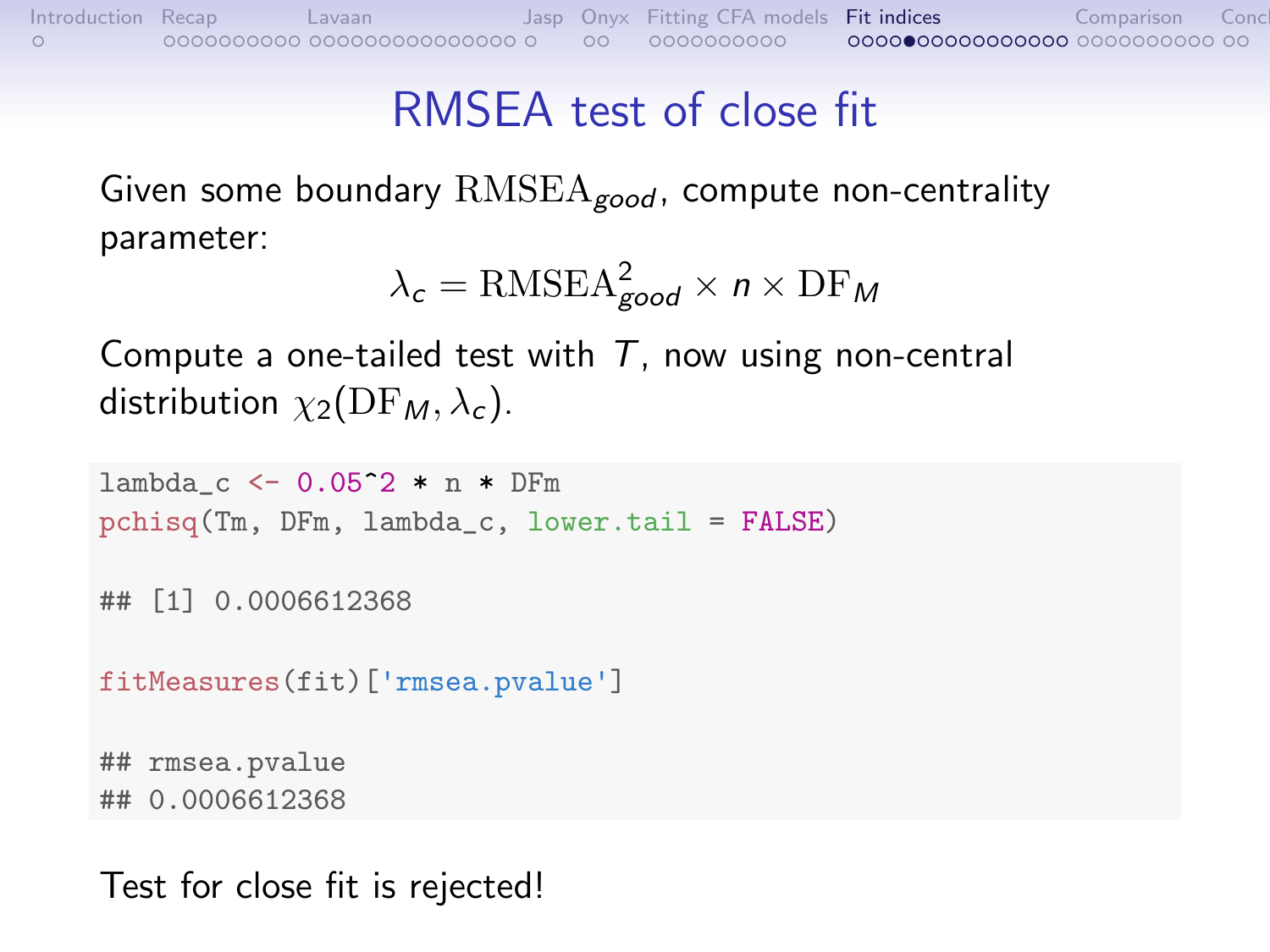# RMSEA test of close fit

Given some boundary $\mathrm{RMSEA}_{good}$, compute non-centrality parameter:

$$\lambda_c = \mathrm{RMSEA}^2_{good} \times n \times \mathrm{DF}_M$$

Compute a one-tailed test with $T$, now using non-central distribution $\chi_2(\mathrm{DF}_M, \lambda_c)$.

```
lambda_c <- 0.05^2 * n * DFm
pchisq(Tm, DFm, lambda_c, lower.tail = FALSE)

## [1] 0.0006612368

fitMeasures(fit)['rmsea.pvalue']

## rmsea.pvalue
## 0.0006612368
```

Test for close fit is rejected!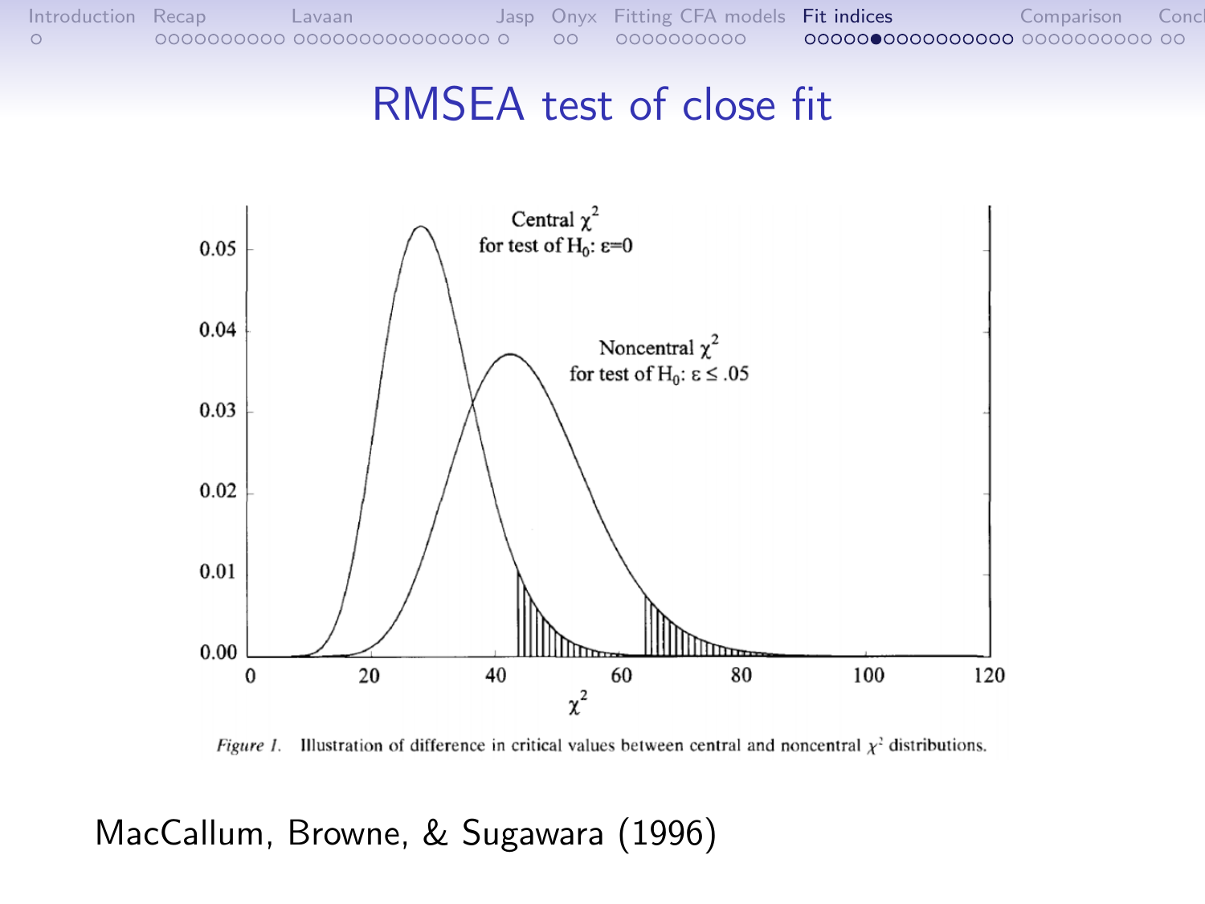# RMSEA test of close fit

*Figure 1.* Illustration of difference in critical values between central and noncentral $\chi^2$ distributions.

MacCallum, Browne, & Sugawara (1996)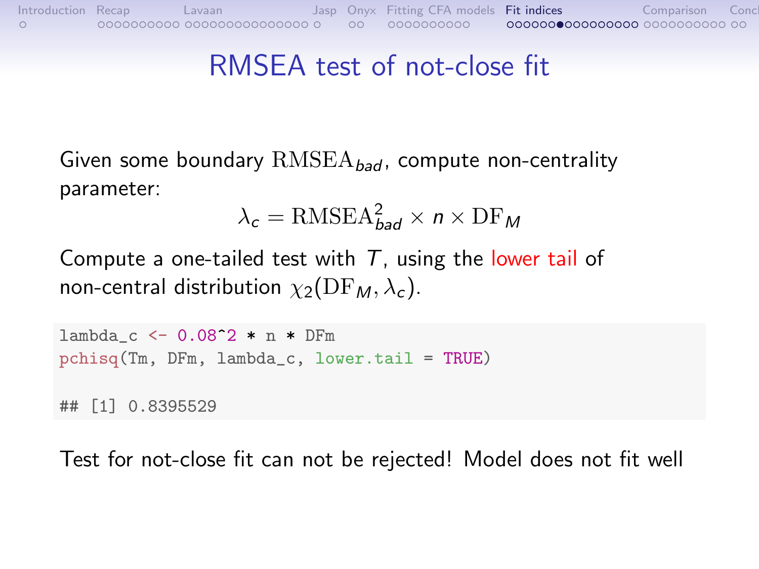# RMSEA test of not-close fit

Given some boundary $\mathrm{RMSEA}_{bad}$, compute non-centrality parameter:

$$\lambda_c = \mathrm{RMSEA}_{bad}^2 \times n \times \mathrm{DF}_M$$

Compute a one-tailed test with $T$, using the lower tail of non-central distribution $\chi_2(\mathrm{DF}_M, \lambda_c)$.

```
lambda_c <- 0.08^2 * n * DFm
pchisq(Tm, DFm, lambda_c, lower.tail = TRUE)

## [1] 0.8395529
```

Test for not-close fit can not be rejected! Model does not fit well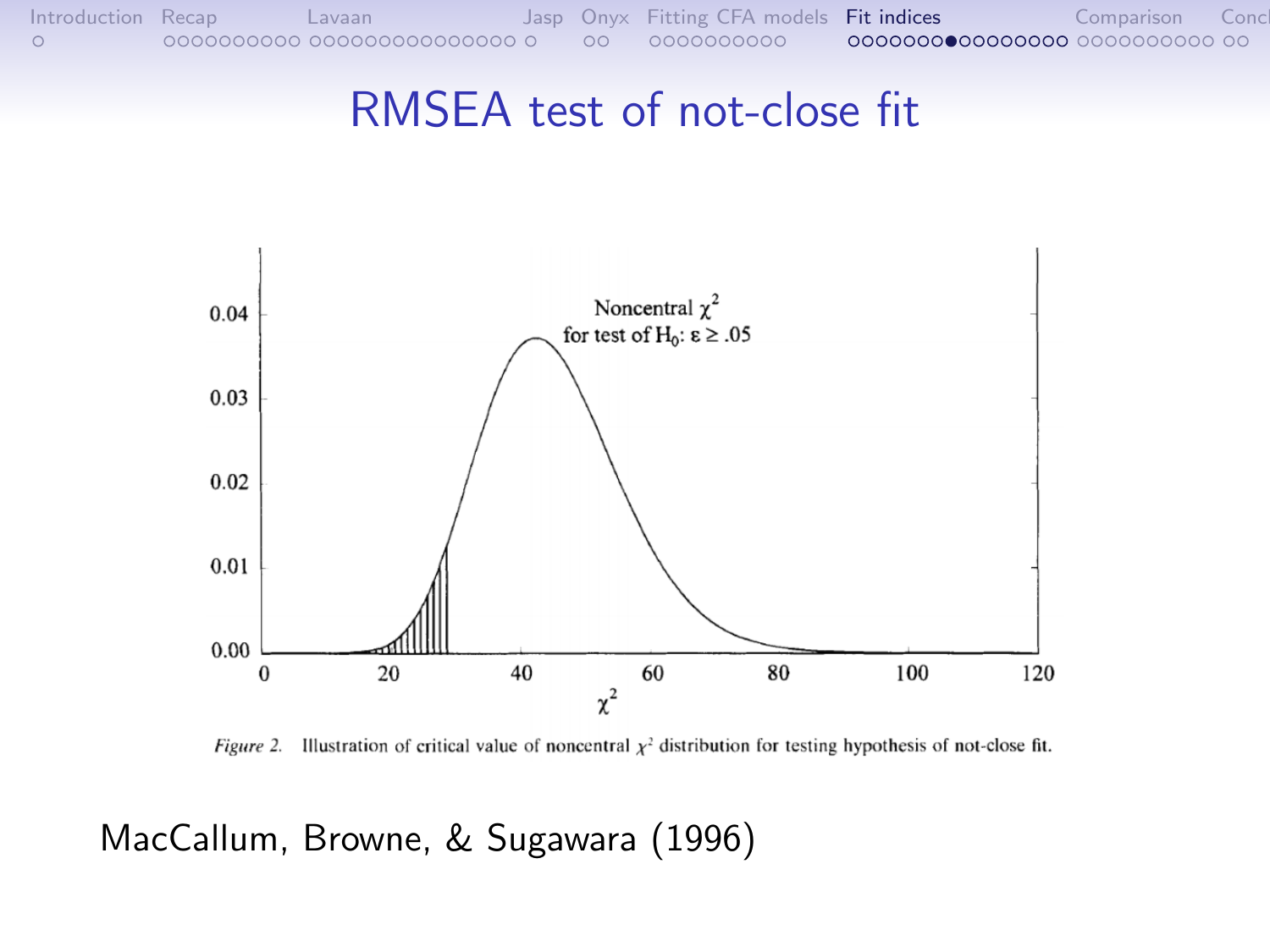# RMSEA test of not-close fit

*Figure 2.* Illustration of critical value of noncentral $\chi^2$ distribution for testing hypothesis of not-close fit.

MacCallum, Browne, & Sugawara (1996)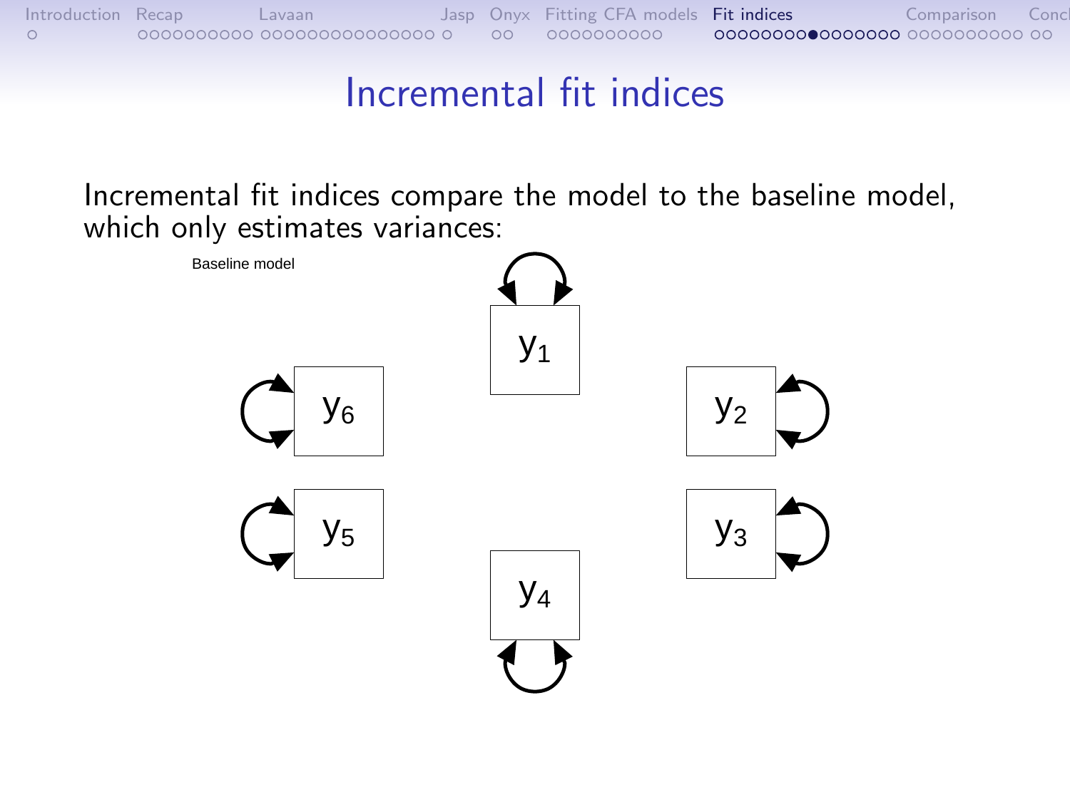# Incremental fit indices

Incremental fit indices compare the model to the baseline model, which only estimates variances:

Baseline model

$y_1$

$y_6$ $y_2$

$y_5$ $y_3$

$y_4$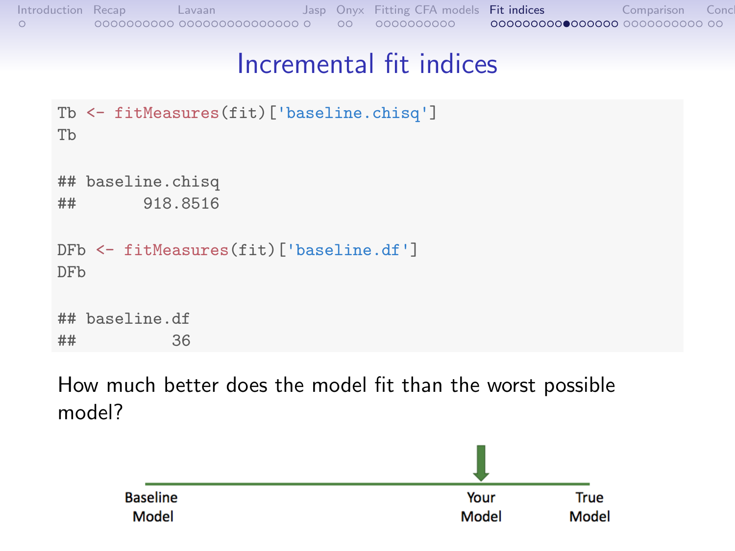# Incremental fit indices

```r
Tb <- fitMeasures(fit)['baseline.chisq']
Tb

## baseline.chisq
##       918.8516

DFb <- fitMeasures(fit)['baseline.df']
DFb

## baseline.df
##          36
```

How much better does the model fit than the worst possible model?

Baseline Model — Your Model — True Model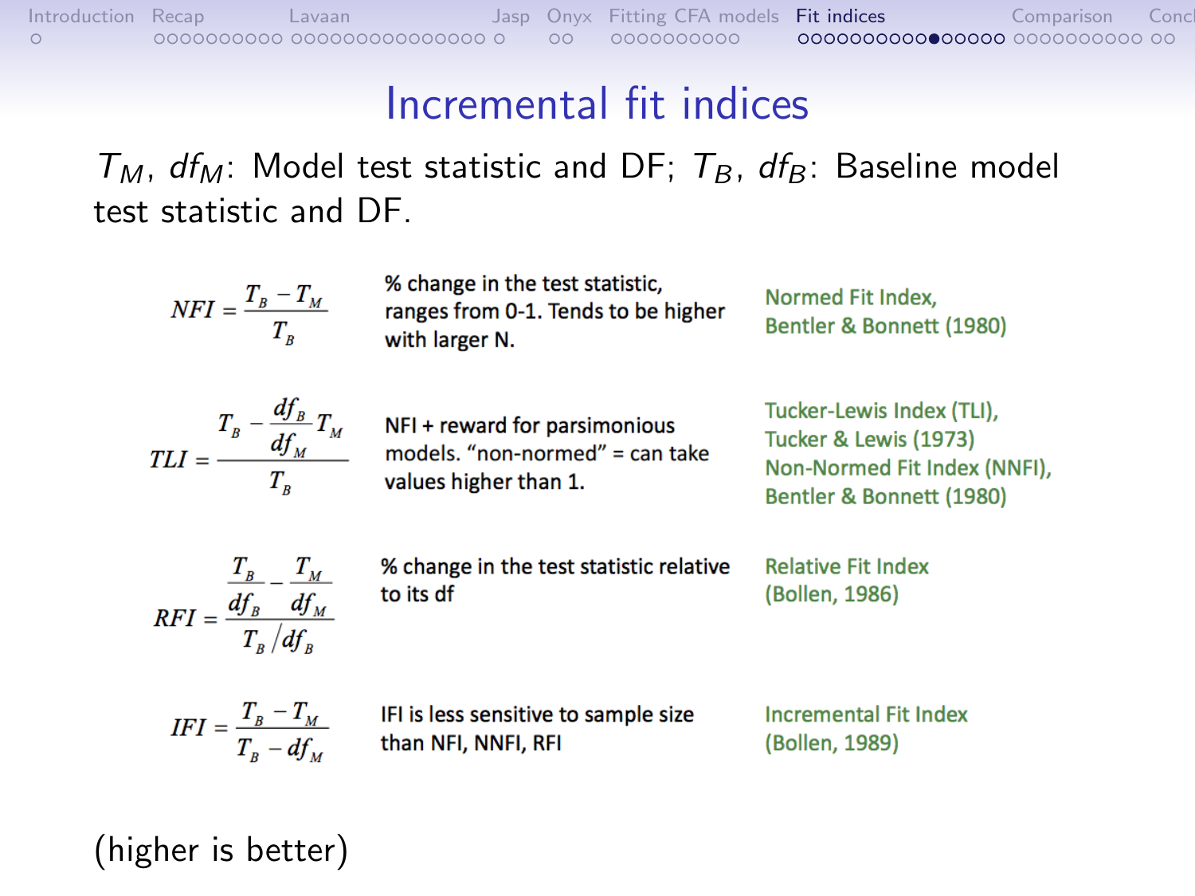# Incremental fit indices

$T_M$, $df_M$: Model test statistic and DF; $T_B$, $df_B$: Baseline model test statistic and DF.

| Formula | Description | Index |
| --- | --- | --- |
| $NFI = \frac{T_B - T_M}{T_B}$ | % change in the test statistic, ranges from 0-1. Tends to be higher with larger N. | Normed Fit Index, Bentler & Bonnett (1980) |
| $TLI = \frac{T_B - \frac{df_B}{df_M} T_M}{T_B}$ | NFI + reward for parsimonious models. "non-normed" = can take values higher than 1. | Tucker-Lewis Index (TLI), Tucker & Lewis (1973) Non-Normed Fit Index (NNFI), Bentler & Bonnett (1980) |
| $RFI = \frac{\frac{T_B}{df_B} - \frac{T_M}{df_M}}{T_B / df_B}$ | % change in the test statistic relative to its df | Relative Fit Index (Bollen, 1986) |
| $IFI = \frac{T_B - T_M}{T_B - df_M}$ | IFI is less sensitive to sample size than NFI, NNFI, RFI | Incremental Fit Index (Bollen, 1989) |

(higher is better)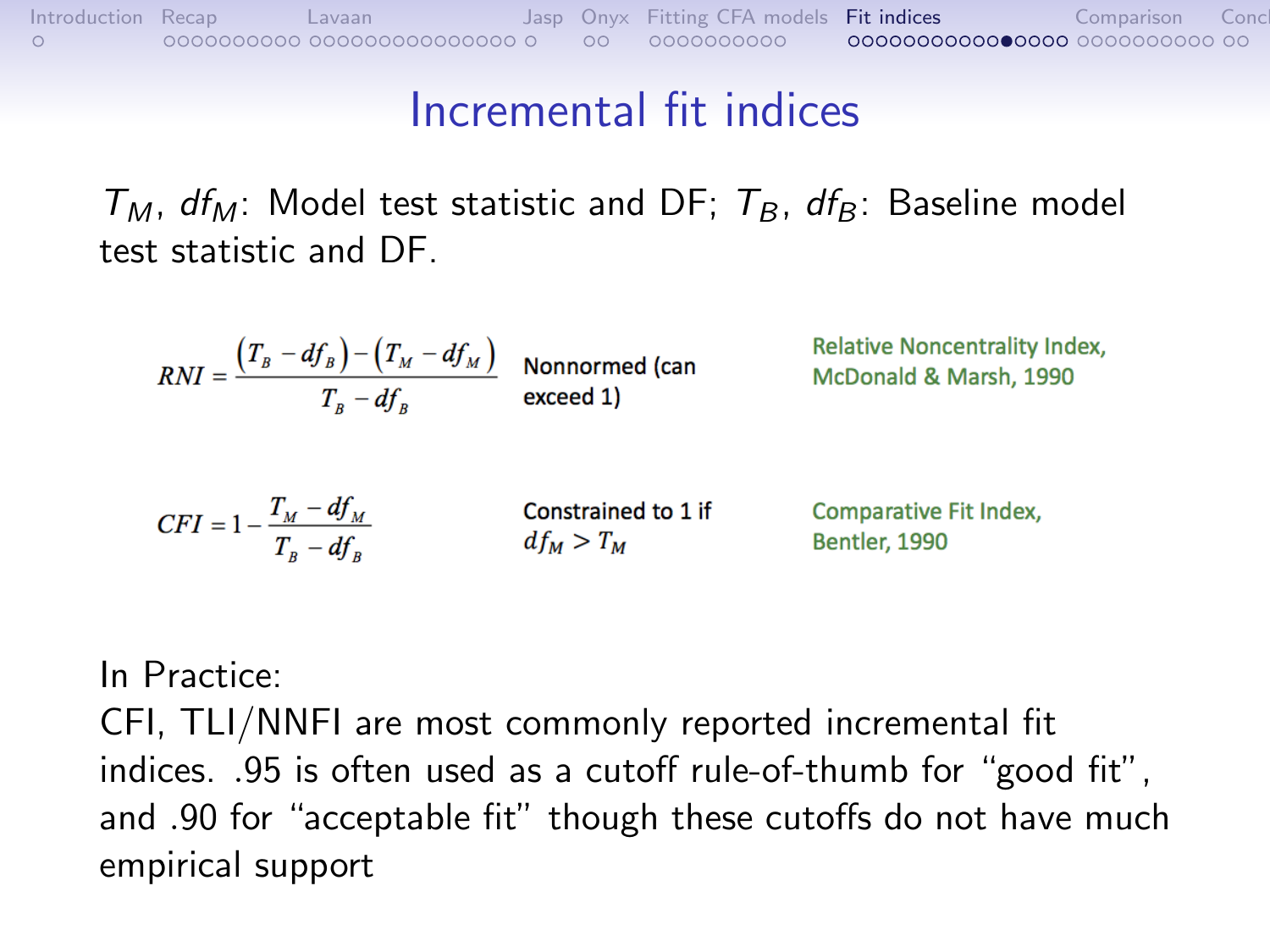# Incremental fit indices

$T_M$, $df_M$: Model test statistic and DF; $T_B$, $df_B$: Baseline model test statistic and DF.

| Formula | Note | Index |
|---|---|---|
| $RNI = \frac{(T_B - df_B) - (T_M - df_M)}{T_B - df_B}$ | Nonnormed (can exceed 1) | Relative Noncentrality Index, McDonald & Marsh, 1990 |
| $CFI = 1 - \frac{T_M - df_M}{T_B - df_B}$ | Constrained to 1 if $df_M > T_M$ | Comparative Fit Index, Bentler, 1990 |

In Practice:
CFI, TLI/NNFI are most commonly reported incremental fit indices. .95 is often used as a cutoff rule-of-thumb for "good fit", and .90 for "acceptable fit" though these cutoffs do not have much empirical support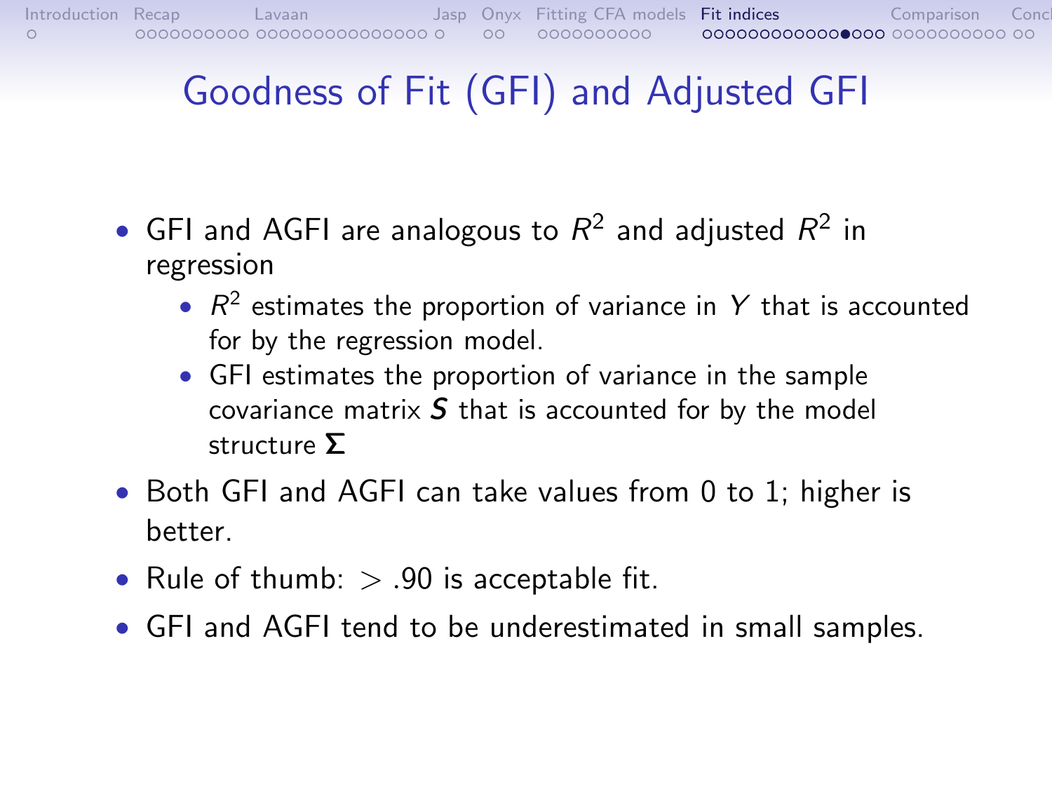# Goodness of Fit (GFI) and Adjusted GFI

- GFI and AGFI are analogous to $R^2$ and adjusted $R^2$ in regression
    - $R^2$ estimates the proportion of variance in $Y$ that is accounted for by the regression model.
    - GFI estimates the proportion of variance in the sample covariance matrix $\boldsymbol{S}$ that is accounted for by the model structure $\boldsymbol{\Sigma}$
- Both GFI and AGFI can take values from 0 to 1; higher is better.
- Rule of thumb: $> .90$ is acceptable fit.
- GFI and AGFI tend to be underestimated in small samples.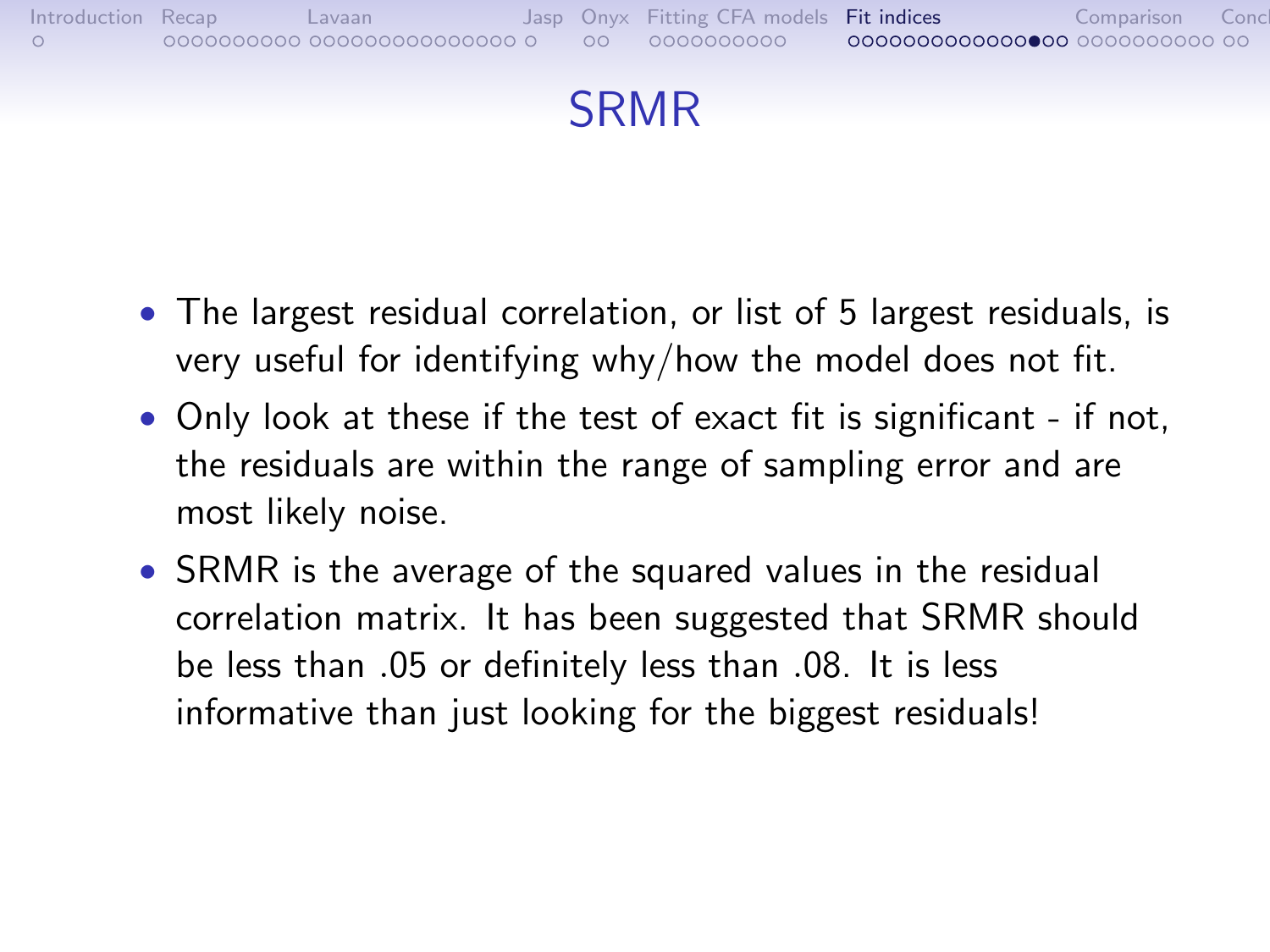# SRMR

- The largest residual correlation, or list of 5 largest residuals, is very useful for identifying why/how the model does not fit.
- Only look at these if the test of exact fit is significant - if not, the residuals are within the range of sampling error and are most likely noise.
- SRMR is the average of the squared values in the residual correlation matrix. It has been suggested that SRMR should be less than .05 or definitely less than .08. It is less informative than just looking for the biggest residuals!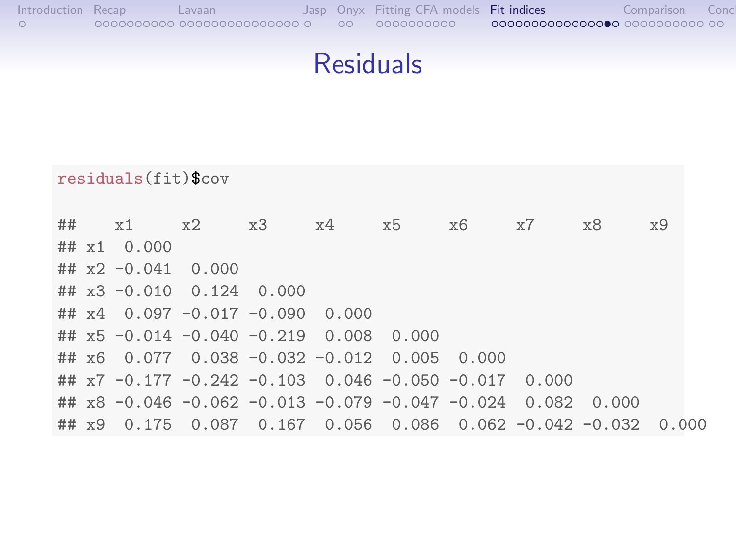# Residuals

```r
residuals(fit)$cov
```

```
##        x1     x2     x3     x4     x5     x6     x7     x8     x9
## x1  0.000
## x2 -0.041  0.000
## x3 -0.010  0.124  0.000
## x4  0.097 -0.017 -0.090  0.000
## x5 -0.014 -0.040 -0.219  0.008  0.000
## x6  0.077  0.038 -0.032 -0.012  0.005  0.000
## x7 -0.177 -0.242 -0.103  0.046 -0.050 -0.017  0.000
## x8 -0.046 -0.062 -0.013 -0.079 -0.047 -0.024  0.082  0.000
## x9  0.175  0.087  0.167  0.056  0.086  0.062 -0.042 -0.032  0.000
```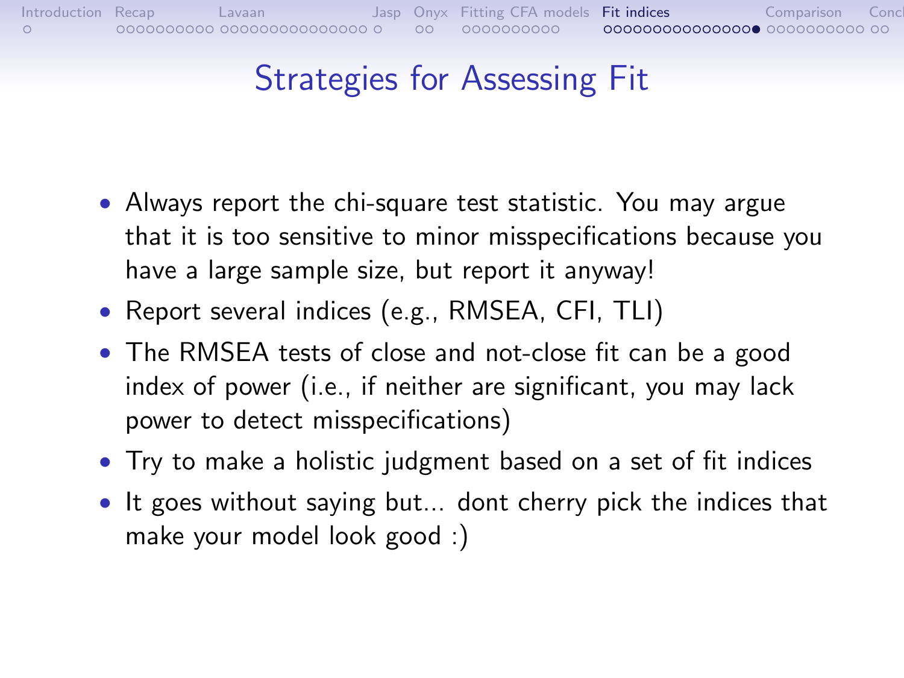# Strategies for Assessing Fit

- Always report the chi-square test statistic. You may argue that it is too sensitive to minor misspecifications because you have a large sample size, but report it anyway!
- Report several indices (e.g., RMSEA, CFI, TLI)
- The RMSEA tests of close and not-close fit can be a good index of power (i.e., if neither are significant, you may lack power to detect misspecifications)
- Try to make a holistic judgment based on a set of fit indices
- It goes without saying but... dont cherry pick the indices that make your model look good :)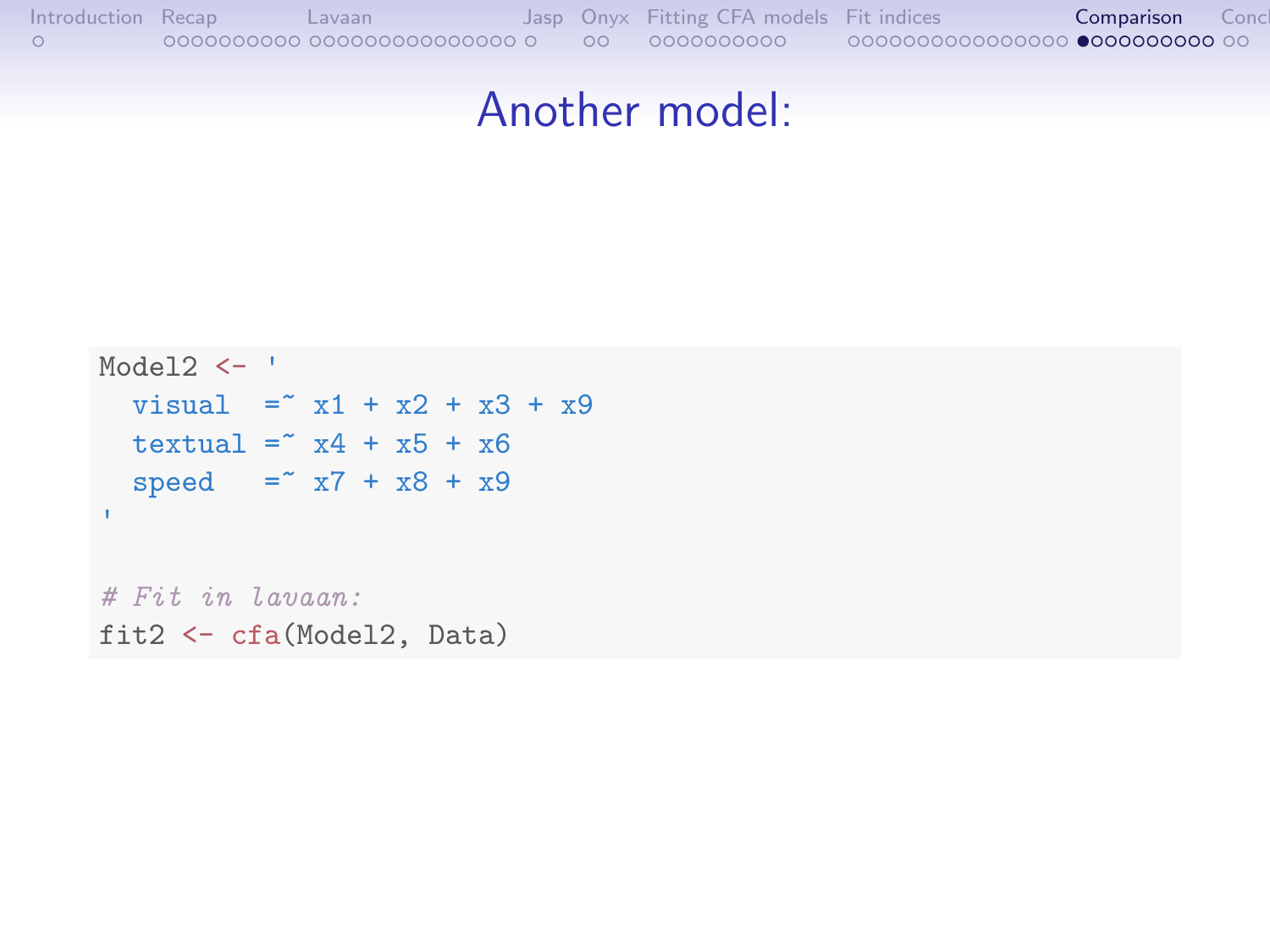# Another model:

```
Model2 <- '
  visual  =~ x1 + x2 + x3 + x9
  textual =~ x4 + x5 + x6
  speed   =~ x7 + x8 + x9
'

# Fit in lavaan:
fit2 <- cfa(Model2, Data)
```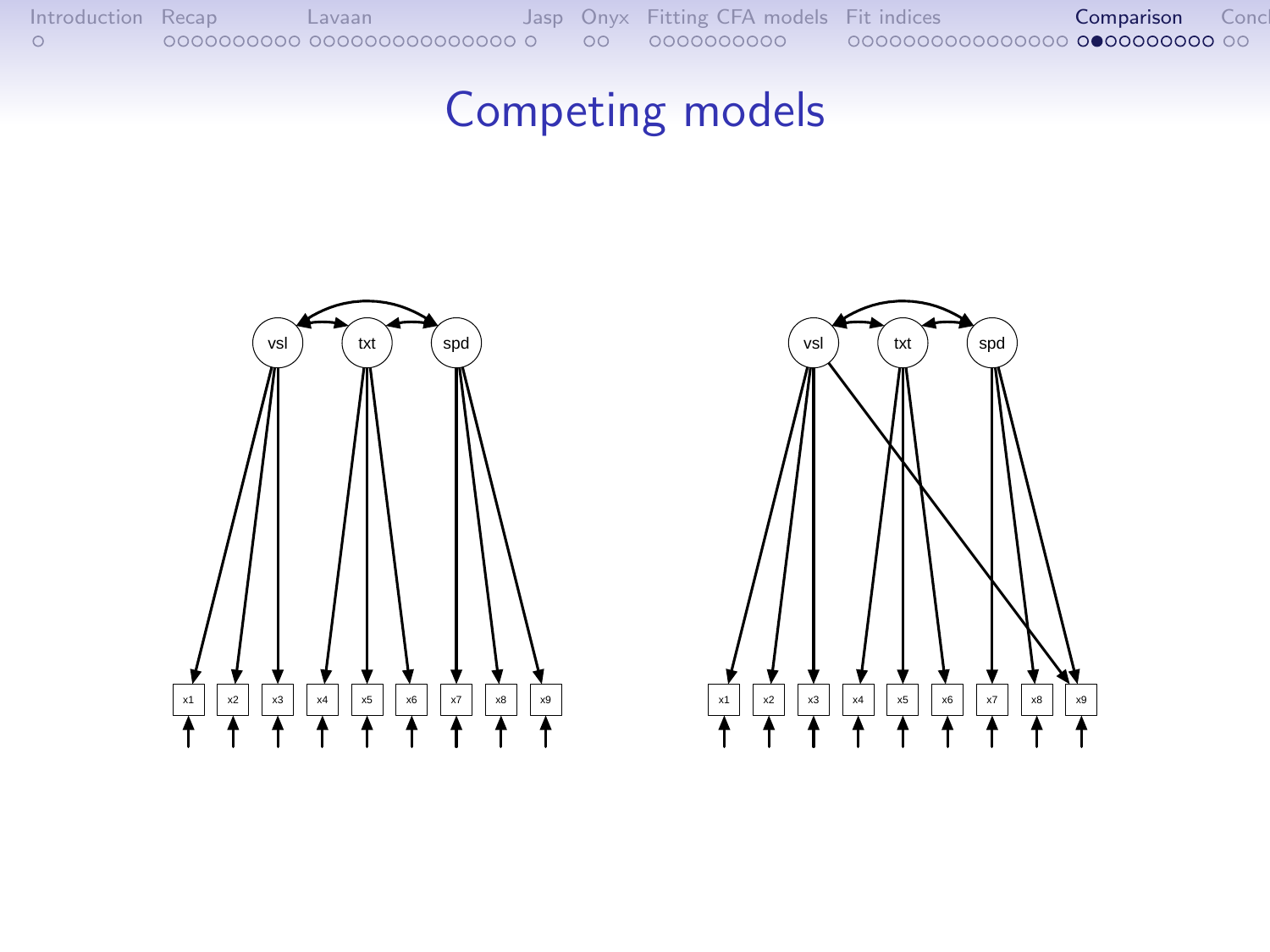# Competing models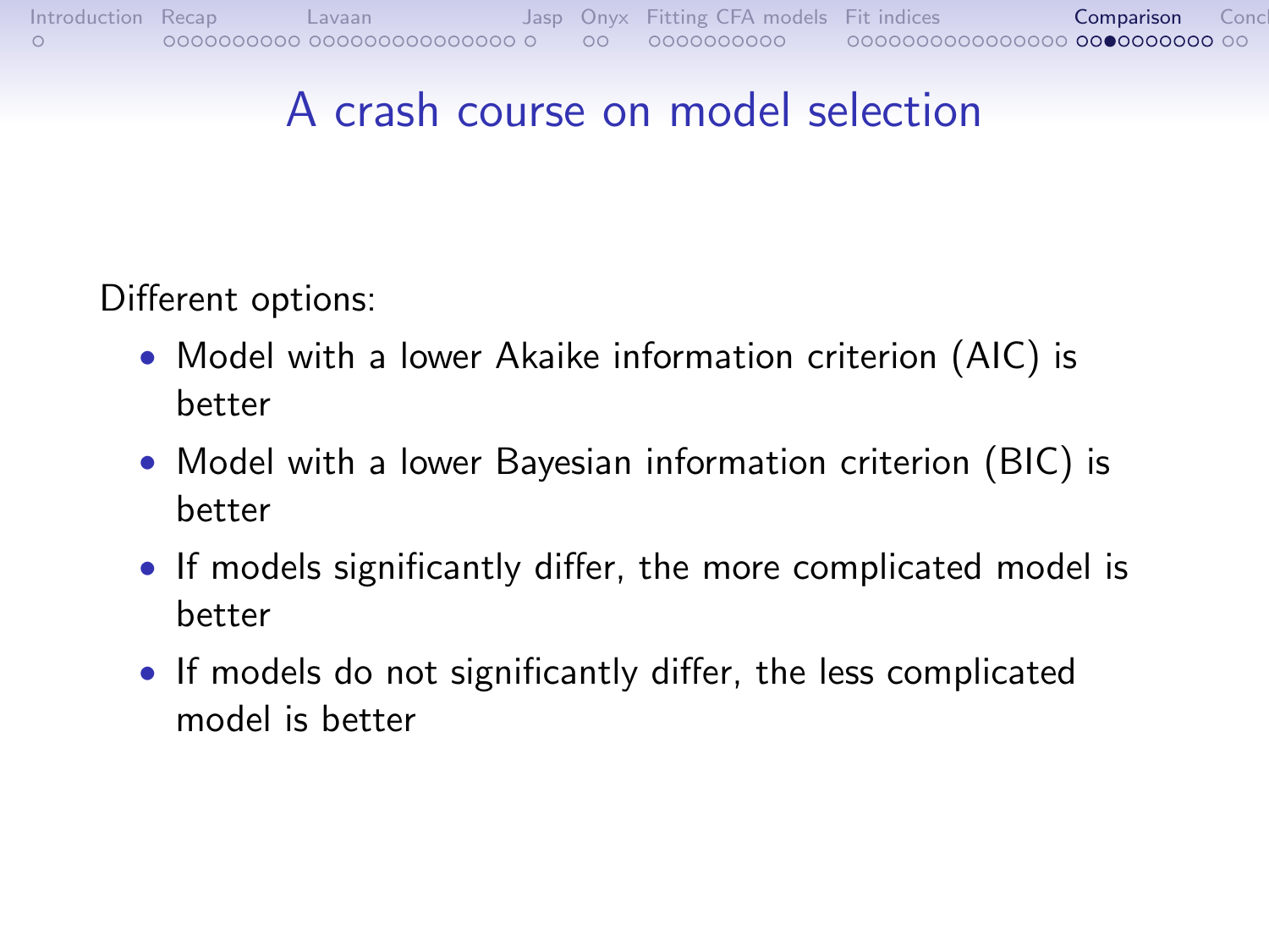# A crash course on model selection

Different options:

- Model with a lower Akaike information criterion (AIC) is better
- Model with a lower Bayesian information criterion (BIC) is better
- If models significantly differ, the more complicated model is better
- If models do not significantly differ, the less complicated model is better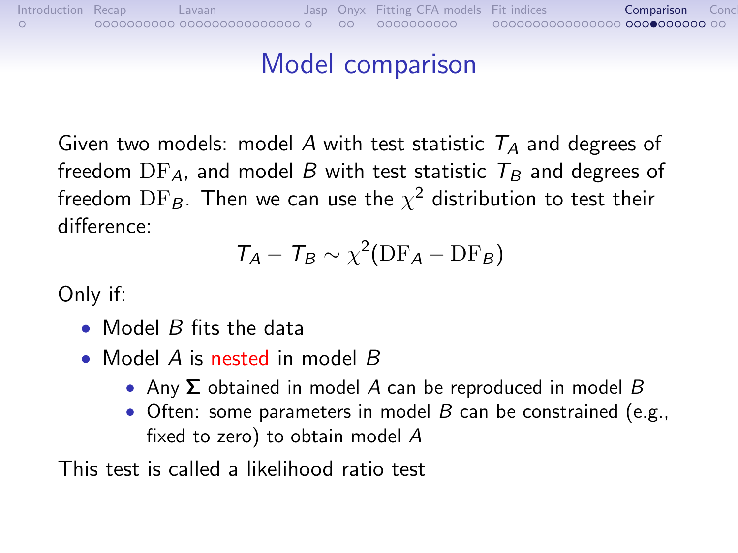# Model comparison

Given two models: model $A$ with test statistic $T_A$ and degrees of freedom $\mathrm{DF}_A$, and model $B$ with test statistic $T_B$ and degrees of freedom $\mathrm{DF}_B$. Then we can use the $\chi^2$ distribution to test their difference:

$$T_A - T_B \sim \chi^2(\mathrm{DF}_A - \mathrm{DF}_B)$$

Only if:

- Model $B$ fits the data
- Model $A$ is nested in model $B$
    - Any $\boldsymbol{\Sigma}$ obtained in model $A$ can be reproduced in model $B$
    - Often: some parameters in model $B$ can be constrained (e.g., fixed to zero) to obtain model $A$

This test is called a likelihood ratio test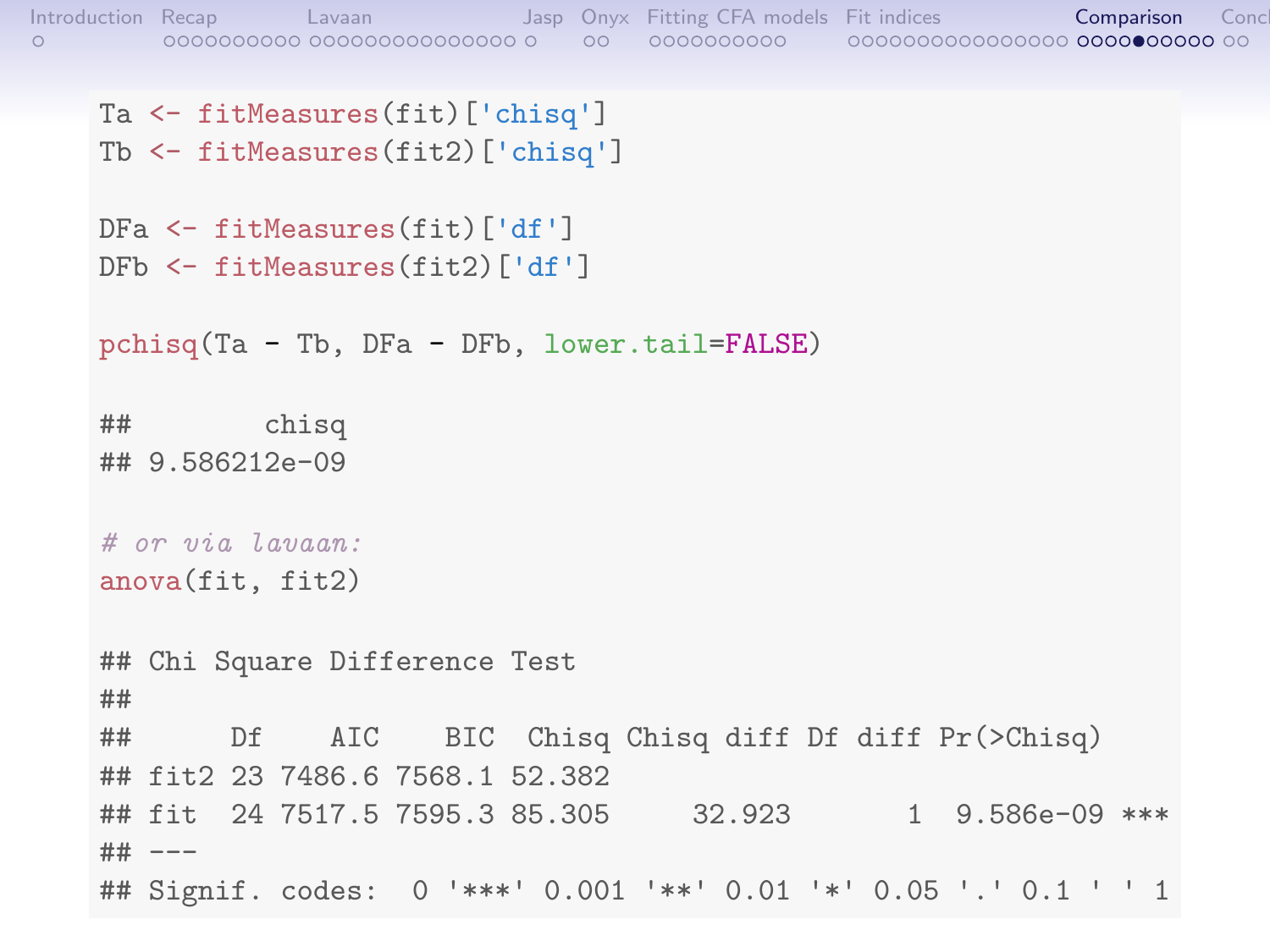```r
Ta <- fitMeasures(fit)['chisq']
Tb <- fitMeasures(fit2)['chisq']

DFa <- fitMeasures(fit)['df']
DFb <- fitMeasures(fit2)['df']

pchisq(Ta - Tb, DFa - DFb, lower.tail=FALSE)

##        chisq
## 9.586212e-09

# or via lavaan:
anova(fit, fit2)

## Chi Square Difference Test
##
##      Df    AIC    BIC  Chisq Chisq diff Df diff Pr(>Chisq)
## fit2 23 7486.6 7568.1 52.382
## fit  24 7517.5 7595.3 85.305     32.923       1  9.586e-09 ***
## ---
## Signif. codes:  0 '***' 0.001 '**' 0.01 '*' 0.05 '.' 0.1 ' ' 1
```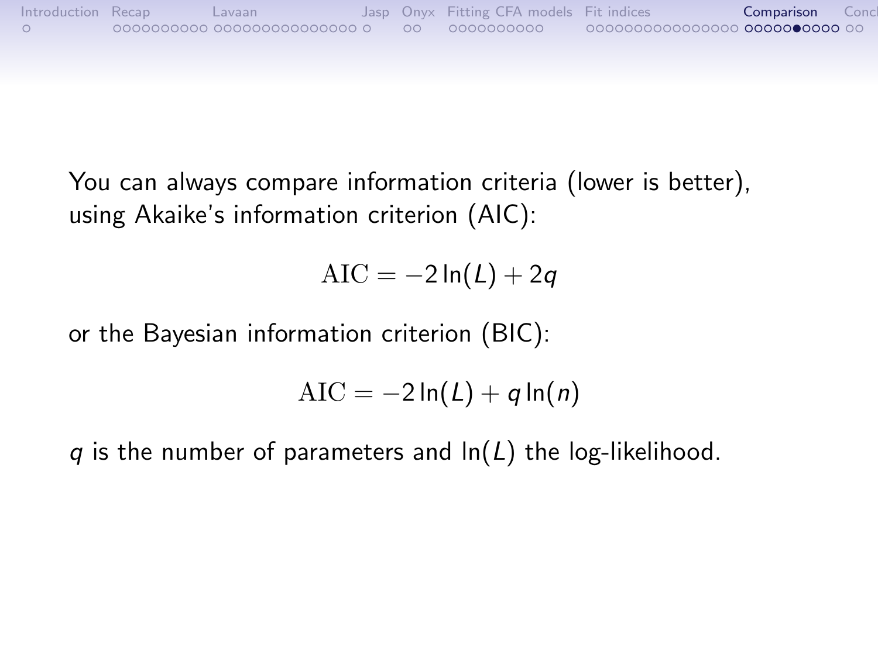You can always compare information criteria (lower is better), using Akaike's information criterion (AIC):

$$\mathrm{AIC} = -2\ln(L) + 2q$$

or the Bayesian information criterion (BIC):

$$\mathrm{AIC} = -2\ln(L) + q\ln(n)$$

$q$ is the number of parameters and $\ln(L)$ the log-likelihood.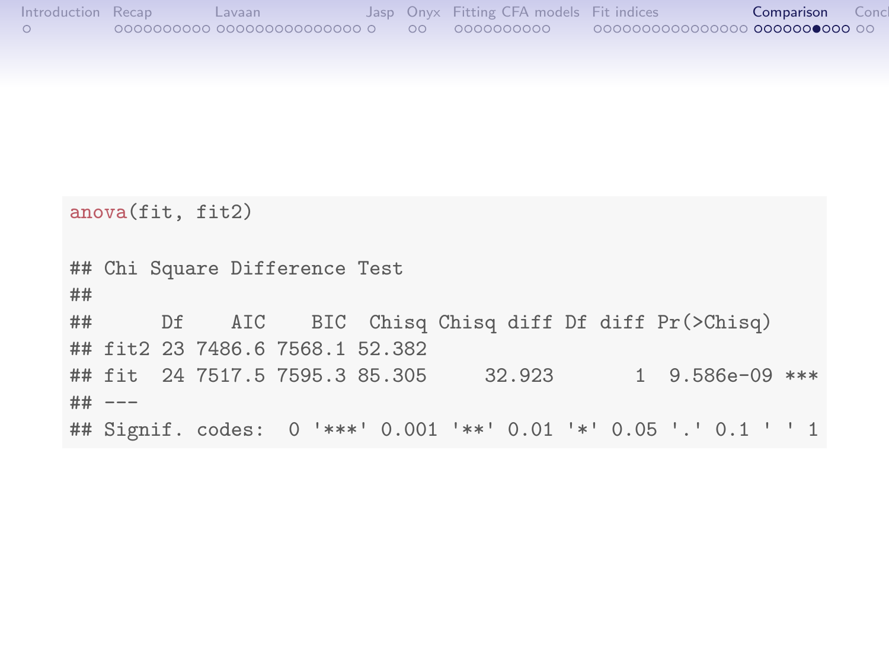```r
anova(fit, fit2)

## Chi Square Difference Test
##
##      Df    AIC    BIC  Chisq Chisq diff Df diff Pr(>Chisq)
## fit2 23 7486.6 7568.1 52.382
## fit  24 7517.5 7595.3 85.305     32.923       1  9.586e-09 ***
## ---
## Signif. codes:  0 '***' 0.001 '**' 0.01 '*' 0.05 '.' 0.1 ' ' 1
```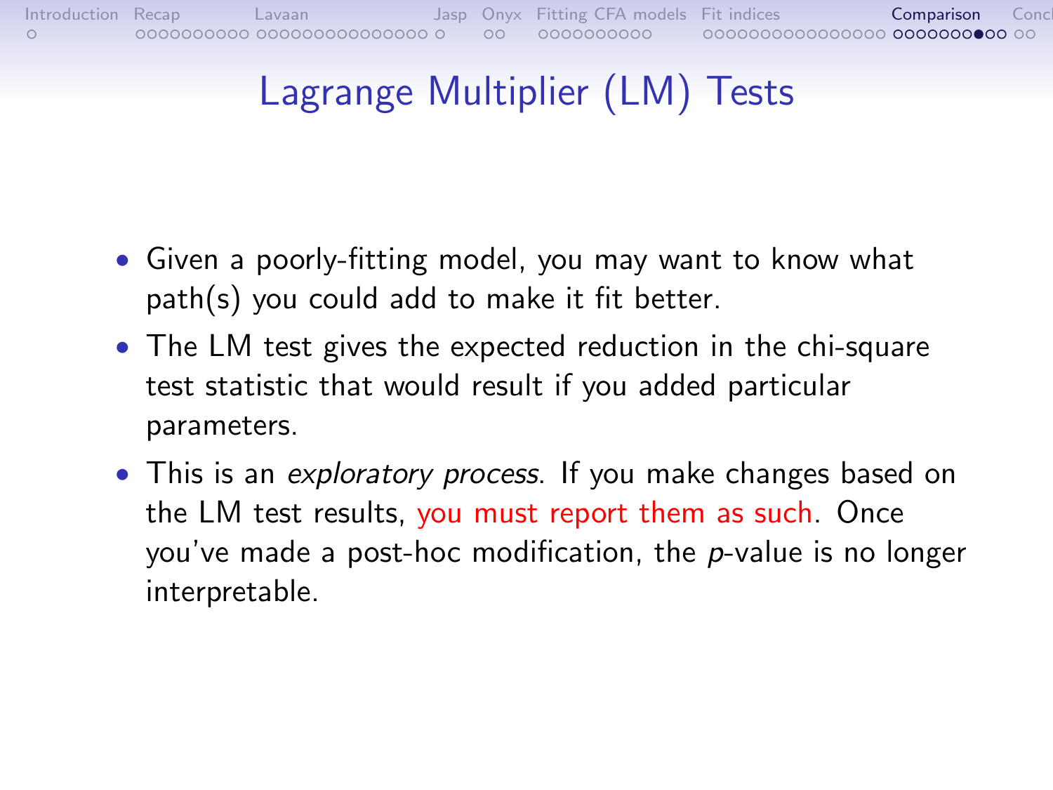# Lagrange Multiplier (LM) Tests

- Given a poorly-fitting model, you may want to know what path(s) you could add to make it fit better.
- The LM test gives the expected reduction in the chi-square test statistic that would result if you added particular parameters.
- This is an *exploratory process*. If you make changes based on the LM test results, you must report them as such. Once you've made a post-hoc modification, the *p*-value is no longer interpretable.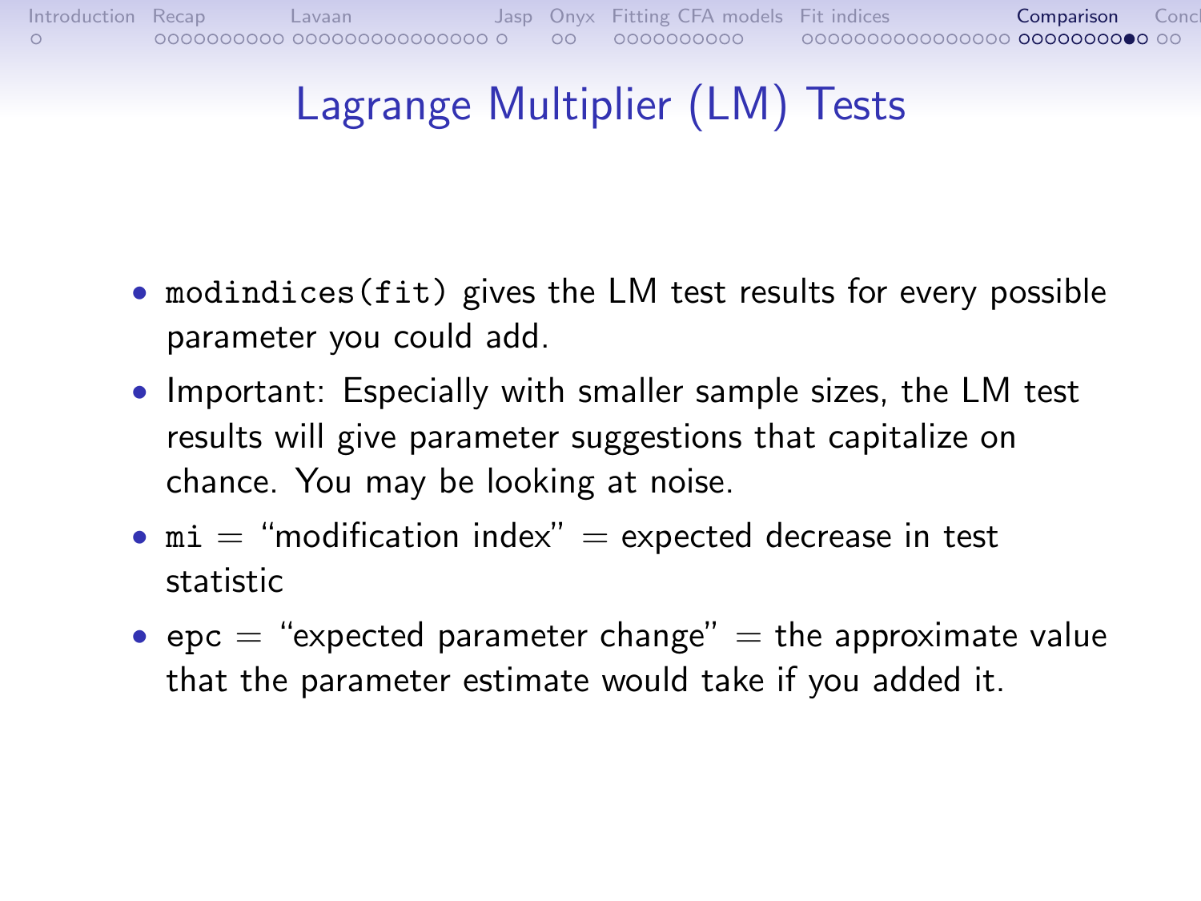# Lagrange Multiplier (LM) Tests

- `modindices(fit)` gives the LM test results for every possible parameter you could add.
- Important: Especially with smaller sample sizes, the LM test results will give parameter suggestions that capitalize on chance. You may be looking at noise.
- `mi` = "modification index" = expected decrease in test statistic
- `epc` = "expected parameter change" = the approximate value that the parameter estimate would take if you added it.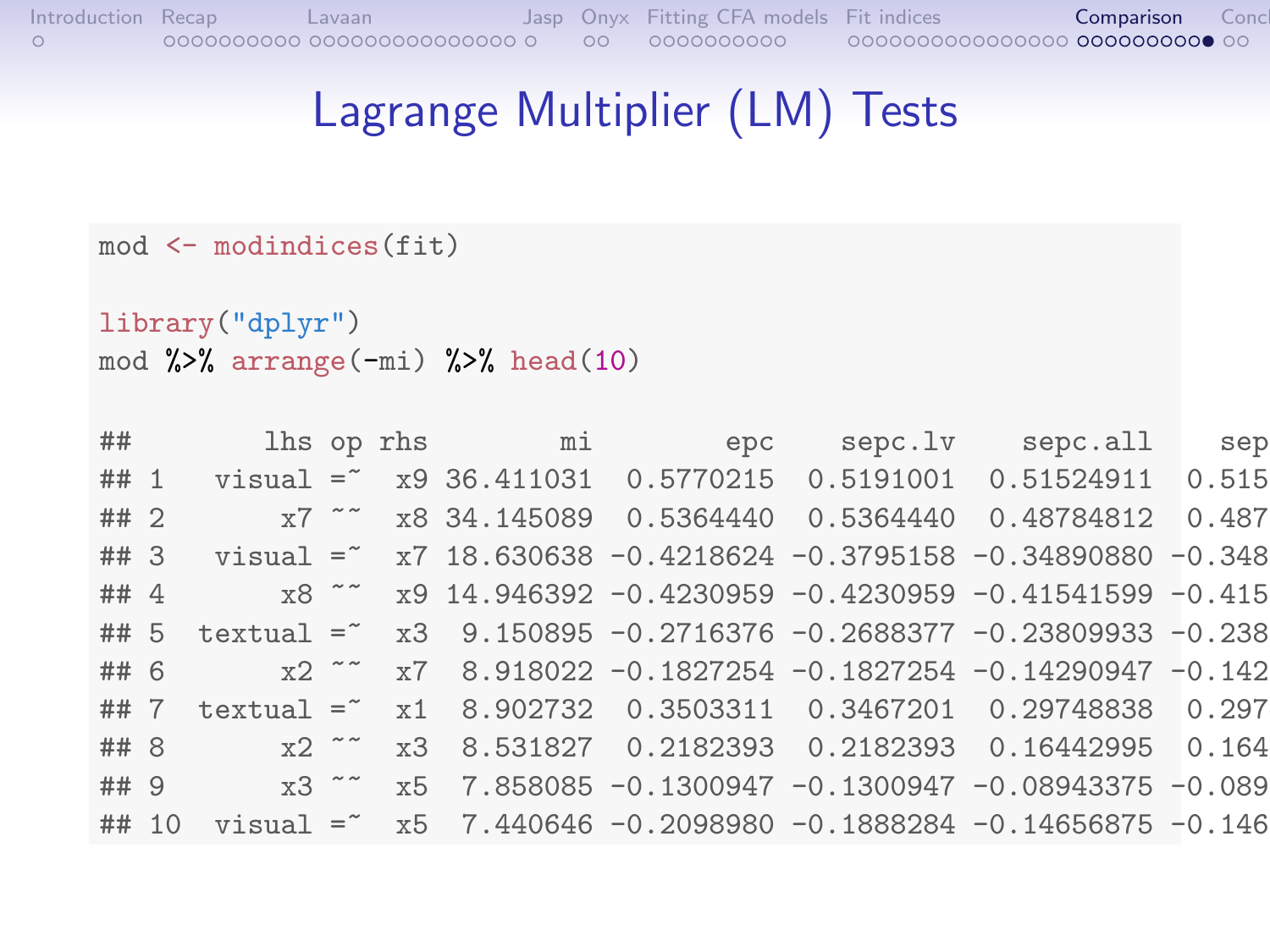# Lagrange Multiplier (LM) Tests

```r
mod <- modindices(fit)

library("dplyr")
mod %>% arrange(-mi) %>% head(10)

##        lhs op rhs        mi        epc    sepc.lv    sepc.all    sep
## 1   visual =~  x9 36.411031  0.5770215  0.5191001  0.51524911  0.515
## 2       x7 ~~  x8 34.145089  0.5364440  0.5364440  0.48784812  0.487
## 3   visual =~  x7 18.630638 -0.4218624 -0.3795158 -0.34890880 -0.348
## 4       x8 ~~  x9 14.946392 -0.4230959 -0.4230959 -0.41541599 -0.415
## 5  textual =~  x3  9.150895 -0.2716376 -0.2688377 -0.23809933 -0.238
## 6       x2 ~~  x7  8.918022 -0.1827254 -0.1827254 -0.14290947 -0.142
## 7  textual =~  x1  8.902732  0.3503311  0.3467201  0.29748838  0.297
## 8       x2 ~~  x3  8.531827  0.2182393  0.2182393  0.16442995  0.164
## 9       x3 ~~  x5  7.858085 -0.1300947 -0.1300947 -0.08943375 -0.089
## 10  visual =~  x5  7.440646 -0.2098980 -0.1888284 -0.14656875 -0.146
```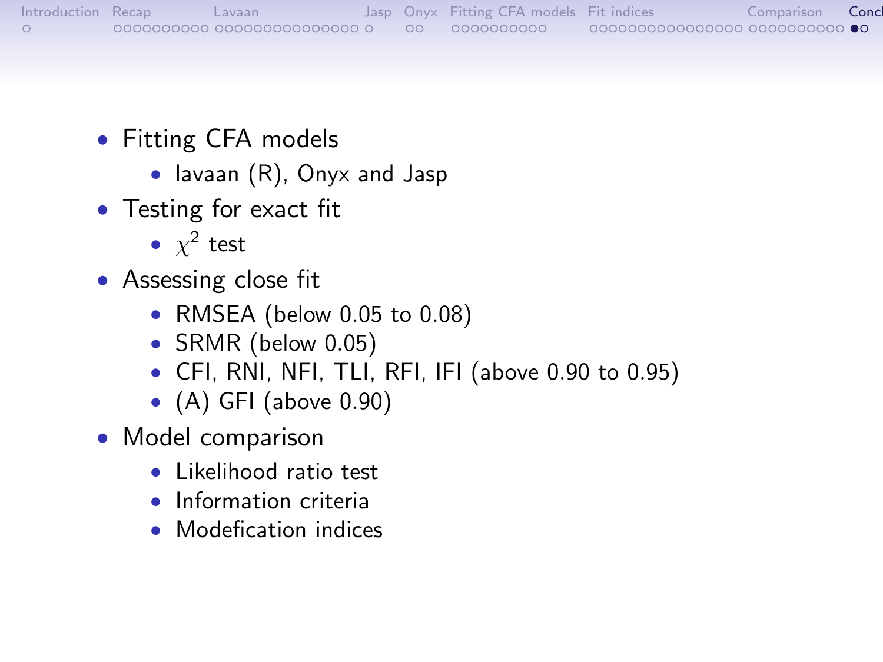- Fitting CFA models
  - lavaan (R), Onyx and Jasp
- Testing for exact fit
  - $\chi^2$ test
- Assessing close fit
  - RMSEA (below 0.05 to 0.08)
  - SRMR (below 0.05)
  - CFI, RNI, NFI, TLI, RFI, IFI (above 0.90 to 0.95)
  - (A) GFI (above 0.90)
- Model comparison
  - Likelihood ratio test
  - Information criteria
  - Modefication indices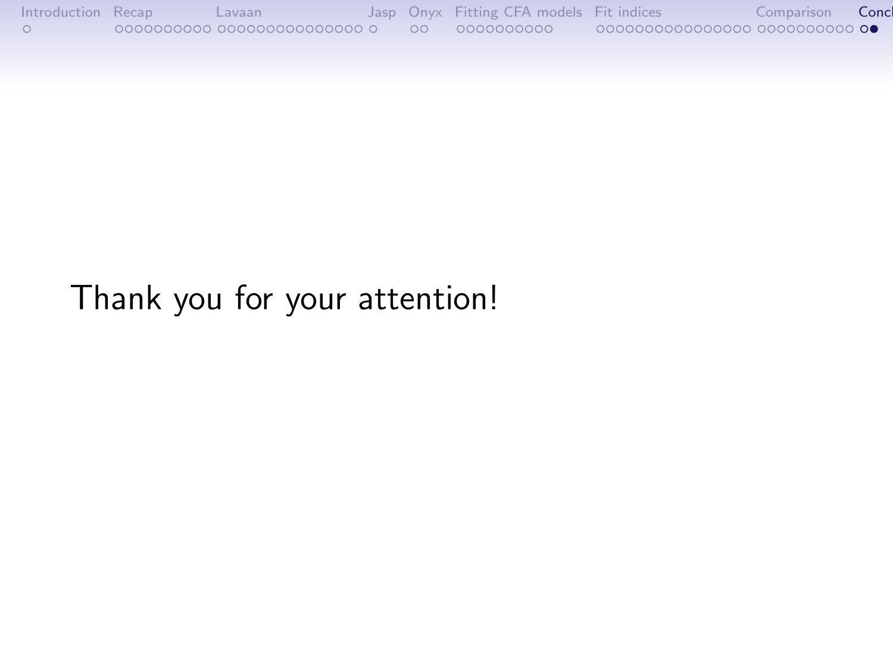Thank you for your attention!